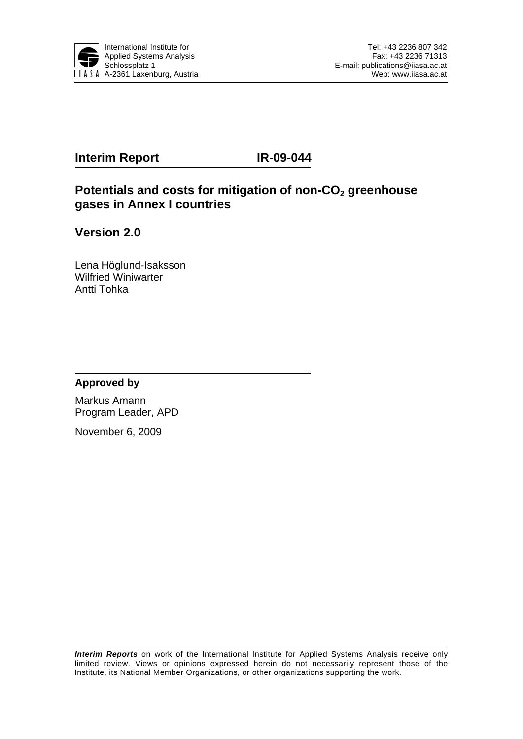International Institute for
Applied Systems Analysis
Schlossplatz 1
A-2361 Laxenburg, Austria

Tel: +43 2236 807 342
Fax: +43 2236 71313
E-mail: publications@iiasa.ac.at
Web: www.iiasa.ac.at

**Interim Report** **IR-09-044**

# Potentials and costs for mitigation of non-$CO_2$ greenhouse gases in Annex I countries

## Version 2.0

Lena Höglund-Isaksson
Wilfried Winiwarter
Antti Tohka

**Approved by**

Markus Amann
Program Leader, APD

November 6, 2009

***Interim Reports*** on work of the International Institute for Applied Systems Analysis receive only limited review. Views or opinions expressed herein do not necessarily represent those of the Institute, its National Member Organizations, or other organizations supporting the work.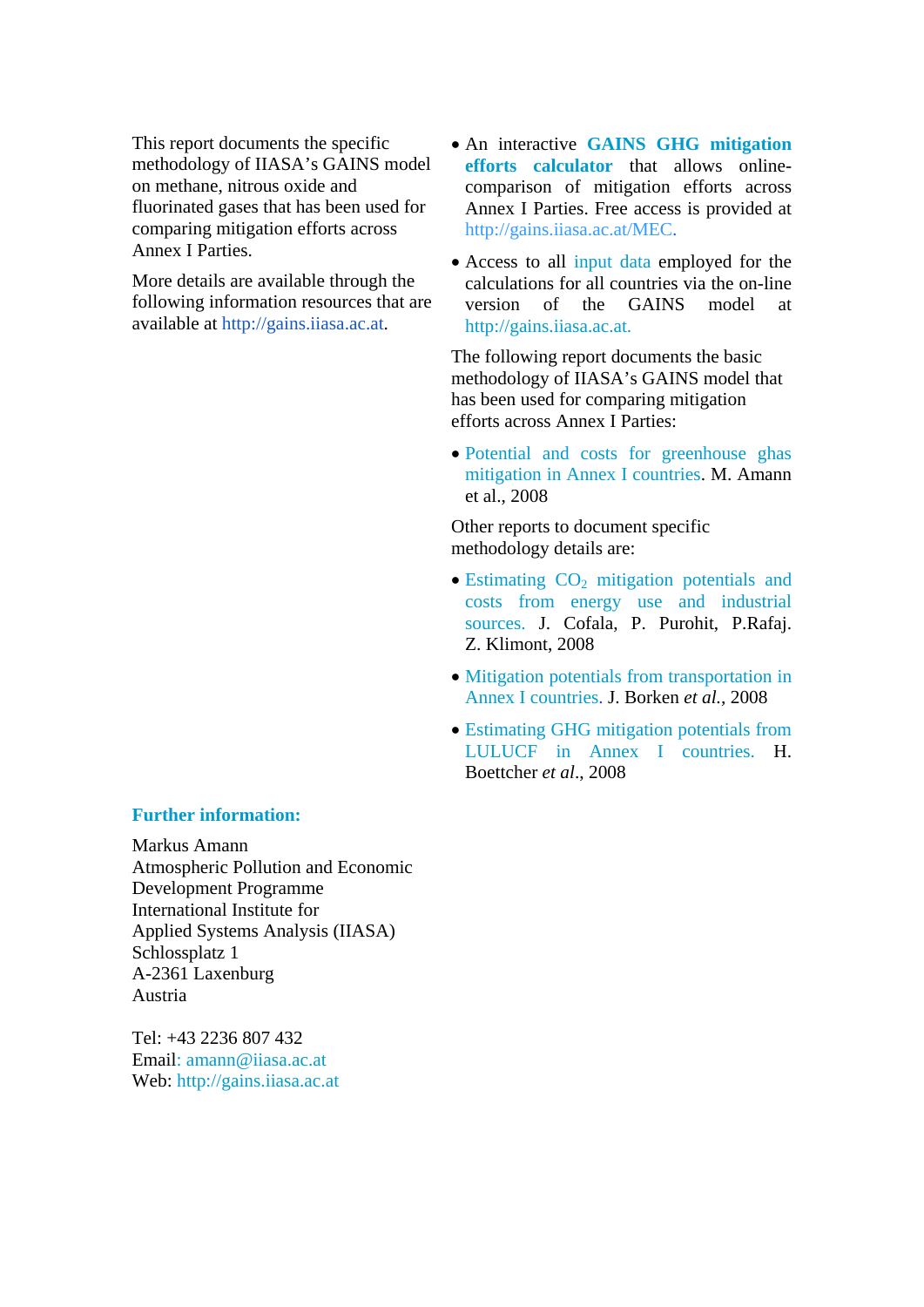This report documents the specific methodology of IIASA's GAINS model on methane, nitrous oxide and fluorinated gases that has been used for comparing mitigation efforts across Annex I Parties.

More details are available through the following information resources that are available at http://gains.iiasa.ac.at.

- An interactive **GAINS GHG mitigation efforts calculator** that allows online-comparison of mitigation efforts across Annex I Parties. Free access is provided at http://gains.iiasa.ac.at/MEC.
- Access to all input data employed for the calculations for all countries via the on-line version of the GAINS model at http://gains.iiasa.ac.at.

The following report documents the basic methodology of IIASA's GAINS model that has been used for comparing mitigation efforts across Annex I Parties:

- Potential and costs for greenhouse ghas mitigation in Annex I countries. M. Amann et al., 2008

Other reports to document specific methodology details are:

- Estimating $CO_2$ mitigation potentials and costs from energy use and industrial sources. J. Cofala, P. Purohit, P.Rafaj. Z. Klimont, 2008
- Mitigation potentials from transportation in Annex I countries. J. Borken *et al.*, 2008
- Estimating GHG mitigation potentials from LULUCF in Annex I countries. H. Boettcher *et al.*, 2008

**Further information:**

Markus Amann  
Atmospheric Pollution and Economic Development Programme  
International Institute for Applied Systems Analysis (IIASA)  
Schlossplatz 1  
A-2361 Laxenburg  
Austria

Tel: +43 2236 807 432  
Email: amann@iiasa.ac.at  
Web: http://gains.iiasa.ac.at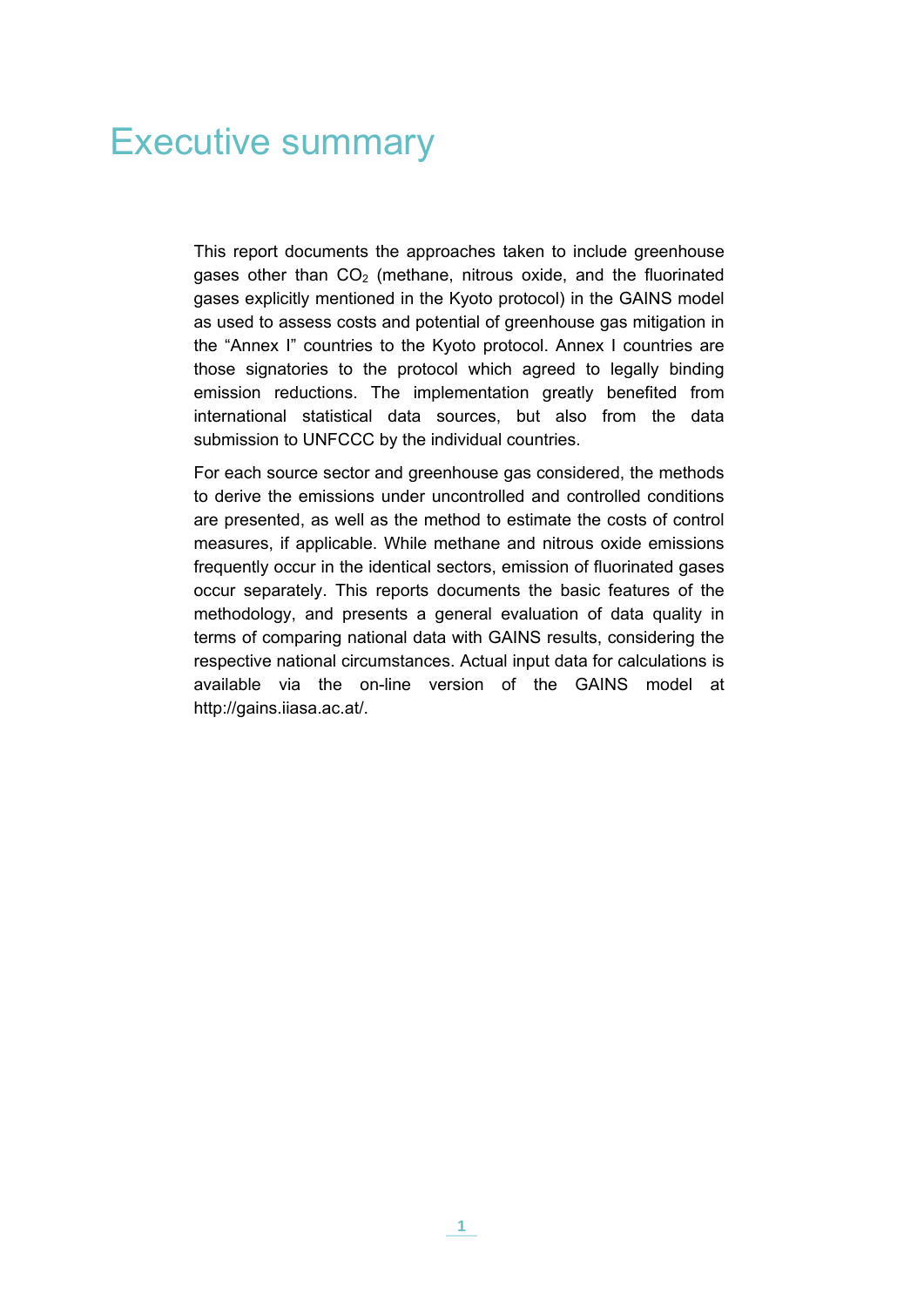# Executive summary

This report documents the approaches taken to include greenhouse gases other than $CO_2$ (methane, nitrous oxide, and the fluorinated gases explicitly mentioned in the Kyoto protocol) in the GAINS model as used to assess costs and potential of greenhouse gas mitigation in the "Annex I" countries to the Kyoto protocol. Annex I countries are those signatories to the protocol which agreed to legally binding emission reductions. The implementation greatly benefited from international statistical data sources, but also from the data submission to UNFCCC by the individual countries.

For each source sector and greenhouse gas considered, the methods to derive the emissions under uncontrolled and controlled conditions are presented, as well as the method to estimate the costs of control measures, if applicable. While methane and nitrous oxide emissions frequently occur in the identical sectors, emission of fluorinated gases occur separately. This reports documents the basic features of the methodology, and presents a general evaluation of data quality in terms of comparing national data with GAINS results, considering the respective national circumstances. Actual input data for calculations is available via the on-line version of the GAINS model at http://gains.iiasa.ac.at/.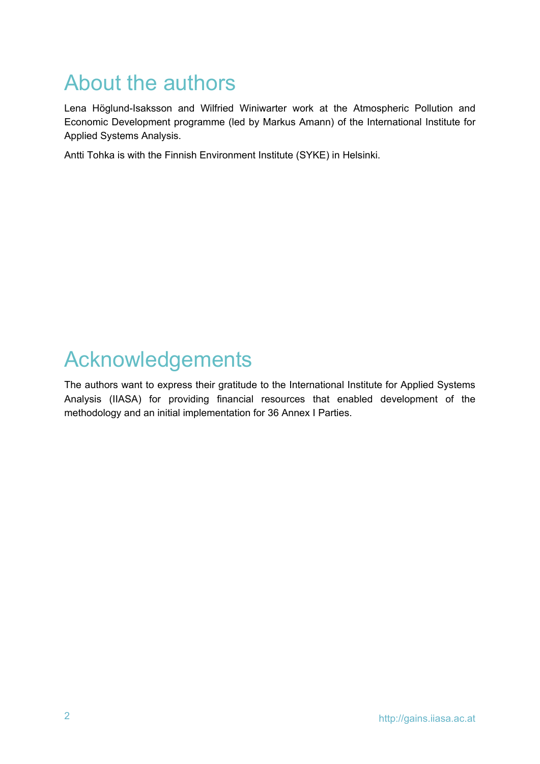# About the authors

Lena Höglund-Isaksson and Wilfried Winiwarter work at the Atmospheric Pollution and Economic Development programme (led by Markus Amann) of the International Institute for Applied Systems Analysis.

Antti Tohka is with the Finnish Environment Institute (SYKE) in Helsinki.

# Acknowledgements

The authors want to express their gratitude to the International Institute for Applied Systems Analysis (IIASA) for providing financial resources that enabled development of the methodology and an initial implementation for 36 Annex I Parties.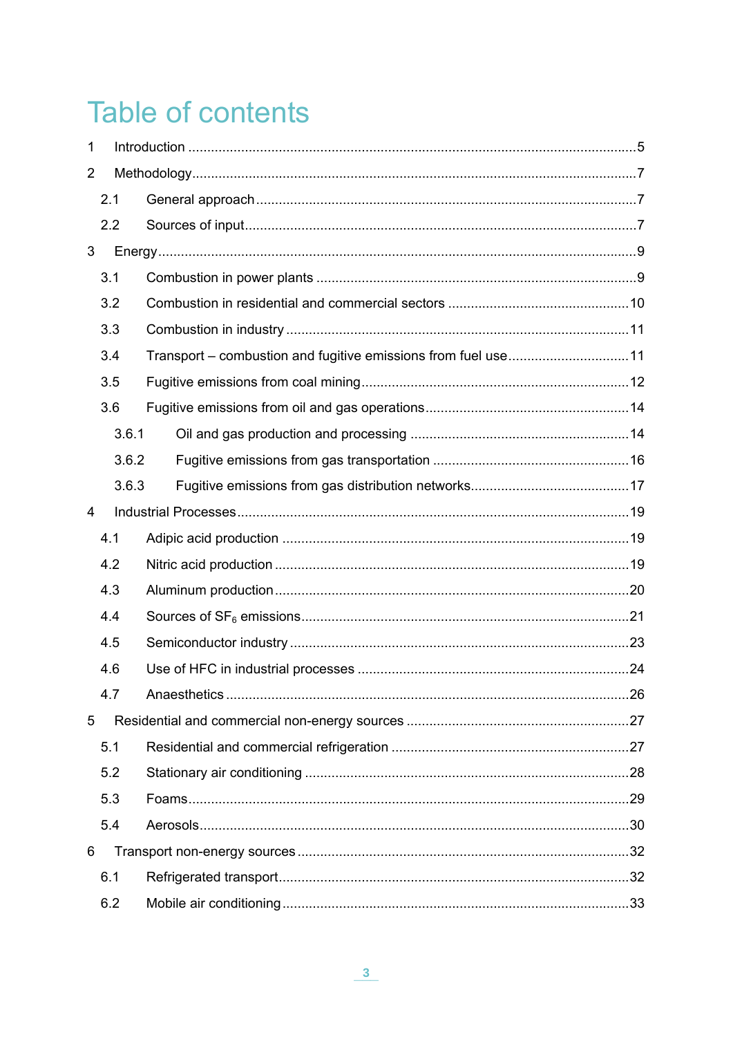# Table of contents

1 Introduction ..... 5

2 Methodology ..... 7

- 2.1 General approach ..... 7
- 2.2 Sources of input ..... 7

3 Energy ..... 9

- 3.1 Combustion in power plants ..... 9
- 3.2 Combustion in residential and commercial sectors ..... 10
- 3.3 Combustion in industry ..... 11
- 3.4 Transport – combustion and fugitive emissions from fuel use ..... 11
- 3.5 Fugitive emissions from coal mining ..... 12
- 3.6 Fugitive emissions from oil and gas operations ..... 14
  - 3.6.1 Oil and gas production and processing ..... 14
  - 3.6.2 Fugitive emissions from gas transportation ..... 16
  - 3.6.3 Fugitive emissions from gas distribution networks ..... 17

4 Industrial Processes ..... 19

- 4.1 Adipic acid production ..... 19
- 4.2 Nitric acid production ..... 19
- 4.3 Aluminum production ..... 20
- 4.4 Sources of $SF_6$ emissions ..... 21
- 4.5 Semiconductor industry ..... 23
- 4.6 Use of HFC in industrial processes ..... 24
- 4.7 Anaesthetics ..... 26

5 Residential and commercial non-energy sources ..... 27

- 5.1 Residential and commercial refrigeration ..... 27
- 5.2 Stationary air conditioning ..... 28
- 5.3 Foams ..... 29
- 5.4 Aerosols ..... 30

6 Transport non-energy sources ..... 32

- 6.1 Refrigerated transport ..... 32
- 6.2 Mobile air conditioning ..... 33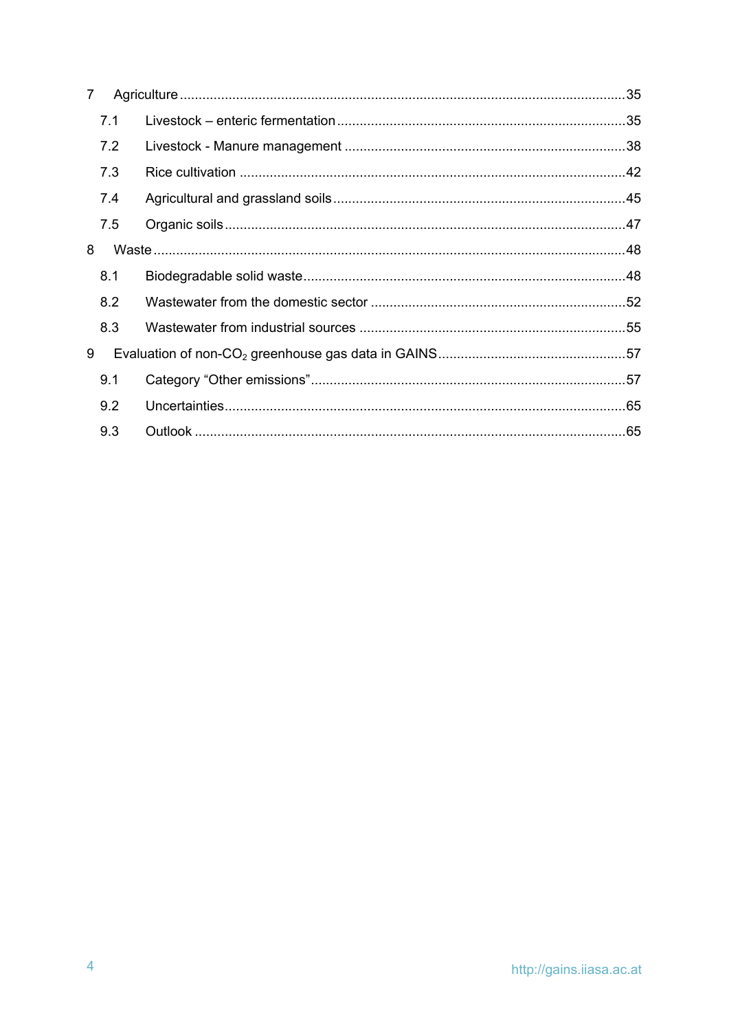7 Agriculture ..................................................................................................................35

7.1 Livestock – enteric fermentation ...........................................................................35

7.2 Livestock - Manure management ..........................................................................38

7.3 Rice cultivation .....................................................................................................42

7.4 Agricultural and grassland soils .............................................................................45

7.5 Organic soils .........................................................................................................47

8 Waste ..........................................................................................................................48

8.1 Biodegradable solid waste.....................................................................................48

8.2 Wastewater from the domestic sector ...................................................................52

8.3 Wastewater from industrial sources ......................................................................55

9 Evaluation of non-$CO_2$ greenhouse gas data in GAINS.................................................57

9.1 Category “Other emissions”...................................................................................57

9.2 Uncertainties.........................................................................................................65

9.3 Outlook .................................................................................................................65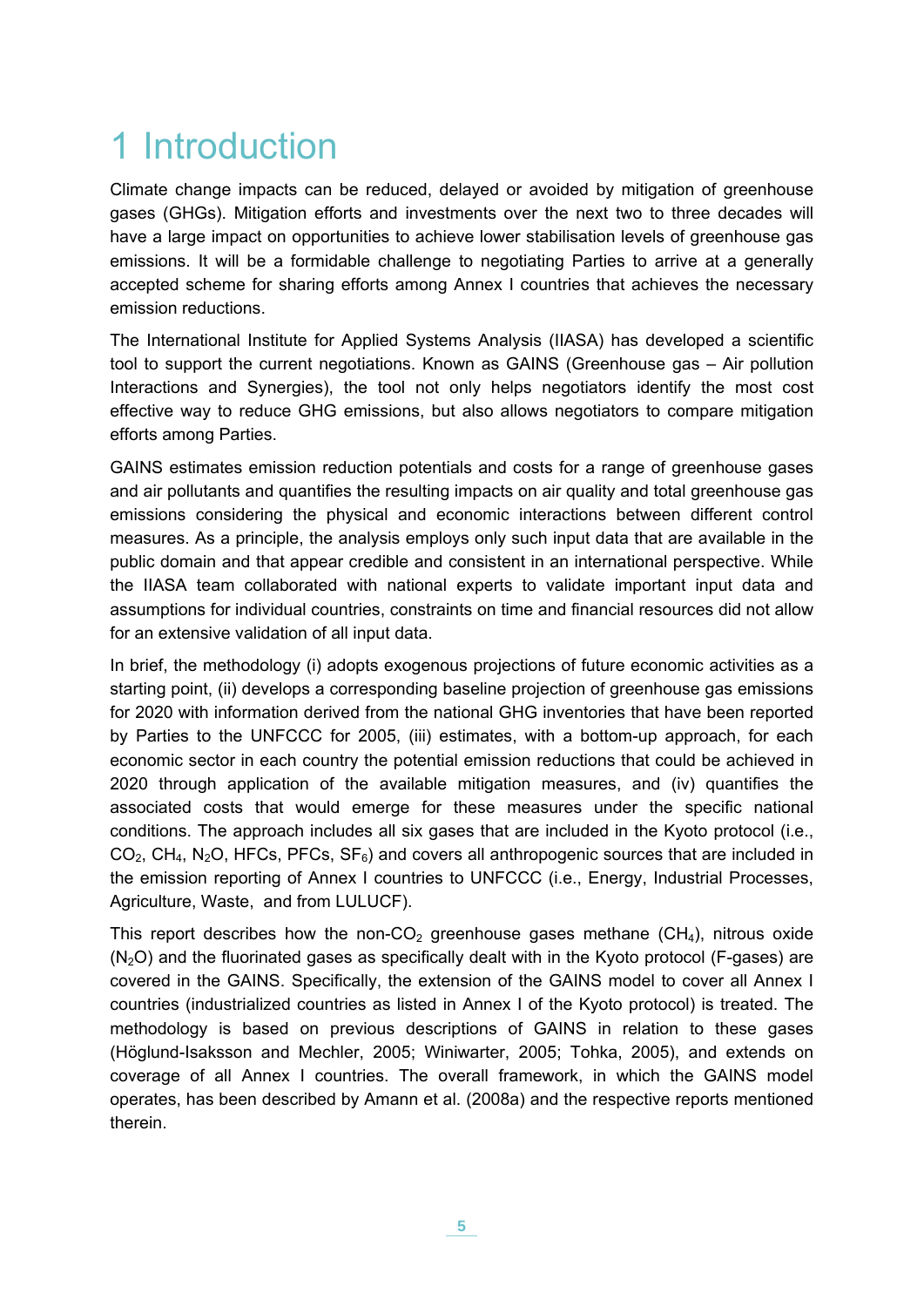# 1 Introduction

Climate change impacts can be reduced, delayed or avoided by mitigation of greenhouse gases (GHGs). Mitigation efforts and investments over the next two to three decades will have a large impact on opportunities to achieve lower stabilisation levels of greenhouse gas emissions. It will be a formidable challenge to negotiating Parties to arrive at a generally accepted scheme for sharing efforts among Annex I countries that achieves the necessary emission reductions.

The International Institute for Applied Systems Analysis (IIASA) has developed a scientific tool to support the current negotiations. Known as GAINS (Greenhouse gas – Air pollution Interactions and Synergies), the tool not only helps negotiators identify the most cost effective way to reduce GHG emissions, but also allows negotiators to compare mitigation efforts among Parties.

GAINS estimates emission reduction potentials and costs for a range of greenhouse gases and air pollutants and quantifies the resulting impacts on air quality and total greenhouse gas emissions considering the physical and economic interactions between different control measures. As a principle, the analysis employs only such input data that are available in the public domain and that appear credible and consistent in an international perspective. While the IIASA team collaborated with national experts to validate important input data and assumptions for individual countries, constraints on time and financial resources did not allow for an extensive validation of all input data.

In brief, the methodology (i) adopts exogenous projections of future economic activities as a starting point, (ii) develops a corresponding baseline projection of greenhouse gas emissions for 2020 with information derived from the national GHG inventories that have been reported by Parties to the UNFCCC for 2005, (iii) estimates, with a bottom-up approach, for each economic sector in each country the potential emission reductions that could be achieved in 2020 through application of the available mitigation measures, and (iv) quantifies the associated costs that would emerge for these measures under the specific national conditions. The approach includes all six gases that are included in the Kyoto protocol (i.e., $CO_2$, $CH_4$, $N_2O$, HFCs, PFCs, $SF_6$) and covers all anthropogenic sources that are included in the emission reporting of Annex I countries to UNFCCC (i.e., Energy, Industrial Processes, Agriculture, Waste, and from LULUCF).

This report describes how the non-$CO_2$ greenhouse gases methane ($CH_4$), nitrous oxide ($N_2O$) and the fluorinated gases as specifically dealt with in the Kyoto protocol (F-gases) are covered in the GAINS. Specifically, the extension of the GAINS model to cover all Annex I countries (industrialized countries as listed in Annex I of the Kyoto protocol) is treated. The methodology is based on previous descriptions of GAINS in relation to these gases (Höglund-Isaksson and Mechler, 2005; Winiwarter, 2005; Tohka, 2005), and extends on coverage of all Annex I countries. The overall framework, in which the GAINS model operates, has been described by Amann et al. (2008a) and the respective reports mentioned therein.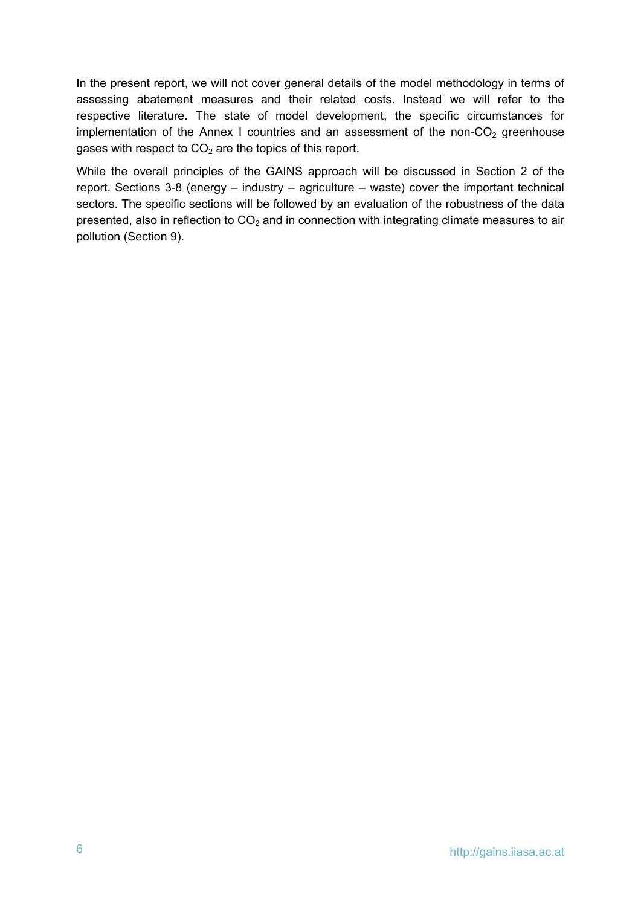In the present report, we will not cover general details of the model methodology in terms of assessing abatement measures and their related costs. Instead we will refer to the respective literature. The state of model development, the specific circumstances for implementation of the Annex I countries and an assessment of the non-$CO_2$ greenhouse gases with respect to $CO_2$ are the topics of this report.

While the overall principles of the GAINS approach will be discussed in Section 2 of the report, Sections 3-8 (energy – industry – agriculture – waste) cover the important technical sectors. The specific sections will be followed by an evaluation of the robustness of the data presented, also in reflection to $CO_2$ and in connection with integrating climate measures to air pollution (Section 9).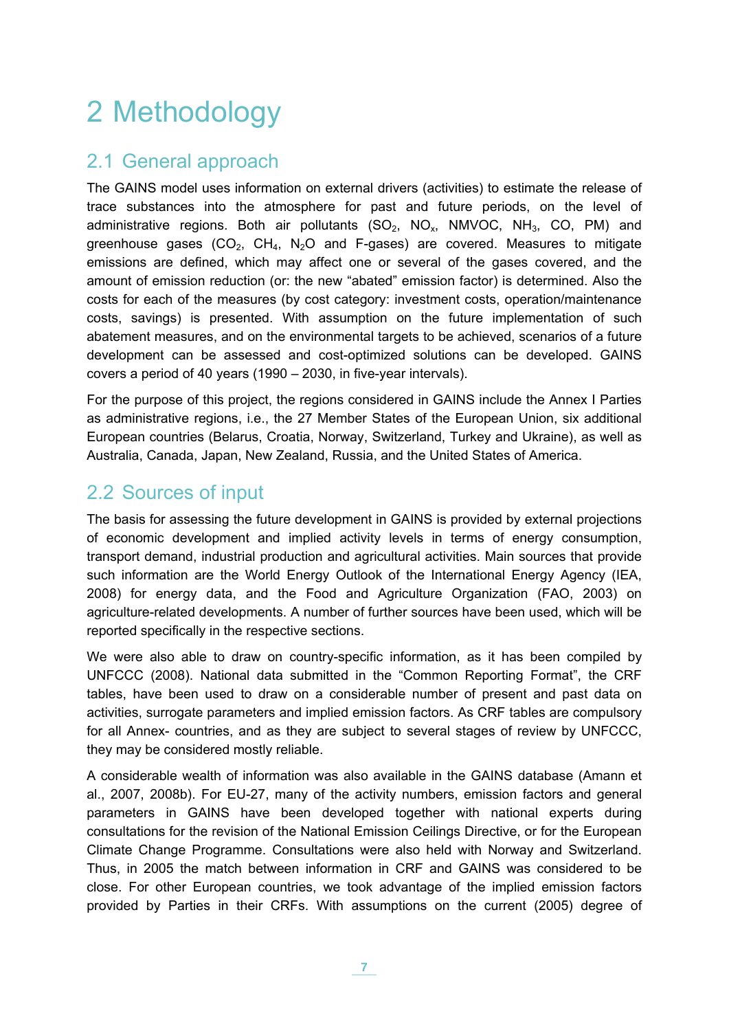# 2 Methodology

## 2.1 General approach

The GAINS model uses information on external drivers (activities) to estimate the release of trace substances into the atmosphere for past and future periods, on the level of administrative regions. Both air pollutants ($SO_2$, $NO_x$, NMVOC, $NH_3$, CO, PM) and greenhouse gases ($CO_2$, $CH_4$, $N_2O$ and F-gases) are covered. Measures to mitigate emissions are defined, which may affect one or several of the gases covered, and the amount of emission reduction (or: the new “abated” emission factor) is determined. Also the costs for each of the measures (by cost category: investment costs, operation/maintenance costs, savings) is presented. With assumption on the future implementation of such abatement measures, and on the environmental targets to be achieved, scenarios of a future development can be assessed and cost-optimized solutions can be developed. GAINS covers a period of 40 years (1990 – 2030, in five-year intervals).

For the purpose of this project, the regions considered in GAINS include the Annex I Parties as administrative regions, i.e., the 27 Member States of the European Union, six additional European countries (Belarus, Croatia, Norway, Switzerland, Turkey and Ukraine), as well as Australia, Canada, Japan, New Zealand, Russia, and the United States of America.

## 2.2 Sources of input

The basis for assessing the future development in GAINS is provided by external projections of economic development and implied activity levels in terms of energy consumption, transport demand, industrial production and agricultural activities. Main sources that provide such information are the World Energy Outlook of the International Energy Agency (IEA, 2008) for energy data, and the Food and Agriculture Organization (FAO, 2003) on agriculture-related developments. A number of further sources have been used, which will be reported specifically in the respective sections.

We were also able to draw on country-specific information, as it has been compiled by UNFCCC (2008). National data submitted in the “Common Reporting Format”, the CRF tables, have been used to draw on a considerable number of present and past data on activities, surrogate parameters and implied emission factors. As CRF tables are compulsory for all Annex- countries, and as they are subject to several stages of review by UNFCCC, they may be considered mostly reliable.

A considerable wealth of information was also available in the GAINS database (Amann et al., 2007, 2008b). For EU-27, many of the activity numbers, emission factors and general parameters in GAINS have been developed together with national experts during consultations for the revision of the National Emission Ceilings Directive, or for the European Climate Change Programme. Consultations were also held with Norway and Switzerland. Thus, in 2005 the match between information in CRF and GAINS was considered to be close. For other European countries, we took advantage of the implied emission factors provided by Parties in their CRFs. With assumptions on the current (2005) degree of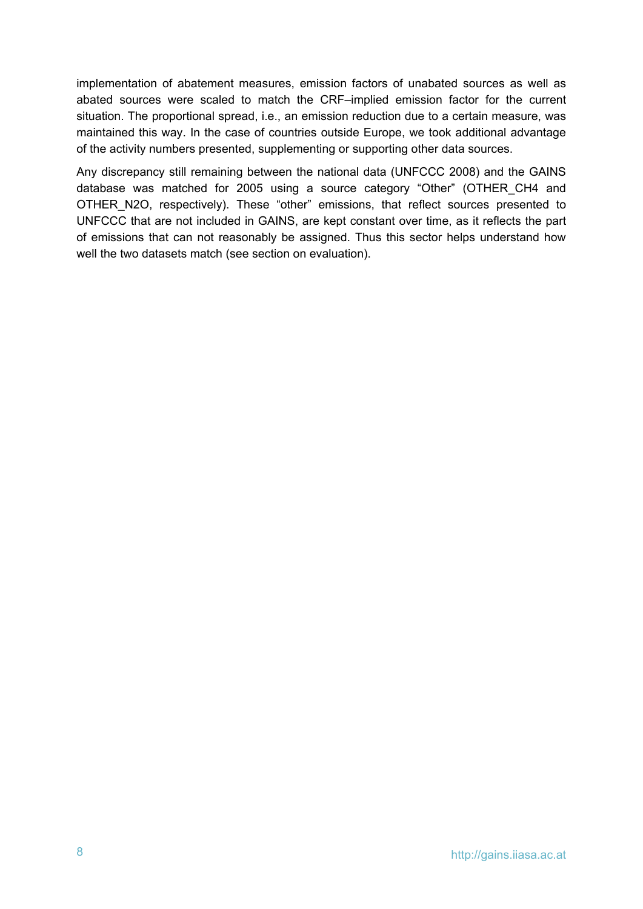implementation of abatement measures, emission factors of unabated sources as well as abated sources were scaled to match the CRF–implied emission factor for the current situation. The proportional spread, i.e., an emission reduction due to a certain measure, was maintained this way. In the case of countries outside Europe, we took additional advantage of the activity numbers presented, supplementing or supporting other data sources.

Any discrepancy still remaining between the national data (UNFCCC 2008) and the GAINS database was matched for 2005 using a source category "Other" (OTHER_CH4 and OTHER_N2O, respectively). These "other" emissions, that reflect sources presented to UNFCCC that are not included in GAINS, are kept constant over time, as it reflects the part of emissions that can not reasonably be assigned. Thus this sector helps understand how well the two datasets match (see section on evaluation).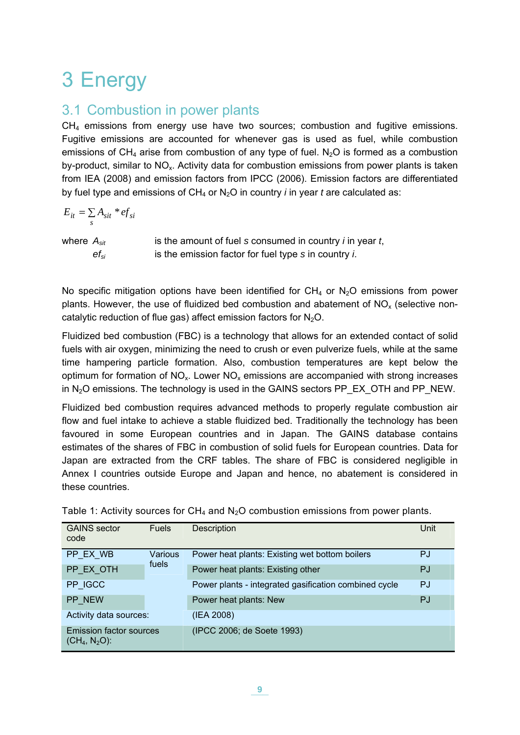// Heading levels: "3 Energy" -> #, "3.1 Combustion in power plants" -> ##
# 3 Energy

## 3.1 Combustion in power plants

$CH_4$ emissions from energy use have two sources; combustion and fugitive emissions. Fugitive emissions are accounted for whenever gas is used as fuel, while combustion emissions of $CH_4$ arise from combustion of any type of fuel. $N_2O$ is formed as a combustion by-product, similar to $NO_x$. Activity data for combustion emissions from power plants is taken from IEA (2008) and emission factors from IPCC (2006). Emission factors are differentiated by fuel type and emissions of $CH_4$ or $N_2O$ in country *i* in year *t* are calculated as:

$$E_{it} = \sum_s A_{sit} * ef_{si}$$

where $A_{sit}$ is the amount of fuel *s* consumed in country *i* in year *t*,

$ef_{si}$ is the emission factor for fuel type *s* in country *i*.

No specific mitigation options have been identified for $CH_4$ or $N_2O$ emissions from power plants. However, the use of fluidized bed combustion and abatement of $NO_x$ (selective non-catalytic reduction of flue gas) affect emission factors for $N_2O$.

Fluidized bed combustion (FBC) is a technology that allows for an extended contact of solid fuels with air oxygen, minimizing the need to crush or even pulverize fuels, while at the same time hampering particle formation. Also, combustion temperatures are kept below the optimum for formation of $NO_x$. Lower $NO_x$ emissions are accompanied with strong increases in $N_2O$ emissions. The technology is used in the GAINS sectors PP_EX_OTH and PP_NEW.

Fluidized bed combustion requires advanced methods to properly regulate combustion air flow and fuel intake to achieve a stable fluidized bed. Traditionally the technology has been favoured in some European countries and in Japan. The GAINS database contains estimates of the shares of FBC in combustion of solid fuels for European countries. Data for Japan are extracted from the CRF tables. The share of FBC is considered negligible in Annex I countries outside Europe and Japan and hence, no abatement is considered in these countries.

Table 1: Activity sources for $CH_4$ and $N_2O$ combustion emissions from power plants.

| GAINS sector code | Fuels | Description | Unit |
|---|---|---|---|
| PP_EX_WB | Various fuels | Power heat plants: Existing wet bottom boilers | PJ |
| PP_EX_OTH | | Power heat plants: Existing other | PJ |
| PP_IGCC | | Power plants - integrated gasification combined cycle | PJ |
| PP_NEW | | Power heat plants: New | PJ |
| Activity data sources: | | (IEA 2008) | |
| Emission factor sources ($CH_4$, $N_2O$): | | (IPCC 2006; de Soete 1993) | |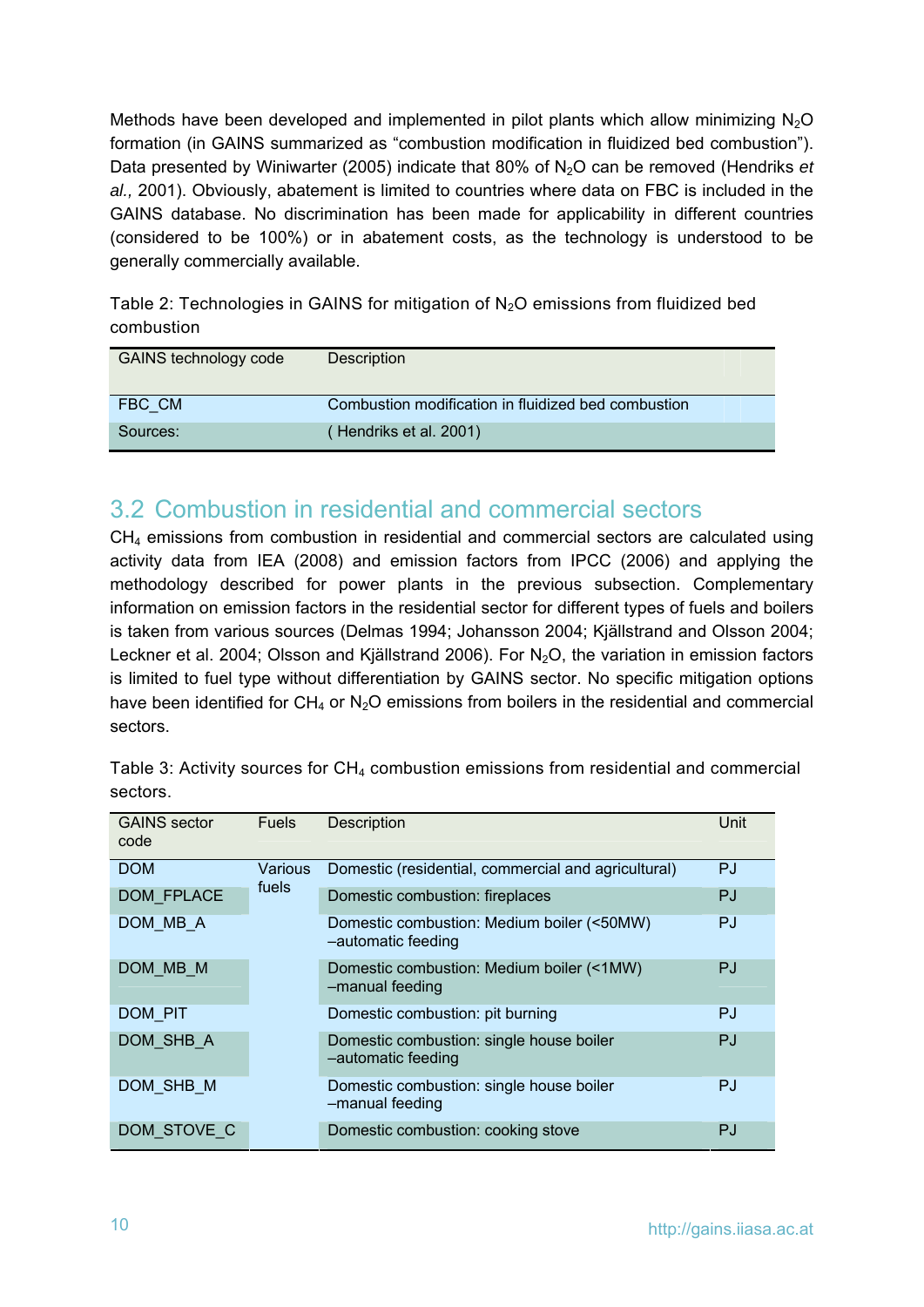Methods have been developed and implemented in pilot plants which allow minimizing $N_2O$ formation (in GAINS summarized as "combustion modification in fluidized bed combustion"). Data presented by Winiwarter (2005) indicate that 80% of $N_2O$ can be removed (Hendriks *et al.,* 2001). Obviously, abatement is limited to countries where data on FBC is included in the GAINS database. No discrimination has been made for applicability in different countries (considered to be 100%) or in abatement costs, as the technology is understood to be generally commercially available.

Table 2: Technologies in GAINS for mitigation of $N_2O$ emissions from fluidized bed combustion

| GAINS technology code | Description |
|---|---|
| FBC_CM | Combustion modification in fluidized bed combustion |
| Sources: | ( Hendriks et al. 2001) |

## 3.2 Combustion in residential and commercial sectors

$CH_4$ emissions from combustion in residential and commercial sectors are calculated using activity data from IEA (2008) and emission factors from IPCC (2006) and applying the methodology described for power plants in the previous subsection. Complementary information on emission factors in the residential sector for different types of fuels and boilers is taken from various sources (Delmas 1994; Johansson 2004; Kjällstrand and Olsson 2004; Leckner et al. 2004; Olsson and Kjällstrand 2006). For $N_2O$, the variation in emission factors is limited to fuel type without differentiation by GAINS sector. No specific mitigation options have been identified for $CH_4$ or $N_2O$ emissions from boilers in the residential and commercial sectors.

Table 3: Activity sources for $CH_4$ combustion emissions from residential and commercial sectors.

| GAINS sector code | Fuels | Description | Unit |
|---|---|---|---|
| DOM | Various fuels | Domestic (residential, commercial and agricultural) | PJ |
| DOM_FPLACE | | Domestic combustion: fireplaces | PJ |
| DOM_MB_A | | Domestic combustion: Medium boiler (<50MW) –automatic feeding | PJ |
| DOM_MB_M | | Domestic combustion: Medium boiler (<1MW) –manual feeding | PJ |
| DOM_PIT | | Domestic combustion: pit burning | PJ |
| DOM_SHB_A | | Domestic combustion: single house boiler –automatic feeding | PJ |
| DOM_SHB_M | | Domestic combustion: single house boiler –manual feeding | PJ |
| DOM_STOVE_C | | Domestic combustion: cooking stove | PJ |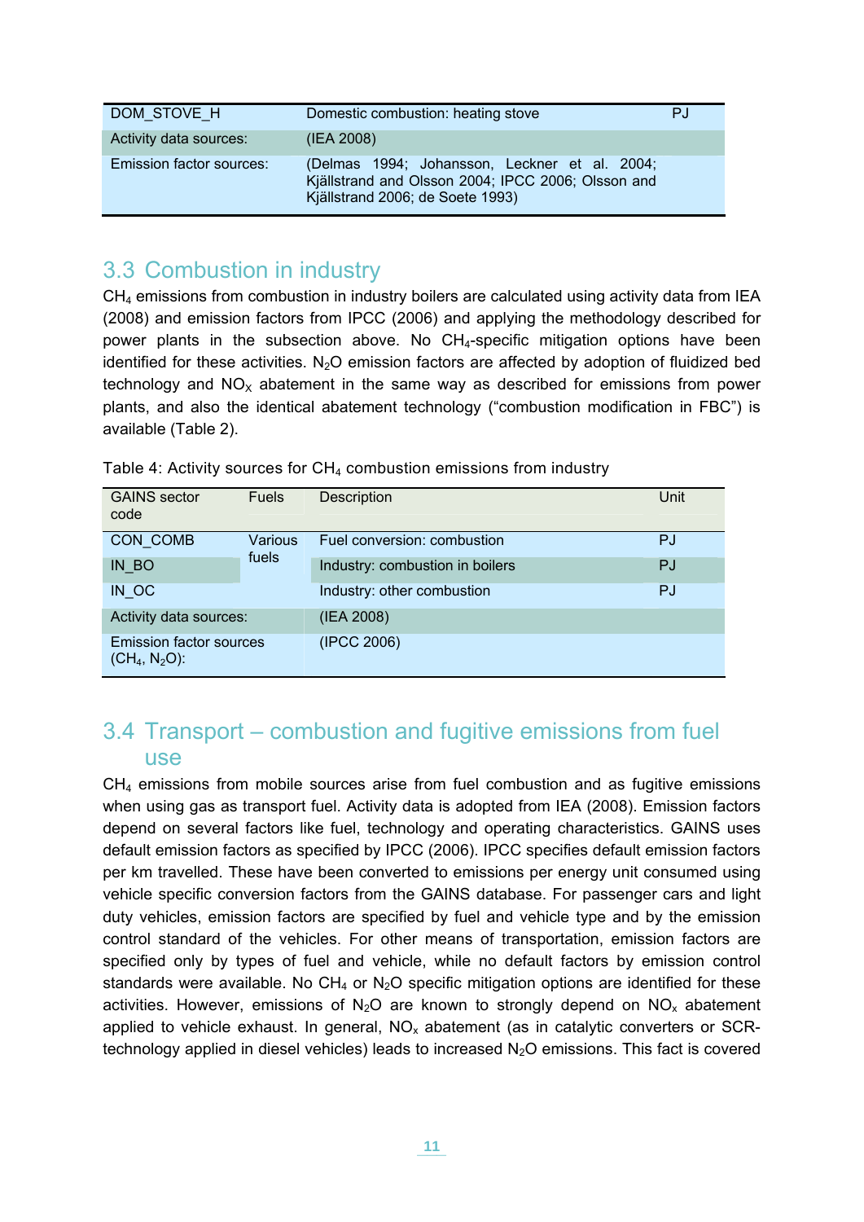| DOM_STOVE_H | Domestic combustion: heating stove | PJ |
| --- | --- | --- |
| Activity data sources: | (IEA 2008) | |
| Emission factor sources: | (Delmas 1994; Johansson, Leckner et al. 2004; Kjällstrand and Olsson 2004; IPCC 2006; Olsson and Kjällstrand 2006; de Soete 1993) | |

## 3.3 Combustion in industry

$CH_4$ emissions from combustion in industry boilers are calculated using activity data from IEA (2008) and emission factors from IPCC (2006) and applying the methodology described for power plants in the subsection above. No $CH_4$-specific mitigation options have been identified for these activities. $N_2O$ emission factors are affected by adoption of fluidized bed technology and $NO_X$ abatement in the same way as described for emissions from power plants, and also the identical abatement technology ("combustion modification in FBC") is available (Table 2).

Table 4: Activity sources for $CH_4$ combustion emissions from industry

| GAINS sector code | Fuels | Description | Unit |
| --- | --- | --- | --- |
| CON_COMB | Various fuels | Fuel conversion: combustion | PJ |
| IN_BO | | Industry: combustion in boilers | PJ |
| IN_OC | | Industry: other combustion | PJ |
| Activity data sources: | | (IEA 2008) | |
| Emission factor sources ($CH_4$, $N_2O$): | | (IPCC 2006) | |

## 3.4 Transport – combustion and fugitive emissions from fuel use

$CH_4$ emissions from mobile sources arise from fuel combustion and as fugitive emissions when using gas as transport fuel. Activity data is adopted from IEA (2008). Emission factors depend on several factors like fuel, technology and operating characteristics. GAINS uses default emission factors as specified by IPCC (2006). IPCC specifies default emission factors per km travelled. These have been converted to emissions per energy unit consumed using vehicle specific conversion factors from the GAINS database. For passenger cars and light duty vehicles, emission factors are specified by fuel and vehicle type and by the emission control standard of the vehicles. For other means of transportation, emission factors are specified only by types of fuel and vehicle, while no default factors by emission control standards were available. No $CH_4$ or $N_2O$ specific mitigation options are identified for these activities. However, emissions of $N_2O$ are known to strongly depend on $NO_x$ abatement applied to vehicle exhaust. In general, $NO_x$ abatement (as in catalytic converters or SCR-technology applied in diesel vehicles) leads to increased $N_2O$ emissions. This fact is covered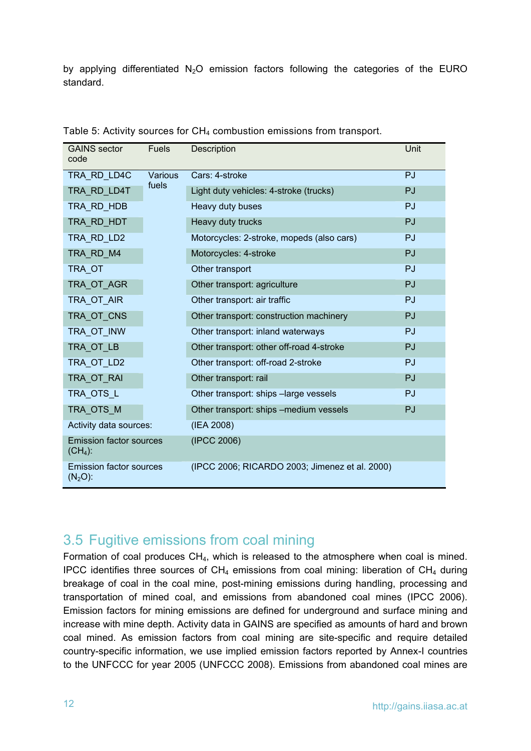by applying differentiated $N_2O$ emission factors following the categories of the EURO standard.

Table 5: Activity sources for $CH_4$ combustion emissions from transport.

| GAINS sector code | Fuels | Description | Unit |
|---|---|---|---|
| TRA_RD_LD4C | Various fuels | Cars: 4-stroke | PJ |
| TRA_RD_LD4T | | Light duty vehicles: 4-stroke (trucks) | PJ |
| TRA_RD_HDB | | Heavy duty buses | PJ |
| TRA_RD_HDT | | Heavy duty trucks | PJ |
| TRA_RD_LD2 | | Motorcycles: 2-stroke, mopeds (also cars) | PJ |
| TRA_RD_M4 | | Motorcycles: 4-stroke | PJ |
| TRA_OT | | Other transport | PJ |
| TRA_OT_AGR | | Other transport: agriculture | PJ |
| TRA_OT_AIR | | Other transport: air traffic | PJ |
| TRA_OT_CNS | | Other transport: construction machinery | PJ |
| TRA_OT_INW | | Other transport: inland waterways | PJ |
| TRA_OT_LB | | Other transport: other off-road 4-stroke | PJ |
| TRA_OT_LD2 | | Other transport: off-road 2-stroke | PJ |
| TRA_OT_RAI | | Other transport: rail | PJ |
| TRA_OTS_L | | Other transport: ships –large vessels | PJ |
| TRA_OTS_M | | Other transport: ships –medium vessels | PJ |
| Activity data sources: | | (IEA 2008) | |
| Emission factor sources ($CH_4$): | | (IPCC 2006) | |
| Emission factor sources ($N_2O$): | | (IPCC 2006; RICARDO 2003; Jimenez et al. 2000) | |

## 3.5 Fugitive emissions from coal mining

Formation of coal produces $CH_4$, which is released to the atmosphere when coal is mined. IPCC identifies three sources of $CH_4$ emissions from coal mining: liberation of $CH_4$ during breakage of coal in the coal mine, post-mining emissions during handling, processing and transportation of mined coal, and emissions from abandoned coal mines (IPCC 2006). Emission factors for mining emissions are defined for underground and surface mining and increase with mine depth. Activity data in GAINS are specified as amounts of hard and brown coal mined. As emission factors from coal mining are site-specific and require detailed country-specific information, we use implied emission factors reported by Annex-I countries to the UNFCCC for year 2005 (UNFCCC 2008). Emissions from abandoned coal mines are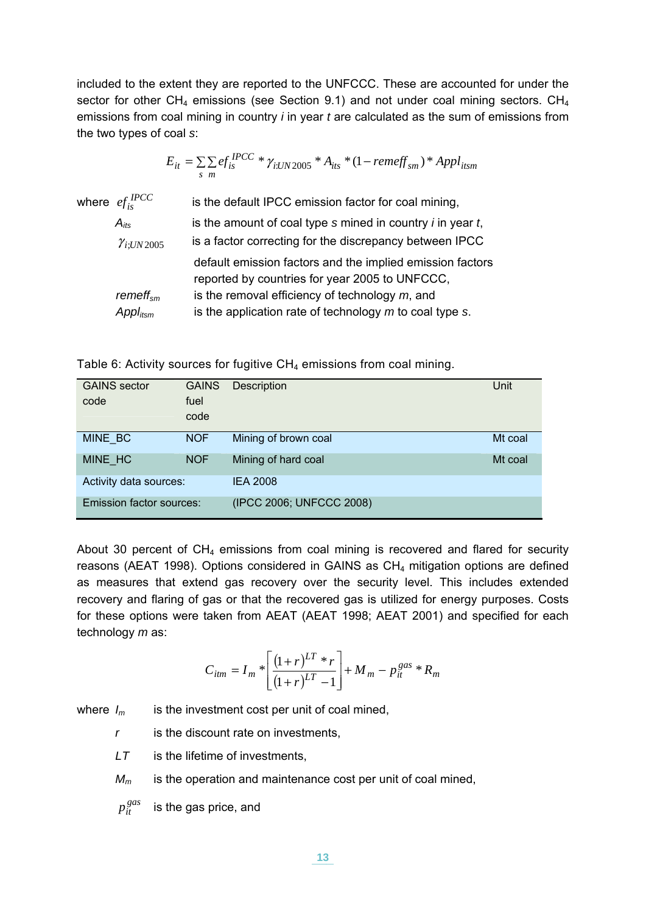included to the extent they are reported to the UNFCCC. These are accounted for under the sector for other $CH_4$ emissions (see Section 9.1) and not under coal mining sectors. $CH_4$ emissions from coal mining in country *i* in year *t* are calculated as the sum of emissions from the two types of coal *s*:

$$E_{it} = \sum_{s}\sum_{m} ef_{is}^{IPCC} * \gamma_{i;UN2005} * A_{its} * (1 - remeff_{sm}) * Appl_{itsm}$$

where $ef_{is}^{IPCC}$ is the default IPCC emission factor for coal mining,

$A_{its}$ is the amount of coal type *s* mined in country *i* in year *t*,

$\gamma_{i;UN2005}$ is a factor correcting for the discrepancy between IPCC default emission factors and the implied emission factors reported by countries for year 2005 to UNFCCC,

$remeff_{sm}$ is the removal efficiency of technology *m*, and

$Appl_{itsm}$ is the application rate of technology *m* to coal type *s*.

Table 6: Activity sources for fugitive $CH_4$ emissions from coal mining.

| GAINS sector code | GAINS fuel code | Description | Unit |
|---|---|---|---|
| MINE_BC | NOF | Mining of brown coal | Mt coal |
| MINE_HC | NOF | Mining of hard coal | Mt coal |
| Activity data sources: | | IEA 2008 | |
| Emission factor sources: | | (IPCC 2006; UNFCCC 2008) | |

About 30 percent of $CH_4$ emissions from coal mining is recovered and flared for security reasons (AEAT 1998). Options considered in GAINS as $CH_4$ mitigation options are defined as measures that extend gas recovery over the security level. This includes extended recovery and flaring of gas or that the recovered gas is utilized for energy purposes. Costs for these options were taken from AEAT (AEAT 1998; AEAT 2001) and specified for each technology *m* as:

$$C_{itm} = I_m * \left[\frac{(1+r)^{LT} * r}{(1+r)^{LT} - 1}\right] + M_m - p_{it}^{gas} * R_m$$

where $I_m$ is the investment cost per unit of coal mined,

$r$ is the discount rate on investments,

$LT$ is the lifetime of investments,

$M_m$ is the operation and maintenance cost per unit of coal mined,

$p_{it}^{gas}$ is the gas price, and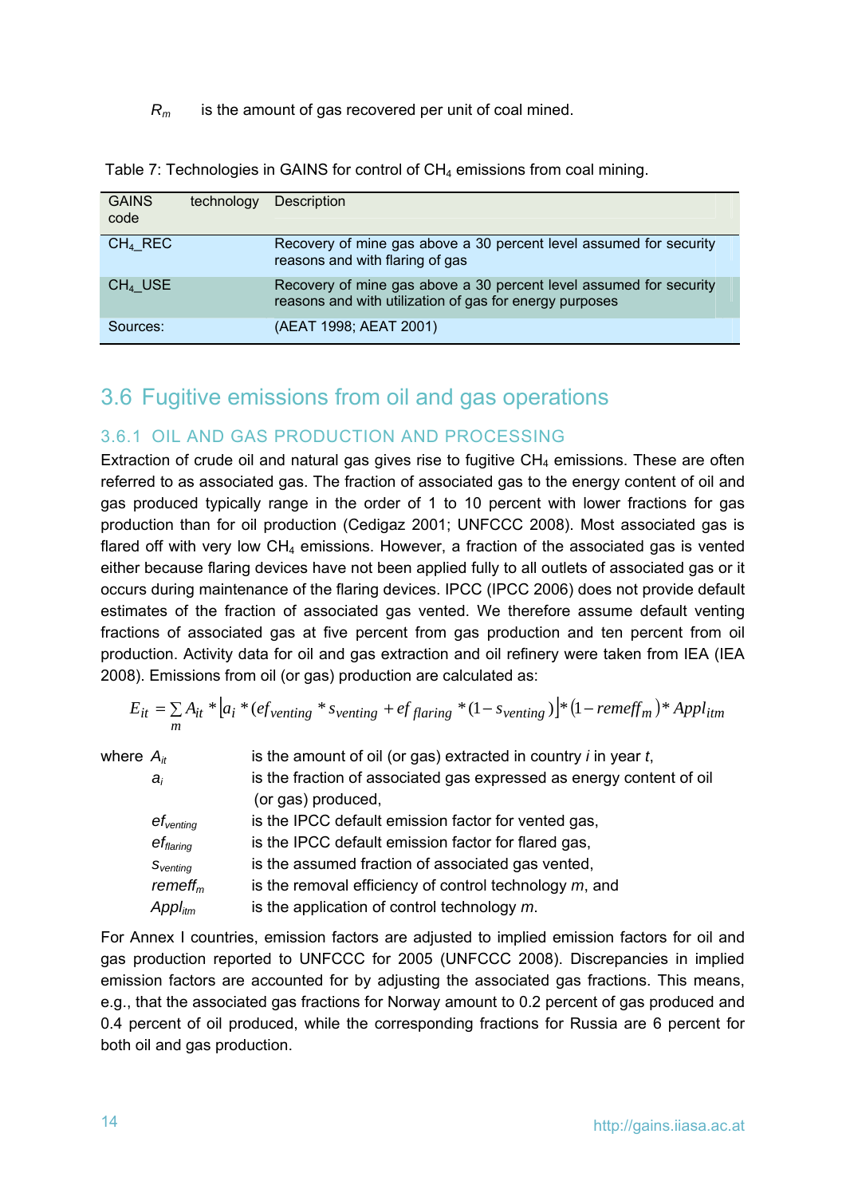$R_m$ is the amount of gas recovered per unit of coal mined.

Table 7: Technologies in GAINS for control of $CH_4$ emissions from coal mining.

| GAINS technology code | Description |
|---|---|
| $CH_4$_REC | Recovery of mine gas above a 30 percent level assumed for security reasons and with flaring of gas |
| $CH_4$_USE | Recovery of mine gas above a 30 percent level assumed for security reasons and with utilization of gas for energy purposes |
| Sources: | (AEAT 1998; AEAT 2001) |

## 3.6 Fugitive emissions from oil and gas operations

### 3.6.1 OIL AND GAS PRODUCTION AND PROCESSING

Extraction of crude oil and natural gas gives rise to fugitive $CH_4$ emissions. These are often referred to as associated gas. The fraction of associated gas to the energy content of oil and gas produced typically range in the order of 1 to 10 percent with lower fractions for gas production than for oil production (Cedigaz 2001; UNFCCC 2008). Most associated gas is flared off with very low $CH_4$ emissions. However, a fraction of the associated gas is vented either because flaring devices have not been applied fully to all outlets of associated gas or it occurs during maintenance of the flaring devices. IPCC (IPCC 2006) does not provide default estimates of the fraction of associated gas vented. We therefore assume default venting fractions of associated gas at five percent from gas production and ten percent from oil production. Activity data for oil and gas extraction and oil refinery were taken from IEA (IEA 2008). Emissions from oil (or gas) production are calculated as:

$$E_{it} = \sum_m A_{it} * \left[a_i * (ef_{venting} * s_{venting} + ef_{flaring} * (1 - s_{venting})\right] * (1 - remeff_m) * Appl_{itm}$$

where
- $A_{it}$ is the amount of oil (or gas) extracted in country *i* in year *t*,
- $a_i$ is the fraction of associated gas expressed as energy content of oil (or gas) produced,
- $ef_{venting}$ is the IPCC default emission factor for vented gas,
- $ef_{flaring}$ is the IPCC default emission factor for flared gas,
- $s_{venting}$ is the assumed fraction of associated gas vented,
- $remeff_m$ is the removal efficiency of control technology *m*, and
- $Appl_{itm}$ is the application of control technology *m*.

For Annex I countries, emission factors are adjusted to implied emission factors for oil and gas production reported to UNFCCC for 2005 (UNFCCC 2008). Discrepancies in implied emission factors are accounted for by adjusting the associated gas fractions. This means, e.g., that the associated gas fractions for Norway amount to 0.2 percent of gas produced and 0.4 percent of oil produced, while the corresponding fractions for Russia are 6 percent for both oil and gas production.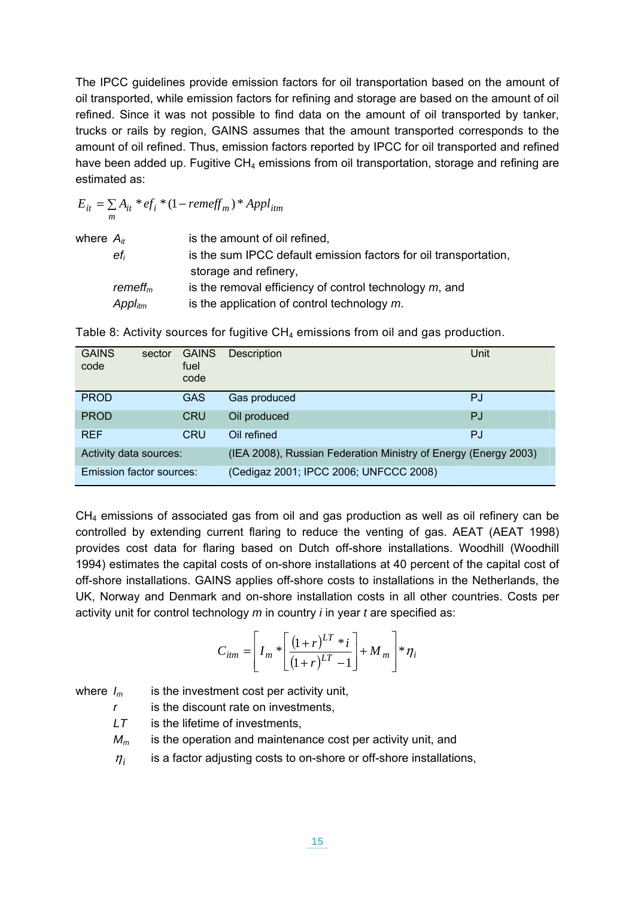The IPCC guidelines provide emission factors for oil transportation based on the amount of oil transported, while emission factors for refining and storage are based on the amount of oil refined. Since it was not possible to find data on the amount of oil transported by tanker, trucks or rails by region, GAINS assumes that the amount transported corresponds to the amount of oil refined. Thus, emission factors reported by IPCC for oil transported and refined have been added up. Fugitive $CH_4$ emissions from oil transportation, storage and refining are estimated as:

$$E_{it} = \sum_{m} A_{it} * ef_i * (1 - remeff_m) * Appl_{itm}$$

where $A_{it}$ is the amount of oil refined,
$ef_i$ is the sum IPCC default emission factors for oil transportation, storage and refinery,
$remeff_m$ is the removal efficiency of control technology $m$, and
$Appl_{itm}$ is the application of control technology $m$.

Table 8: Activity sources for fugitive $CH_4$ emissions from oil and gas production.

| GAINS sector code | GAINS fuel code | Description | Unit |
|---|---|---|---|
| PROD | GAS | Gas produced | PJ |
| PROD | CRU | Oil produced | PJ |
| REF | CRU | Oil refined | PJ |
| Activity data sources: | | (IEA 2008), Russian Federation Ministry of Energy (Energy 2003) | |
| Emission factor sources: | | (Cedigaz 2001; IPCC 2006; UNFCCC 2008) | |

$CH_4$ emissions of associated gas from oil and gas production as well as oil refinery can be controlled by extending current flaring to reduce the venting of gas. AEAT (AEAT 1998) provides cost data for flaring based on Dutch off-shore installations. Woodhill (Woodhill 1994) estimates the capital costs of on-shore installations at 40 percent of the capital cost of off-shore installations. GAINS applies off-shore costs to installations in the Netherlands, the UK, Norway and Denmark and on-shore installation costs in all other countries. Costs per activity unit for control technology $m$ in country $i$ in year $t$ are specified as:

$$C_{itm} = \left[ I_m * \left[ \frac{(1+r)^{LT} * i}{(1+r)^{LT} - 1} \right] + M_m \right] * \eta_i$$

where $I_m$ is the investment cost per activity unit,
$r$ is the discount rate on investments,
$LT$ is the lifetime of investments,
$M_m$ is the operation and maintenance cost per activity unit, and
$\eta_i$ is a factor adjusting costs to on-shore or off-shore installations,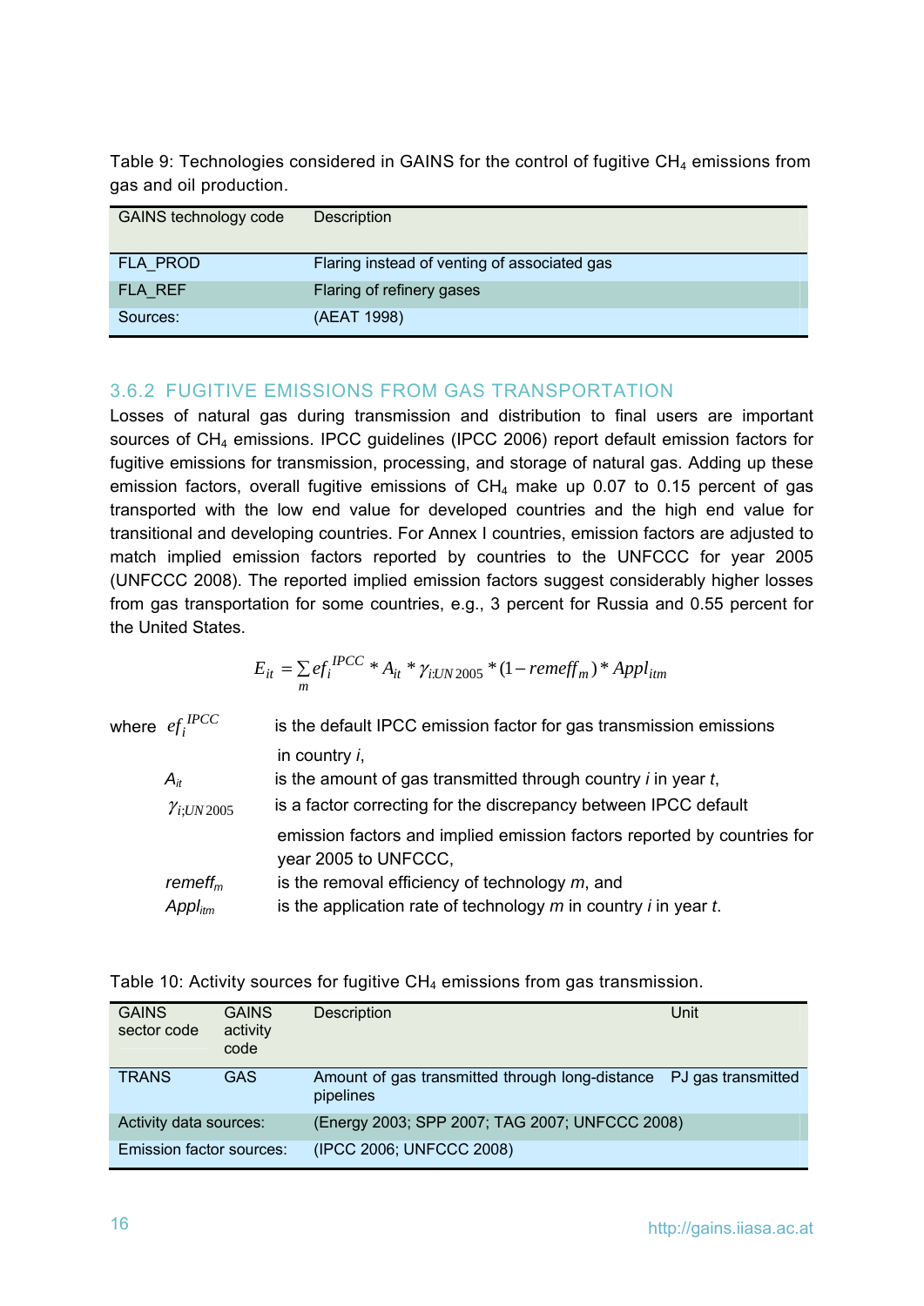Table 9: Technologies considered in GAINS for the control of fugitive $CH_4$ emissions from gas and oil production.

| GAINS technology code | Description |
| --- | --- |
| FLA_PROD | Flaring instead of venting of associated gas |
| FLA_REF | Flaring of refinery gases |
| Sources: | (AEAT 1998) |

### 3.6.2 FUGITIVE EMISSIONS FROM GAS TRANSPORTATION

Losses of natural gas during transmission and distribution to final users are important sources of $CH_4$ emissions. IPCC guidelines (IPCC 2006) report default emission factors for fugitive emissions for transmission, processing, and storage of natural gas. Adding up these emission factors, overall fugitive emissions of $CH_4$ make up 0.07 to 0.15 percent of gas transported with the low end value for developed countries and the high end value for transitional and developing countries. For Annex I countries, emission factors are adjusted to match implied emission factors reported by countries to the UNFCCC for year 2005 (UNFCCC 2008). The reported implied emission factors suggest considerably higher losses from gas transportation for some countries, e.g., 3 percent for Russia and 0.55 percent for the United States.

$$E_{it} = \sum_m ef_i^{IPCC} * A_{it} * \gamma_{i;UN2005} * (1 - remeff_m) * Appl_{itm}$$

where $ef_i^{IPCC}$ is the default IPCC emission factor for gas transmission emissions in country *i*,

$A_{it}$ is the amount of gas transmitted through country *i* in year *t*,

$\gamma_{i;UN2005}$ is a factor correcting for the discrepancy between IPCC default emission factors and implied emission factors reported by countries for year 2005 to UNFCCC,

$remeff_m$ is the removal efficiency of technology *m*, and

$Appl_{itm}$ is the application rate of technology *m* in country *i* in year *t*.

Table 10: Activity sources for fugitive $CH_4$ emissions from gas transmission.

| GAINS sector code | GAINS activity code | Description | Unit |
| --- | --- | --- | --- |
| TRANS | GAS | Amount of gas transmitted through long-distance pipelines | PJ gas transmitted |
| Activity data sources: | | (Energy 2003; SPP 2007; TAG 2007; UNFCCC 2008) | |
| Emission factor sources: | | (IPCC 2006; UNFCCC 2008) | |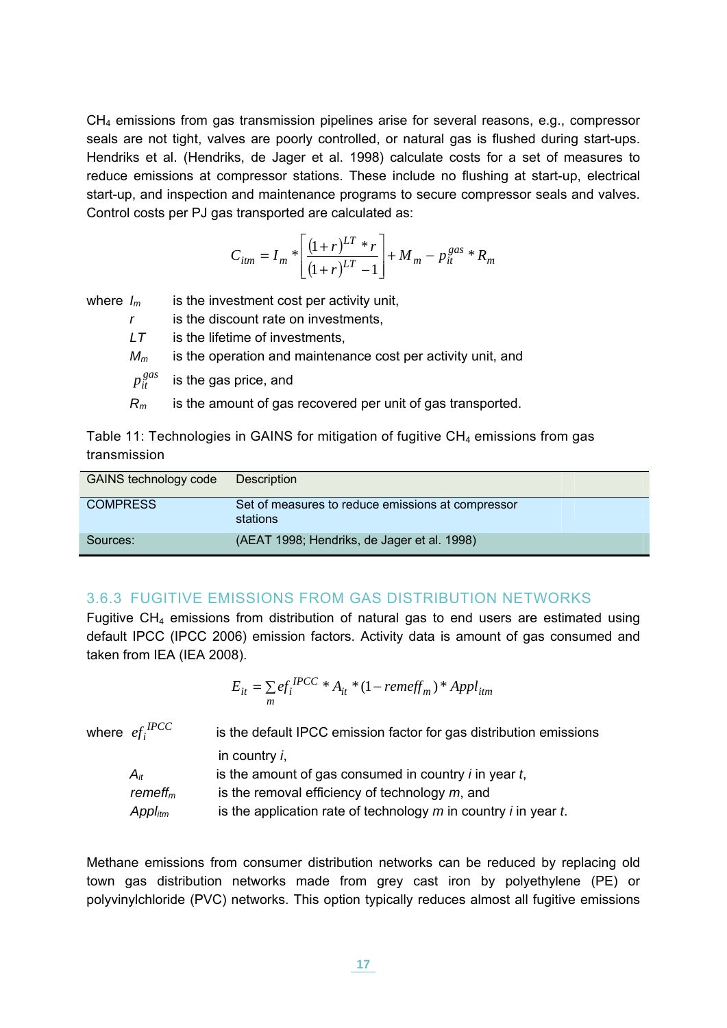$CH_4$ emissions from gas transmission pipelines arise for several reasons, e.g., compressor seals are not tight, valves are poorly controlled, or natural gas is flushed during start-ups. Hendriks et al. (Hendriks, de Jager et al. 1998) calculate costs for a set of measures to reduce emissions at compressor stations. These include no flushing at start-up, electrical start-up, and inspection and maintenance programs to secure compressor seals and valves. Control costs per PJ gas transported are calculated as:

$$C_{itm} = I_m * \left[ \frac{(1+r)^{LT} * r}{(1+r)^{LT} - 1} \right] + M_m - p_{it}^{gas} * R_m$$

where $I_m$ is the investment cost per activity unit,
$r$ is the discount rate on investments,
$LT$ is the lifetime of investments,
$M_m$ is the operation and maintenance cost per activity unit, and
$p_{it}^{gas}$ is the gas price, and
$R_m$ is the amount of gas recovered per unit of gas transported.

Table 11: Technologies in GAINS for mitigation of fugitive $CH_4$ emissions from gas transmission

| GAINS technology code | Description |
|---|---|
| COMPRESS | Set of measures to reduce emissions at compressor stations |
| Sources: | (AEAT 1998; Hendriks, de Jager et al. 1998) |

### 3.6.3 FUGITIVE EMISSIONS FROM GAS DISTRIBUTION NETWORKS

Fugitive $CH_4$ emissions from distribution of natural gas to end users are estimated using default IPCC (IPCC 2006) emission factors. Activity data is amount of gas consumed and taken from IEA (IEA 2008).

$$E_{it} = \sum_m ef_i^{IPCC} * A_{it} * (1 - remeff_m) * Appl_{itm}$$

where $ef_i^{IPCC}$ is the default IPCC emission factor for gas distribution emissions in country $i$,
$A_{it}$ is the amount of gas consumed in country $i$ in year $t$,
$remeff_m$ is the removal efficiency of technology $m$, and
$Appl_{itm}$ is the application rate of technology $m$ in country $i$ in year $t$.

Methane emissions from consumer distribution networks can be reduced by replacing old town gas distribution networks made from grey cast iron by polyethylene (PE) or polyvinylchloride (PVC) networks. This option typically reduces almost all fugitive emissions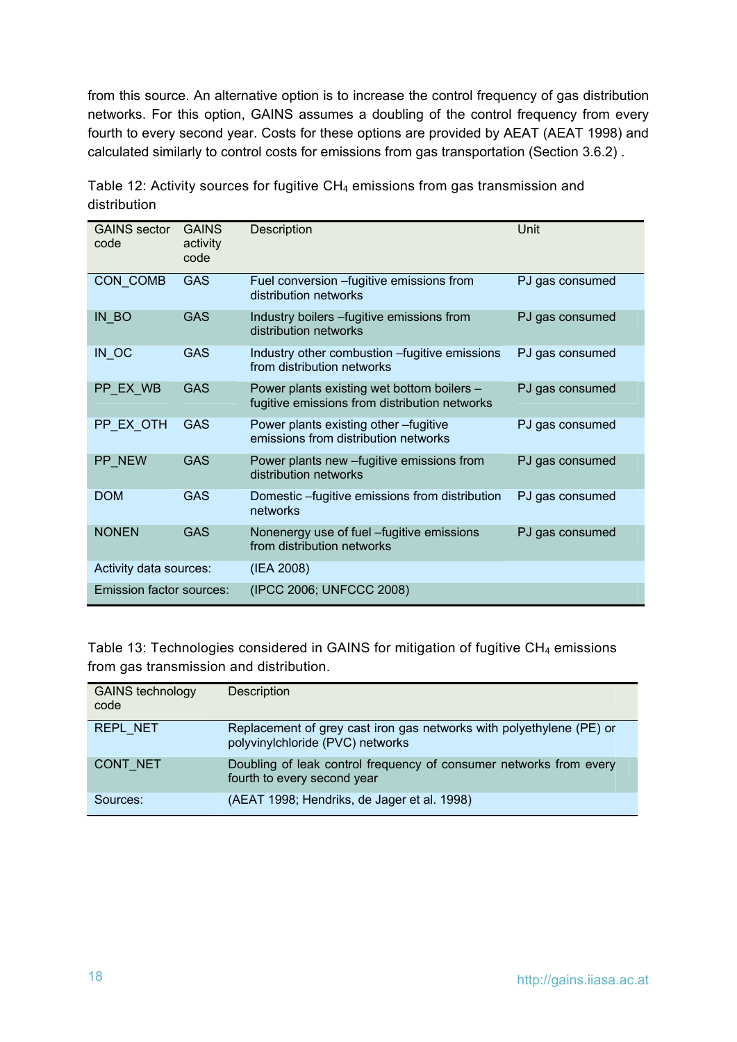from this source. An alternative option is to increase the control frequency of gas distribution networks. For this option, GAINS assumes a doubling of the control frequency from every fourth to every second year. Costs for these options are provided by AEAT (AEAT 1998) and calculated similarly to control costs for emissions from gas transportation (Section 3.6.2) .

Table 12: Activity sources for fugitive $CH_4$ emissions from gas transmission and distribution

| GAINS sector code | GAINS activity code | Description | Unit |
|---|---|---|---|
| CON_COMB | GAS | Fuel conversion –fugitive emissions from distribution networks | PJ gas consumed |
| IN_BO | GAS | Industry boilers –fugitive emissions from distribution networks | PJ gas consumed |
| IN_OC | GAS | Industry other combustion –fugitive emissions from distribution networks | PJ gas consumed |
| PP_EX_WB | GAS | Power plants existing wet bottom boilers – fugitive emissions from distribution networks | PJ gas consumed |
| PP_EX_OTH | GAS | Power plants existing other –fugitive emissions from distribution networks | PJ gas consumed |
| PP_NEW | GAS | Power plants new –fugitive emissions from distribution networks | PJ gas consumed |
| DOM | GAS | Domestic –fugitive emissions from distribution networks | PJ gas consumed |
| NONEN | GAS | Nonenergy use of fuel –fugitive emissions from distribution networks | PJ gas consumed |
| Activity data sources: | | (IEA 2008) | |
| Emission factor sources: | | (IPCC 2006; UNFCCC 2008) | |

Table 13: Technologies considered in GAINS for mitigation of fugitive $CH_4$ emissions from gas transmission and distribution.

| GAINS technology code | Description |
|---|---|
| REPL_NET | Replacement of grey cast iron gas networks with polyethylene (PE) or polyvinylchloride (PVC) networks |
| CONT_NET | Doubling of leak control frequency of consumer networks from every fourth to every second year |
| Sources: | (AEAT 1998; Hendriks, de Jager et al. 1998) |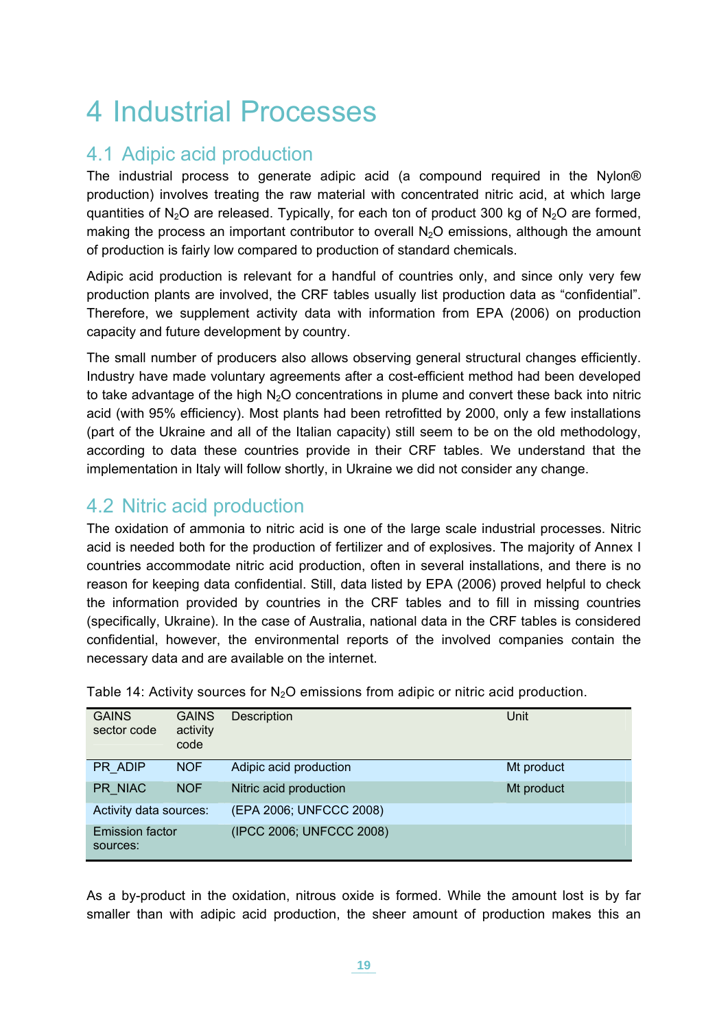# 4 Industrial Processes

## 4.1 Adipic acid production

The industrial process to generate adipic acid (a compound required in the Nylon® production) involves treating the raw material with concentrated nitric acid, at which large quantities of $N_2O$ are released. Typically, for each ton of product 300 kg of $N_2O$ are formed, making the process an important contributor to overall $N_2O$ emissions, although the amount of production is fairly low compared to production of standard chemicals.

Adipic acid production is relevant for a handful of countries only, and since only very few production plants are involved, the CRF tables usually list production data as "confidential". Therefore, we supplement activity data with information from EPA (2006) on production capacity and future development by country.

The small number of producers also allows observing general structural changes efficiently. Industry have made voluntary agreements after a cost-efficient method had been developed to take advantage of the high $N_2O$ concentrations in plume and convert these back into nitric acid (with 95% efficiency). Most plants had been retrofitted by 2000, only a few installations (part of the Ukraine and all of the Italian capacity) still seem to be on the old methodology, according to data these countries provide in their CRF tables. We understand that the implementation in Italy will follow shortly, in Ukraine we did not consider any change.

## 4.2 Nitric acid production

The oxidation of ammonia to nitric acid is one of the large scale industrial processes. Nitric acid is needed both for the production of fertilizer and of explosives. The majority of Annex I countries accommodate nitric acid production, often in several installations, and there is no reason for keeping data confidential. Still, data listed by EPA (2006) proved helpful to check the information provided by countries in the CRF tables and to fill in missing countries (specifically, Ukraine). In the case of Australia, national data in the CRF tables is considered confidential, however, the environmental reports of the involved companies contain the necessary data and are available on the internet.

Table 14: Activity sources for $N_2O$ emissions from adipic or nitric acid production.

| GAINS sector code | GAINS activity code | Description | Unit |
|---|---|---|---|
| PR_ADIP | NOF | Adipic acid production | Mt product |
| PR_NIAC | NOF | Nitric acid production | Mt product |
| Activity data sources: | | (EPA 2006; UNFCCC 2008) | |
| Emission factor sources: | | (IPCC 2006; UNFCCC 2008) | |

As a by-product in the oxidation, nitrous oxide is formed. While the amount lost is by far smaller than with adipic acid production, the sheer amount of production makes this an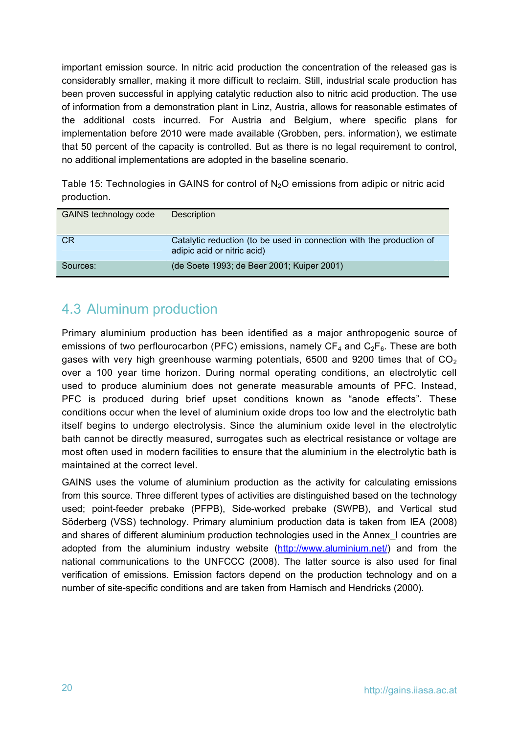important emission source. In nitric acid production the concentration of the released gas is considerably smaller, making it more difficult to reclaim. Still, industrial scale production has been proven successful in applying catalytic reduction also to nitric acid production. The use of information from a demonstration plant in Linz, Austria, allows for reasonable estimates of the additional costs incurred. For Austria and Belgium, where specific plans for implementation before 2010 were made available (Grobben, pers. information), we estimate that 50 percent of the capacity is controlled. But as there is no legal requirement to control, no additional implementations are adopted in the baseline scenario.

Table 15: Technologies in GAINS for control of $N_2O$ emissions from adipic or nitric acid production.

| GAINS technology code | Description |
|---|---|
| CR | Catalytic reduction (to be used in connection with the production of adipic acid or nitric acid) |
| Sources: | (de Soete 1993; de Beer 2001; Kuiper 2001) |

## 4.3 Aluminum production

Primary aluminium production has been identified as a major anthropogenic source of emissions of two perflourocarbon (PFC) emissions, namely $CF_4$ and $C_2F_6$. These are both gases with very high greenhouse warming potentials, 6500 and 9200 times that of $CO_2$ over a 100 year time horizon. During normal operating conditions, an electrolytic cell used to produce aluminium does not generate measurable amounts of PFC. Instead, PFC is produced during brief upset conditions known as "anode effects". These conditions occur when the level of aluminium oxide drops too low and the electrolytic bath itself begins to undergo electrolysis. Since the aluminium oxide level in the electrolytic bath cannot be directly measured, surrogates such as electrical resistance or voltage are most often used in modern facilities to ensure that the aluminium in the electrolytic bath is maintained at the correct level.

GAINS uses the volume of aluminium production as the activity for calculating emissions from this source. Three different types of activities are distinguished based on the technology used; point-feeder prebake (PFPB), Side-worked prebake (SWPB), and Vertical stud Söderberg (VSS) technology. Primary aluminium production data is taken from IEA (2008) and shares of different aluminium production technologies used in the Annex_I countries are adopted from the aluminium industry website (http://www.aluminium.net/) and from the national communications to the UNFCCC (2008). The latter source is also used for final verification of emissions. Emission factors depend on the production technology and on a number of site-specific conditions and are taken from Harnisch and Hendricks (2000).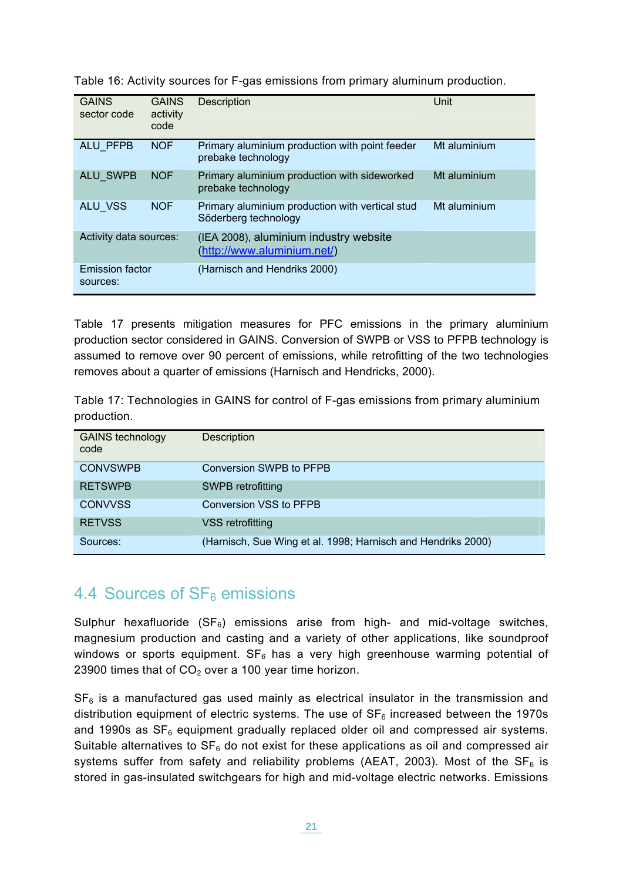Table 16: Activity sources for F-gas emissions from primary aluminum production.

| GAINS sector code | GAINS activity code | Description | Unit |
|---|---|---|---|
| ALU_PFPB | NOF | Primary aluminium production with point feeder prebake technology | Mt aluminium |
| ALU_SWPB | NOF | Primary aluminium production with sideworked prebake technology | Mt aluminium |
| ALU_VSS | NOF | Primary aluminium production with vertical stud Söderberg technology | Mt aluminium |
| Activity data sources: | | (IEA 2008), aluminium industry website (http://www.aluminium.net/) | |
| Emission factor sources: | | (Harnisch and Hendriks 2000) | |

Table 17 presents mitigation measures for PFC emissions in the primary aluminium production sector considered in GAINS. Conversion of SWPB or VSS to PFPB technology is assumed to remove over 90 percent of emissions, while retrofitting of the two technologies removes about a quarter of emissions (Harnisch and Hendricks, 2000).

Table 17: Technologies in GAINS for control of F-gas emissions from primary aluminium production.

| GAINS technology code | Description |
|---|---|
| CONVSWPB | Conversion SWPB to PFPB |
| RETSWPB | SWPB retrofitting |
| CONVVSS | Conversion VSS to PFPB |
| RETVSS | VSS retrofitting |
| Sources: | (Harnisch, Sue Wing et al. 1998; Harnisch and Hendriks 2000) |

## 4.4 Sources of $SF_6$ emissions

Sulphur hexafluoride ($SF_6$) emissions arise from high- and mid-voltage switches, magnesium production and casting and a variety of other applications, like soundproof windows or sports equipment. $SF_6$ has a very high greenhouse warming potential of 23900 times that of $CO_2$ over a 100 year time horizon.

$SF_6$ is a manufactured gas used mainly as electrical insulator in the transmission and distribution equipment of electric systems. The use of $SF_6$ increased between the 1970s and 1990s as $SF_6$ equipment gradually replaced older oil and compressed air systems. Suitable alternatives to $SF_6$ do not exist for these applications as oil and compressed air systems suffer from safety and reliability problems (AEAT, 2003). Most of the $SF_6$ is stored in gas-insulated switchgears for high and mid-voltage electric networks. Emissions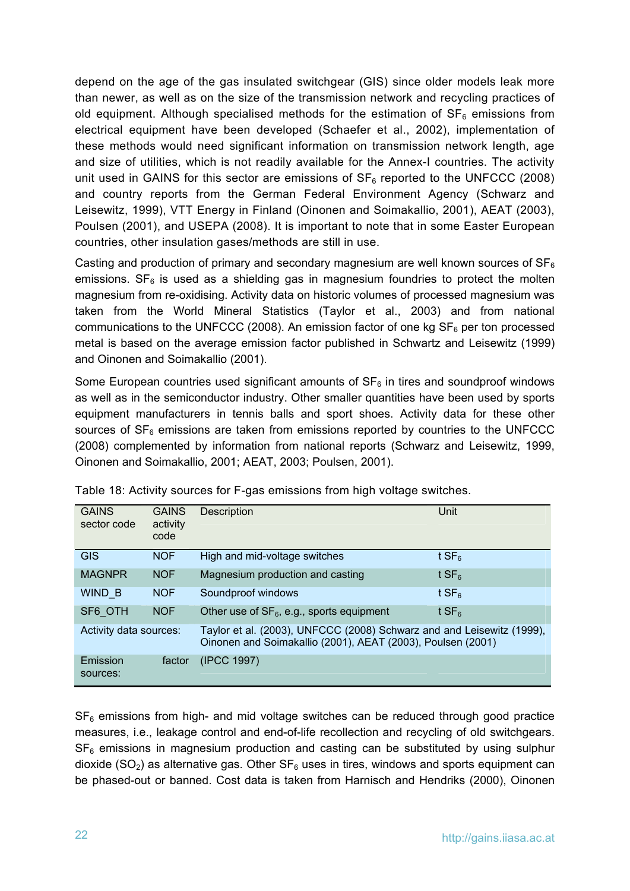depend on the age of the gas insulated switchgear (GIS) since older models leak more than newer, as well as on the size of the transmission network and recycling practices of old equipment. Although specialised methods for the estimation of $SF_6$ emissions from electrical equipment have been developed (Schaefer et al., 2002), implementation of these methods would need significant information on transmission network length, age and size of utilities, which is not readily available for the Annex-I countries. The activity unit used in GAINS for this sector are emissions of $SF_6$ reported to the UNFCCC (2008) and country reports from the German Federal Environment Agency (Schwarz and Leisewitz, 1999), VTT Energy in Finland (Oinonen and Soimakallio, 2001), AEAT (2003), Poulsen (2001), and USEPA (2008). It is important to note that in some Easter European countries, other insulation gases/methods are still in use.

Casting and production of primary and secondary magnesium are well known sources of $SF_6$ emissions. $SF_6$ is used as a shielding gas in magnesium foundries to protect the molten magnesium from re-oxidising. Activity data on historic volumes of processed magnesium was taken from the World Mineral Statistics (Taylor et al., 2003) and from national communications to the UNFCCC (2008). An emission factor of one kg $SF_6$ per ton processed metal is based on the average emission factor published in Schwartz and Leisewitz (1999) and Oinonen and Soimakallio (2001).

Some European countries used significant amounts of $SF_6$ in tires and soundproof windows as well as in the semiconductor industry. Other smaller quantities have been used by sports equipment manufacturers in tennis balls and sport shoes. Activity data for these other sources of $SF_6$ emissions are taken from emissions reported by countries to the UNFCCC (2008) complemented by information from national reports (Schwarz and Leisewitz, 1999, Oinonen and Soimakallio, 2001; AEAT, 2003; Poulsen, 2001).

Table 18: Activity sources for F-gas emissions from high voltage switches.

| GAINS sector code | GAINS activity code | Description | Unit |
|---|---|---|---|
| GIS | NOF | High and mid-voltage switches | t $SF_6$ |
| MAGNPR | NOF | Magnesium production and casting | t $SF_6$ |
| WIND_B | NOF | Soundproof windows | t $SF_6$ |
| SF6_OTH | NOF | Other use of $SF_6$, e.g., sports equipment | t $SF_6$ |
| Activity data sources: | | Taylor et al. (2003), UNFCCC (2008) Schwarz and and Leisewitz (1999), Oinonen and Soimakallio (2001), AEAT (2003), Poulsen (2001) | |
| Emission factor sources: | | (IPCC 1997) | |

$SF_6$ emissions from high- and mid voltage switches can be reduced through good practice measures, i.e., leakage control and end-of-life recollection and recycling of old switchgears. $SF_6$ emissions in magnesium production and casting can be substituted by using sulphur dioxide ($SO_2$) as alternative gas. Other $SF_6$ uses in tires, windows and sports equipment can be phased-out or banned. Cost data is taken from Harnisch and Hendriks (2000), Oinonen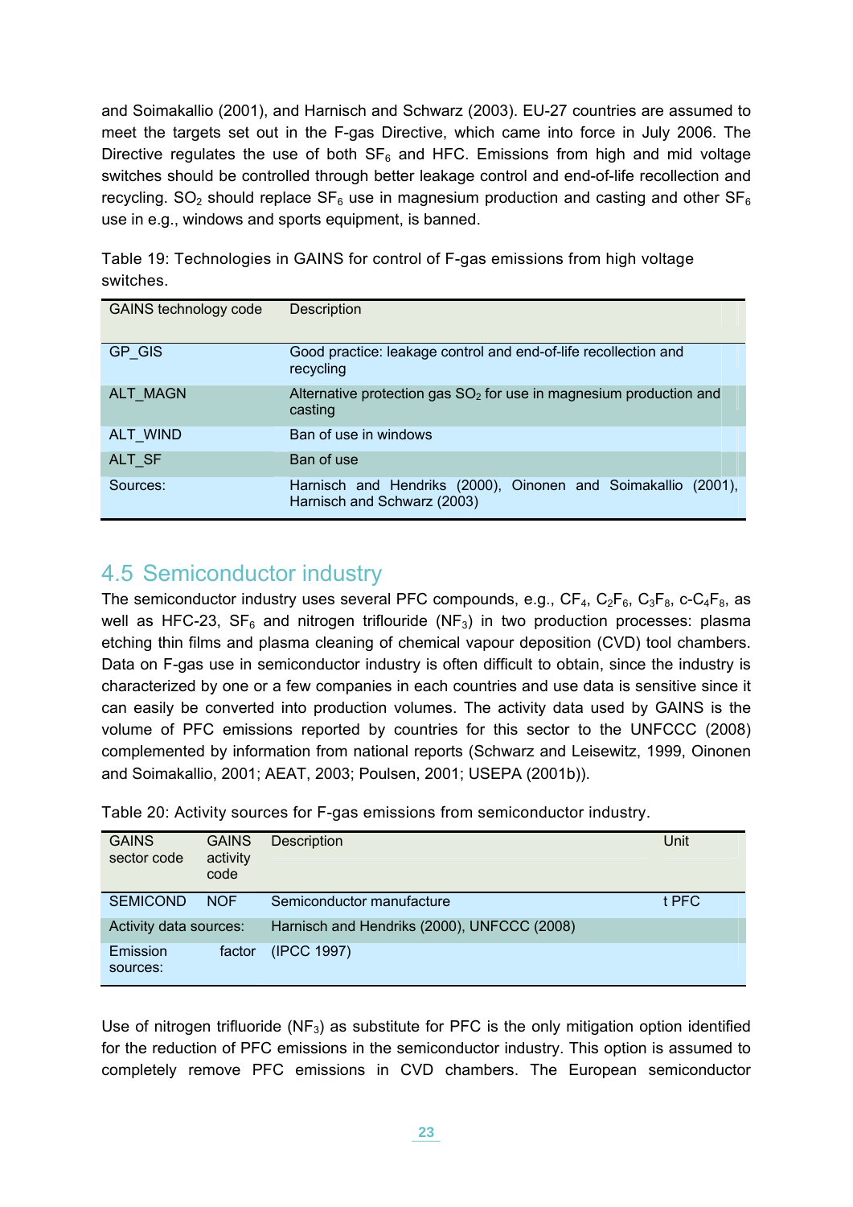and Soimakallio (2001), and Harnisch and Schwarz (2003). EU-27 countries are assumed to meet the targets set out in the F-gas Directive, which came into force in July 2006. The Directive regulates the use of both $SF_6$ and HFC. Emissions from high and mid voltage switches should be controlled through better leakage control and end-of-life recollection and recycling. $SO_2$ should replace $SF_6$ use in magnesium production and casting and other $SF_6$ use in e.g., windows and sports equipment, is banned.

Table 19: Technologies in GAINS for control of F-gas emissions from high voltage switches.

| GAINS technology code | Description |
|---|---|
| GP_GIS | Good practice: leakage control and end-of-life recollection and recycling |
| ALT_MAGN | Alternative protection gas $SO_2$ for use in magnesium production and casting |
| ALT_WIND | Ban of use in windows |
| ALT_SF | Ban of use |
| Sources: | Harnisch and Hendriks (2000), Oinonen and Soimakallio (2001), Harnisch and Schwarz (2003) |

## 4.5 Semiconductor industry

The semiconductor industry uses several PFC compounds, e.g., $CF_4$, $C_2F_6$, $C_3F_8$, c-$C_4F_8$, as well as HFC-23, $SF_6$ and nitrogen triflouride ($NF_3$) in two production processes: plasma etching thin films and plasma cleaning of chemical vapour deposition (CVD) tool chambers. Data on F-gas use in semiconductor industry is often difficult to obtain, since the industry is characterized by one or a few companies in each countries and use data is sensitive since it can easily be converted into production volumes. The activity data used by GAINS is the volume of PFC emissions reported by countries for this sector to the UNFCCC (2008) complemented by information from national reports (Schwarz and Leisewitz, 1999, Oinonen and Soimakallio, 2001; AEAT, 2003; Poulsen, 2001; USEPA (2001b)).

Table 20: Activity sources for F-gas emissions from semiconductor industry.

| GAINS sector code | GAINS activity code | Description | Unit |
|---|---|---|---|
| SEMICOND | NOF | Semiconductor manufacture | t PFC |
| Activity data sources: | | Harnisch and Hendriks (2000), UNFCCC (2008) | |
| Emission factor sources: | | (IPCC 1997) | |

Use of nitrogen trifluoride ($NF_3$) as substitute for PFC is the only mitigation option identified for the reduction of PFC emissions in the semiconductor industry. This option is assumed to completely remove PFC emissions in CVD chambers. The European semiconductor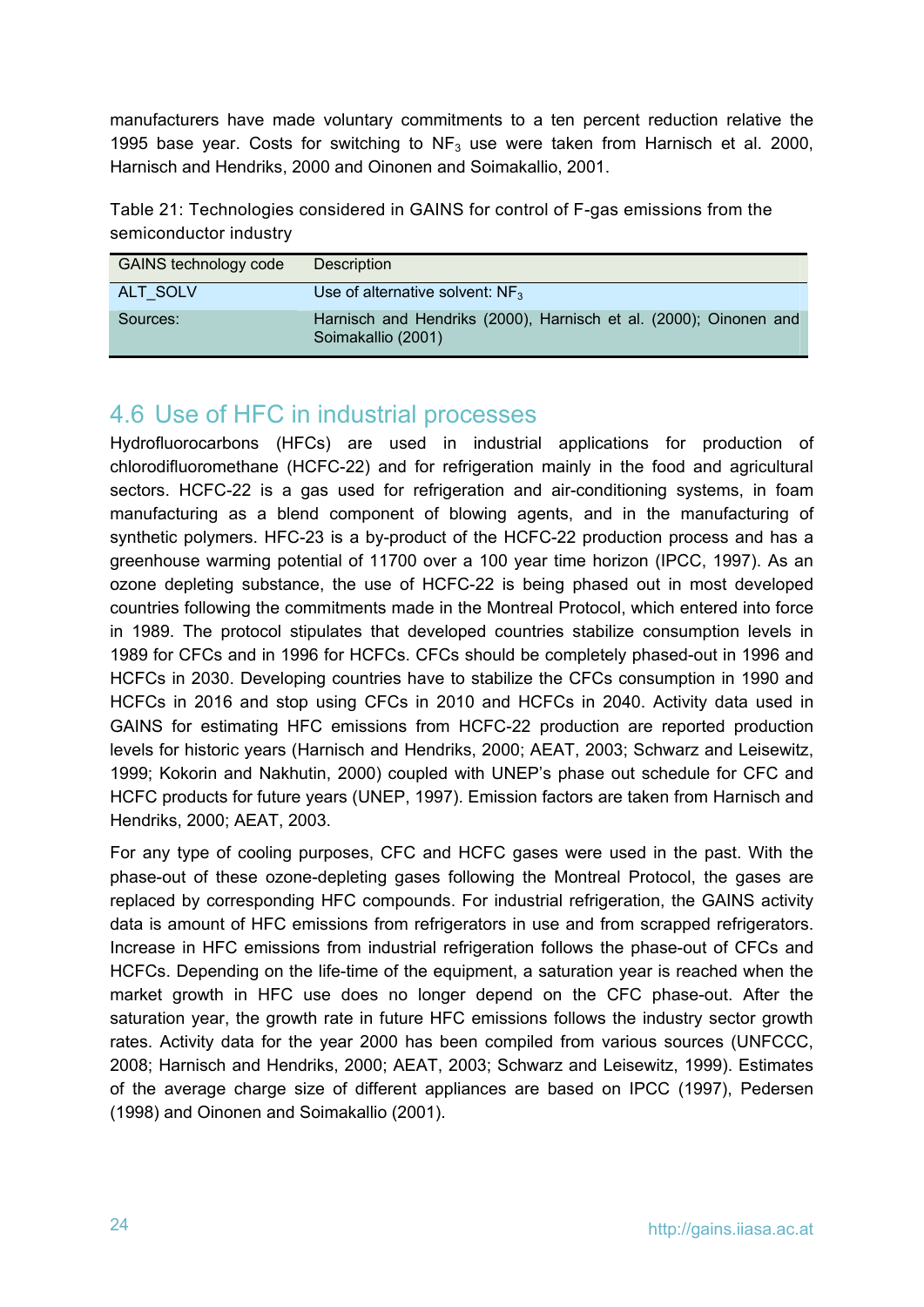manufacturers have made voluntary commitments to a ten percent reduction relative the 1995 base year. Costs for switching to $NF_3$ use were taken from Harnisch et al. 2000, Harnisch and Hendriks, 2000 and Oinonen and Soimakallio, 2001.

Table 21: Technologies considered in GAINS for control of F-gas emissions from the semiconductor industry

| GAINS technology code | Description |
|---|---|
| ALT_SOLV | Use of alternative solvent: $NF_3$ |
| Sources: | Harnisch and Hendriks (2000), Harnisch et al. (2000); Oinonen and Soimakallio (2001) |

## 4.6 Use of HFC in industrial processes

Hydrofluorocarbons (HFCs) are used in industrial applications for production of chlorodifluoromethane (HCFC-22) and for refrigeration mainly in the food and agricultural sectors. HCFC-22 is a gas used for refrigeration and air-conditioning systems, in foam manufacturing as a blend component of blowing agents, and in the manufacturing of synthetic polymers. HFC-23 is a by-product of the HCFC-22 production process and has a greenhouse warming potential of 11700 over a 100 year time horizon (IPCC, 1997). As an ozone depleting substance, the use of HCFC-22 is being phased out in most developed countries following the commitments made in the Montreal Protocol, which entered into force in 1989. The protocol stipulates that developed countries stabilize consumption levels in 1989 for CFCs and in 1996 for HCFCs. CFCs should be completely phased-out in 1996 and HCFCs in 2030. Developing countries have to stabilize the CFCs consumption in 1990 and HCFCs in 2016 and stop using CFCs in 2010 and HCFCs in 2040. Activity data used in GAINS for estimating HFC emissions from HCFC-22 production are reported production levels for historic years (Harnisch and Hendriks, 2000; AEAT, 2003; Schwarz and Leisewitz, 1999; Kokorin and Nakhutin, 2000) coupled with UNEP's phase out schedule for CFC and HCFC products for future years (UNEP, 1997). Emission factors are taken from Harnisch and Hendriks, 2000; AEAT, 2003.

For any type of cooling purposes, CFC and HCFC gases were used in the past. With the phase-out of these ozone-depleting gases following the Montreal Protocol, the gases are replaced by corresponding HFC compounds. For industrial refrigeration, the GAINS activity data is amount of HFC emissions from refrigerators in use and from scrapped refrigerators. Increase in HFC emissions from industrial refrigeration follows the phase-out of CFCs and HCFCs. Depending on the life-time of the equipment, a saturation year is reached when the market growth in HFC use does no longer depend on the CFC phase-out. After the saturation year, the growth rate in future HFC emissions follows the industry sector growth rates. Activity data for the year 2000 has been compiled from various sources (UNFCCC, 2008; Harnisch and Hendriks, 2000; AEAT, 2003; Schwarz and Leisewitz, 1999). Estimates of the average charge size of different appliances are based on IPCC (1997), Pedersen (1998) and Oinonen and Soimakallio (2001).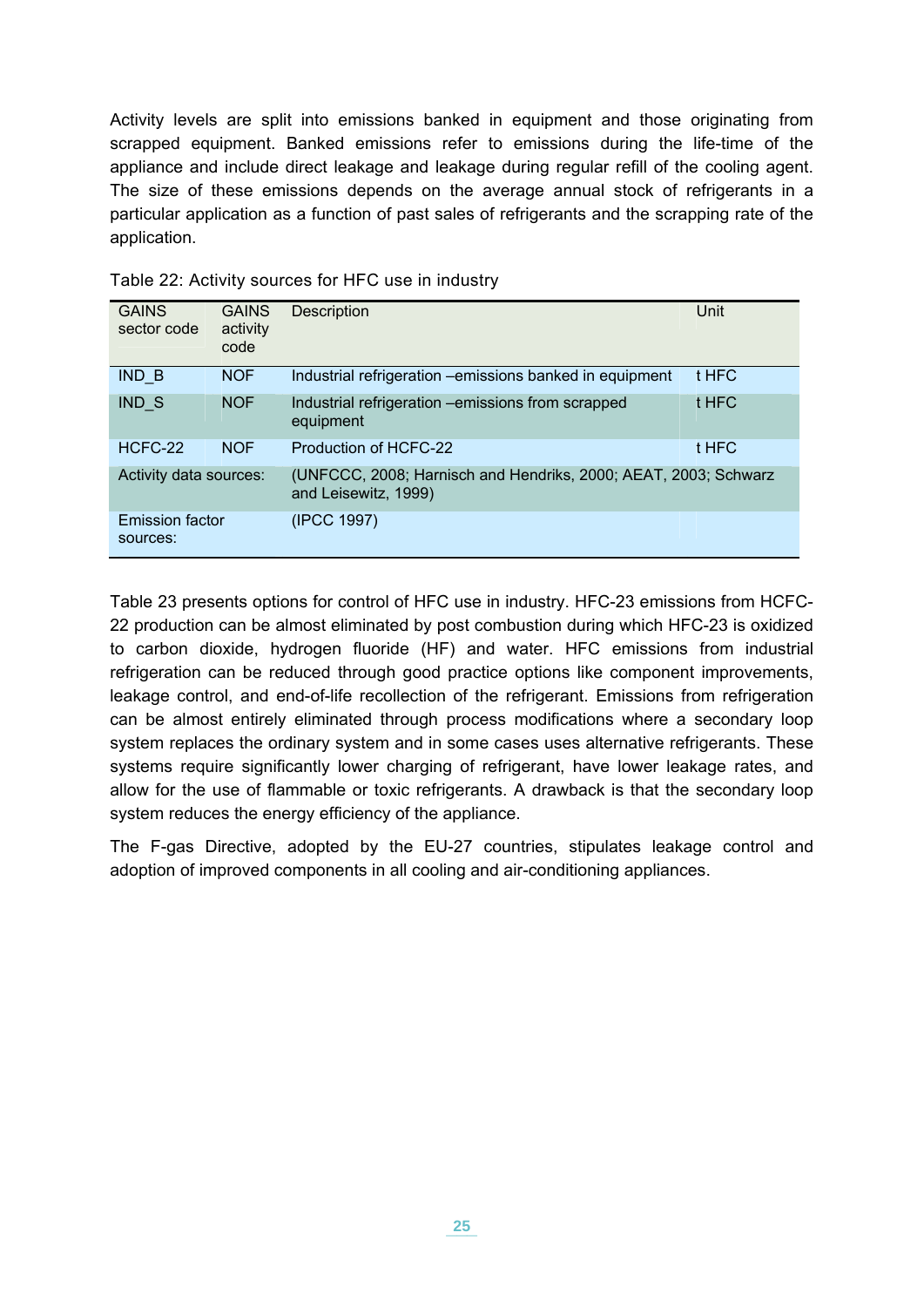Activity levels are split into emissions banked in equipment and those originating from scrapped equipment. Banked emissions refer to emissions during the life-time of the appliance and include direct leakage and leakage during regular refill of the cooling agent. The size of these emissions depends on the average annual stock of refrigerants in a particular application as a function of past sales of refrigerants and the scrapping rate of the application.

Table 22: Activity sources for HFC use in industry

| GAINS sector code | GAINS activity code | Description | Unit |
|---|---|---|---|
| IND_B | NOF | Industrial refrigeration –emissions banked in equipment | t HFC |
| IND_S | NOF | Industrial refrigeration –emissions from scrapped equipment | t HFC |
| HCFC-22 | NOF | Production of HCFC-22 | t HFC |
| Activity data sources: | | (UNFCCC, 2008; Harnisch and Hendriks, 2000; AEAT, 2003; Schwarz and Leisewitz, 1999) | |
| Emission factor sources: | | (IPCC 1997) | |

Table 23 presents options for control of HFC use in industry. HFC-23 emissions from HCFC-22 production can be almost eliminated by post combustion during which HFC-23 is oxidized to carbon dioxide, hydrogen fluoride (HF) and water. HFC emissions from industrial refrigeration can be reduced through good practice options like component improvements, leakage control, and end-of-life recollection of the refrigerant. Emissions from refrigeration can be almost entirely eliminated through process modifications where a secondary loop system replaces the ordinary system and in some cases uses alternative refrigerants. These systems require significantly lower charging of refrigerant, have lower leakage rates, and allow for the use of flammable or toxic refrigerants. A drawback is that the secondary loop system reduces the energy efficiency of the appliance.

The F-gas Directive, adopted by the EU-27 countries, stipulates leakage control and adoption of improved components in all cooling and air-conditioning appliances.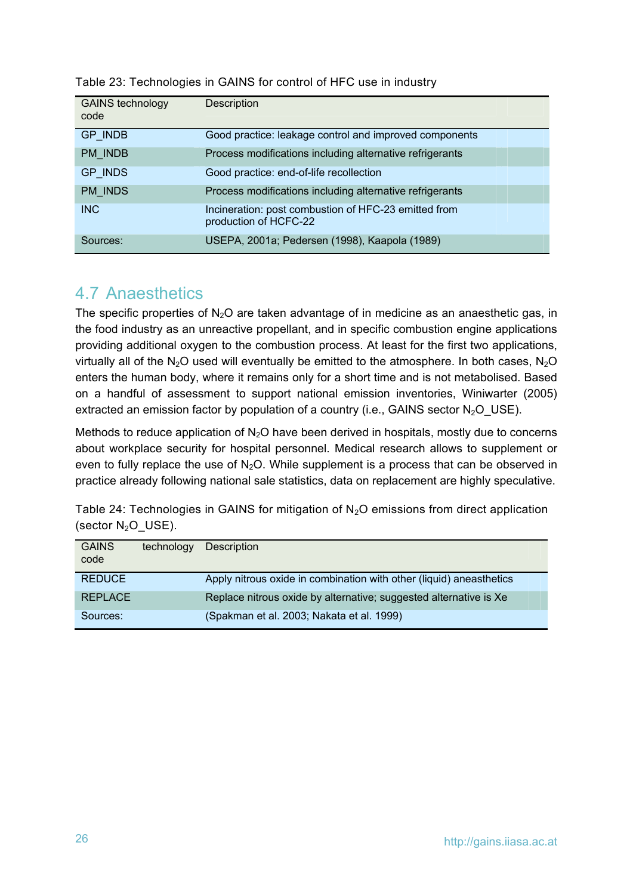Table 23: Technologies in GAINS for control of HFC use in industry

| GAINS technology code | Description |
|---|---|
| GP_INDB | Good practice: leakage control and improved components |
| PM_INDB | Process modifications including alternative refrigerants |
| GP_INDS | Good practice: end-of-life recollection |
| PM_INDS | Process modifications including alternative refrigerants |
| INC | Incineration: post combustion of HFC-23 emitted from production of HCFC-22 |
| Sources: | USEPA, 2001a; Pedersen (1998), Kaapola (1989) |

## 4.7 Anaesthetics

The specific properties of $N_2O$ are taken advantage of in medicine as an anaesthetic gas, in the food industry as an unreactive propellant, and in specific combustion engine applications providing additional oxygen to the combustion process. At least for the first two applications, virtually all of the $N_2O$ used will eventually be emitted to the atmosphere. In both cases, $N_2O$ enters the human body, where it remains only for a short time and is not metabolised. Based on a handful of assessment to support national emission inventories, Winiwarter (2005) extracted an emission factor by population of a country (i.e., GAINS sector $N_2O$_USE).

Methods to reduce application of $N_2O$ have been derived in hospitals, mostly due to concerns about workplace security for hospital personnel. Medical research allows to supplement or even to fully replace the use of $N_2O$. While supplement is a process that can be observed in practice already following national sale statistics, data on replacement are highly speculative.

Table 24: Technologies in GAINS for mitigation of $N_2O$ emissions from direct application (sector $N_2O$_USE).

| GAINS technology code | Description |
|---|---|
| REDUCE | Apply nitrous oxide in combination with other (liquid) aneasthetics |
| REPLACE | Replace nitrous oxide by alternative; suggested alternative is Xe |
| Sources: | (Spakman et al. 2003; Nakata et al. 1999) |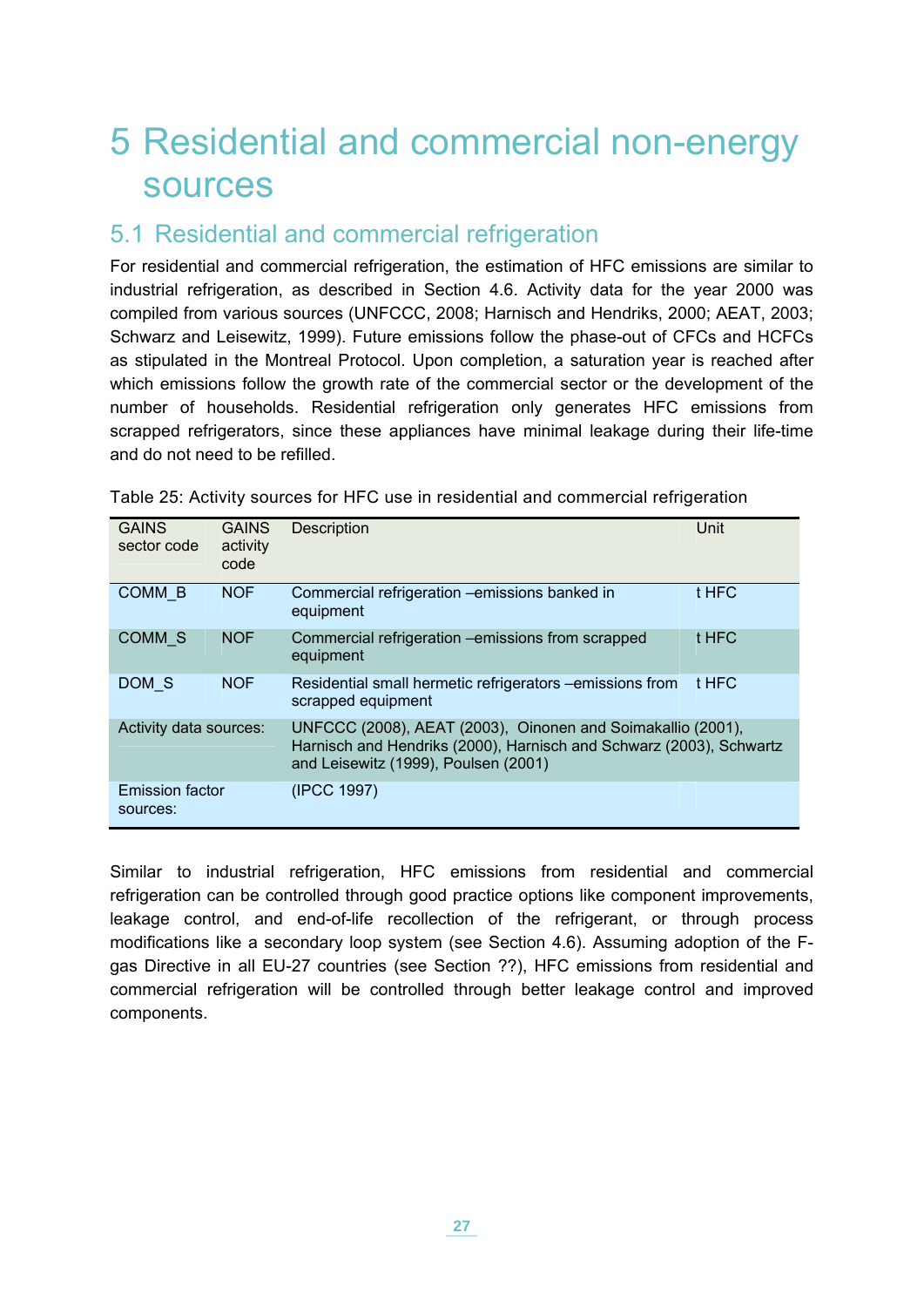# 5 Residential and commercial non-energy sources

## 5.1 Residential and commercial refrigeration

For residential and commercial refrigeration, the estimation of HFC emissions are similar to industrial refrigeration, as described in Section 4.6. Activity data for the year 2000 was compiled from various sources (UNFCCC, 2008; Harnisch and Hendriks, 2000; AEAT, 2003; Schwarz and Leisewitz, 1999). Future emissions follow the phase-out of CFCs and HCFCs as stipulated in the Montreal Protocol. Upon completion, a saturation year is reached after which emissions follow the growth rate of the commercial sector or the development of the number of households. Residential refrigeration only generates HFC emissions from scrapped refrigerators, since these appliances have minimal leakage during their life-time and do not need to be refilled.

Table 25: Activity sources for HFC use in residential and commercial refrigeration

| GAINS sector code | GAINS activity code | Description | Unit |
|---|---|---|---|
| COMM_B | NOF | Commercial refrigeration –emissions banked in equipment | t HFC |
| COMM_S | NOF | Commercial refrigeration –emissions from scrapped equipment | t HFC |
| DOM_S | NOF | Residential small hermetic refrigerators –emissions from scrapped equipment | t HFC |
| Activity data sources: | | UNFCCC (2008), AEAT (2003), Oinonen and Soimakallio (2001), Harnisch and Hendriks (2000), Harnisch and Schwarz (2003), Schwartz and Leisewitz (1999), Poulsen (2001) | |
| Emission factor sources: | | (IPCC 1997) | |

Similar to industrial refrigeration, HFC emissions from residential and commercial refrigeration can be controlled through good practice options like component improvements, leakage control, and end-of-life recollection of the refrigerant, or through process modifications like a secondary loop system (see Section 4.6). Assuming adoption of the F-gas Directive in all EU-27 countries (see Section ??), HFC emissions from residential and commercial refrigeration will be controlled through better leakage control and improved components.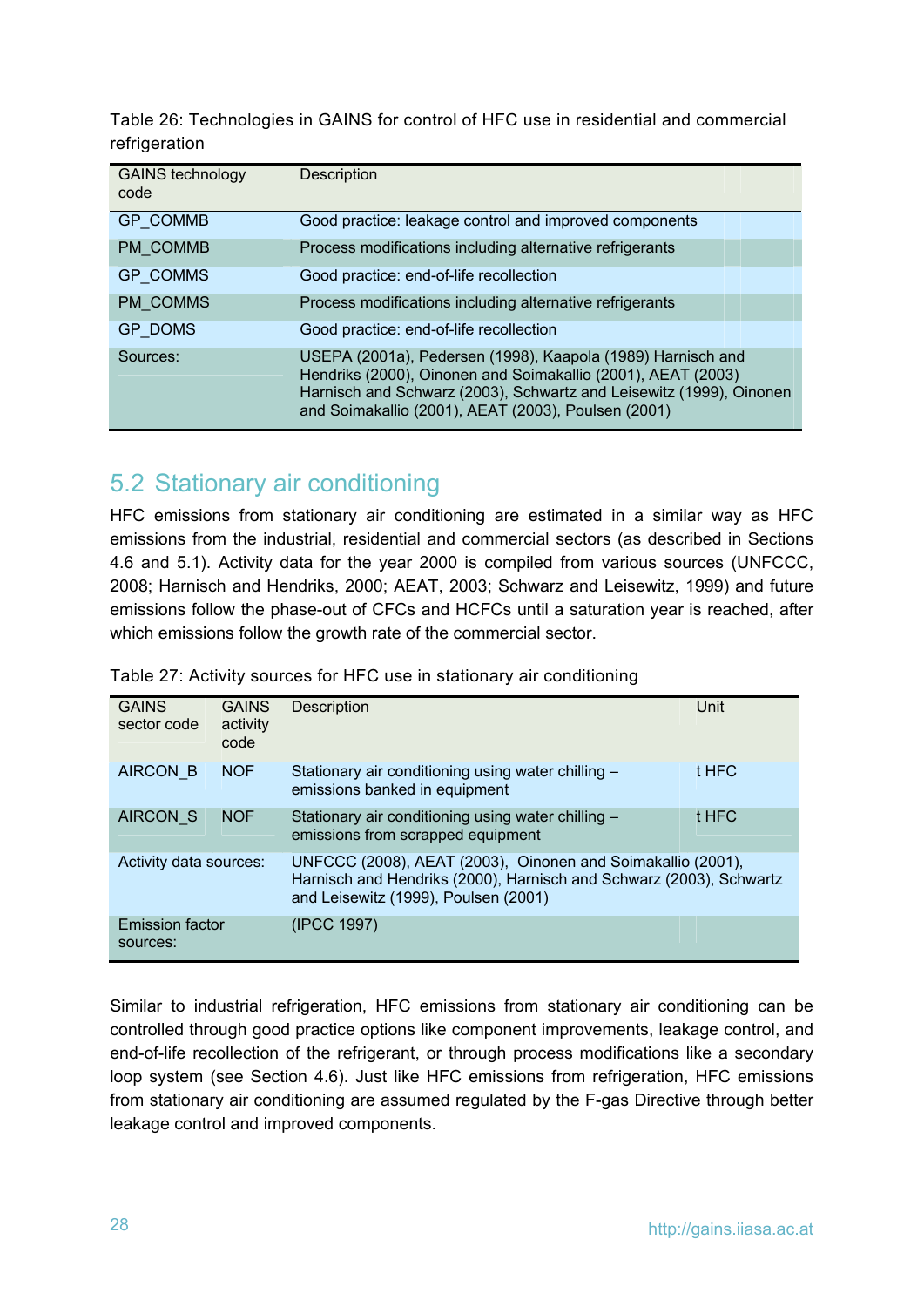Table 26: Technologies in GAINS for control of HFC use in residential and commercial refrigeration

| GAINS technology code | Description |
|---|---|
| GP_COMMB | Good practice: leakage control and improved components |
| PM_COMMB | Process modifications including alternative refrigerants |
| GP_COMMS | Good practice: end-of-life recollection |
| PM_COMMS | Process modifications including alternative refrigerants |
| GP_DOMS | Good practice: end-of-life recollection |
| Sources: | USEPA (2001a), Pedersen (1998), Kaapola (1989) Harnisch and Hendriks (2000), Oinonen and Soimakallio (2001), AEAT (2003) Harnisch and Schwarz (2003), Schwartz and Leisewitz (1999), Oinonen and Soimakallio (2001), AEAT (2003), Poulsen (2001) |

## 5.2 Stationary air conditioning

HFC emissions from stationary air conditioning are estimated in a similar way as HFC emissions from the industrial, residential and commercial sectors (as described in Sections 4.6 and 5.1). Activity data for the year 2000 is compiled from various sources (UNFCCC, 2008; Harnisch and Hendriks, 2000; AEAT, 2003; Schwarz and Leisewitz, 1999) and future emissions follow the phase-out of CFCs and HCFCs until a saturation year is reached, after which emissions follow the growth rate of the commercial sector.

Table 27: Activity sources for HFC use in stationary air conditioning

| GAINS sector code | GAINS activity code | Description | Unit |
|---|---|---|---|
| AIRCON_B | NOF | Stationary air conditioning using water chilling – emissions banked in equipment | t HFC |
| AIRCON_S | NOF | Stationary air conditioning using water chilling – emissions from scrapped equipment | t HFC |
| Activity data sources: | | UNFCCC (2008), AEAT (2003), Oinonen and Soimakallio (2001), Harnisch and Hendriks (2000), Harnisch and Schwarz (2003), Schwartz and Leisewitz (1999), Poulsen (2001) | |
| Emission factor sources: | | (IPCC 1997) | |

Similar to industrial refrigeration, HFC emissions from stationary air conditioning can be controlled through good practice options like component improvements, leakage control, and end-of-life recollection of the refrigerant, or through process modifications like a secondary loop system (see Section 4.6). Just like HFC emissions from refrigeration, HFC emissions from stationary air conditioning are assumed regulated by the F-gas Directive through better leakage control and improved components.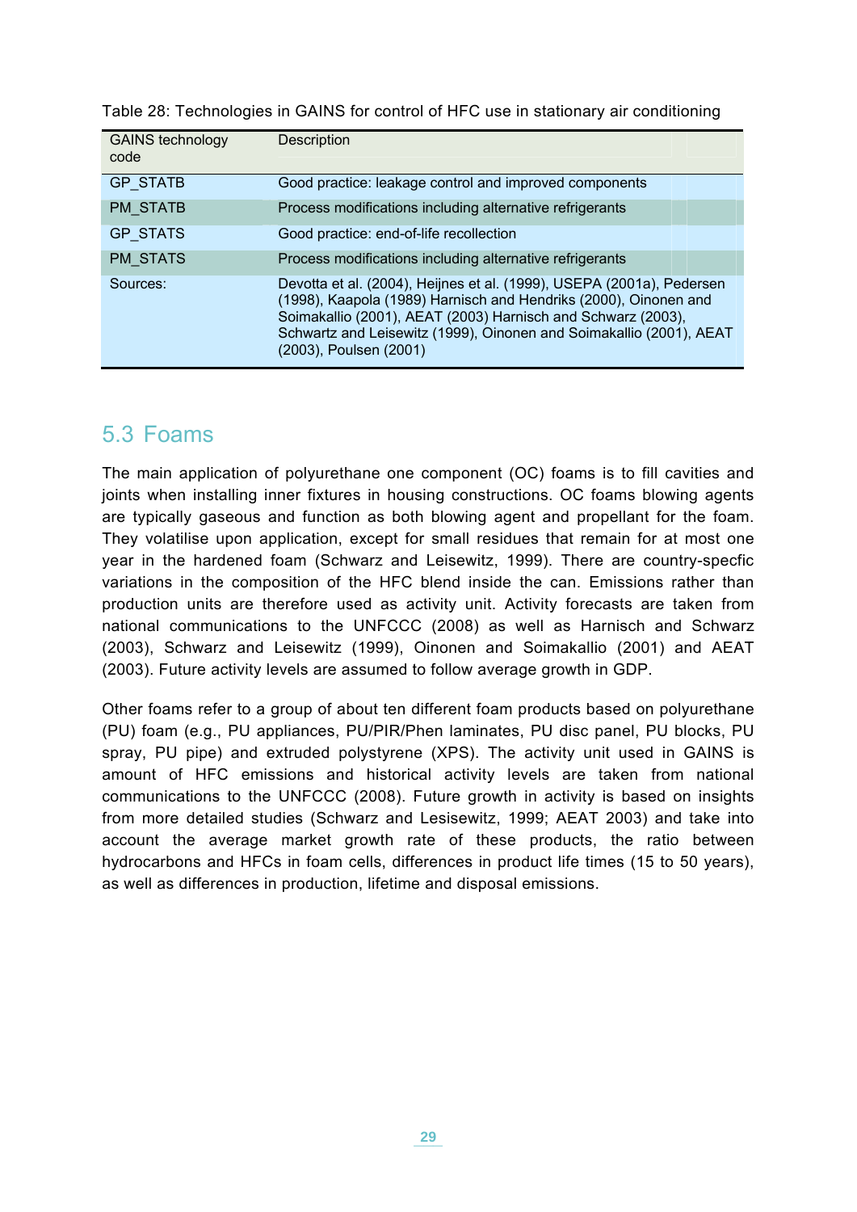Table 28: Technologies in GAINS for control of HFC use in stationary air conditioning

| GAINS technology code | Description |
|---|---|
| GP_STATB | Good practice: leakage control and improved components |
| PM_STATB | Process modifications including alternative refrigerants |
| GP_STATS | Good practice: end-of-life recollection |
| PM_STATS | Process modifications including alternative refrigerants |
| Sources: | Devotta et al. (2004), Heijnes et al. (1999), USEPA (2001a), Pedersen (1998), Kaapola (1989) Harnisch and Hendriks (2000), Oinonen and Soimakallio (2001), AEAT (2003) Harnisch and Schwarz (2003), Schwartz and Leisewitz (1999), Oinonen and Soimakallio (2001), AEAT (2003), Poulsen (2001) |

## 5.3 Foams

The main application of polyurethane one component (OC) foams is to fill cavities and joints when installing inner fixtures in housing constructions. OC foams blowing agents are typically gaseous and function as both blowing agent and propellant for the foam. They volatilise upon application, except for small residues that remain for at most one year in the hardened foam (Schwarz and Leisewitz, 1999). There are country-specfic variations in the composition of the HFC blend inside the can. Emissions rather than production units are therefore used as activity unit. Activity forecasts are taken from national communications to the UNFCCC (2008) as well as Harnisch and Schwarz (2003), Schwarz and Leisewitz (1999), Oinonen and Soimakallio (2001) and AEAT (2003). Future activity levels are assumed to follow average growth in GDP.

Other foams refer to a group of about ten different foam products based on polyurethane (PU) foam (e.g., PU appliances, PU/PIR/Phen laminates, PU disc panel, PU blocks, PU spray, PU pipe) and extruded polystyrene (XPS). The activity unit used in GAINS is amount of HFC emissions and historical activity levels are taken from national communications to the UNFCCC (2008). Future growth in activity is based on insights from more detailed studies (Schwarz and Lesisewitz, 1999; AEAT 2003) and take into account the average market growth rate of these products, the ratio between hydrocarbons and HFCs in foam cells, differences in product life times (15 to 50 years), as well as differences in production, lifetime and disposal emissions.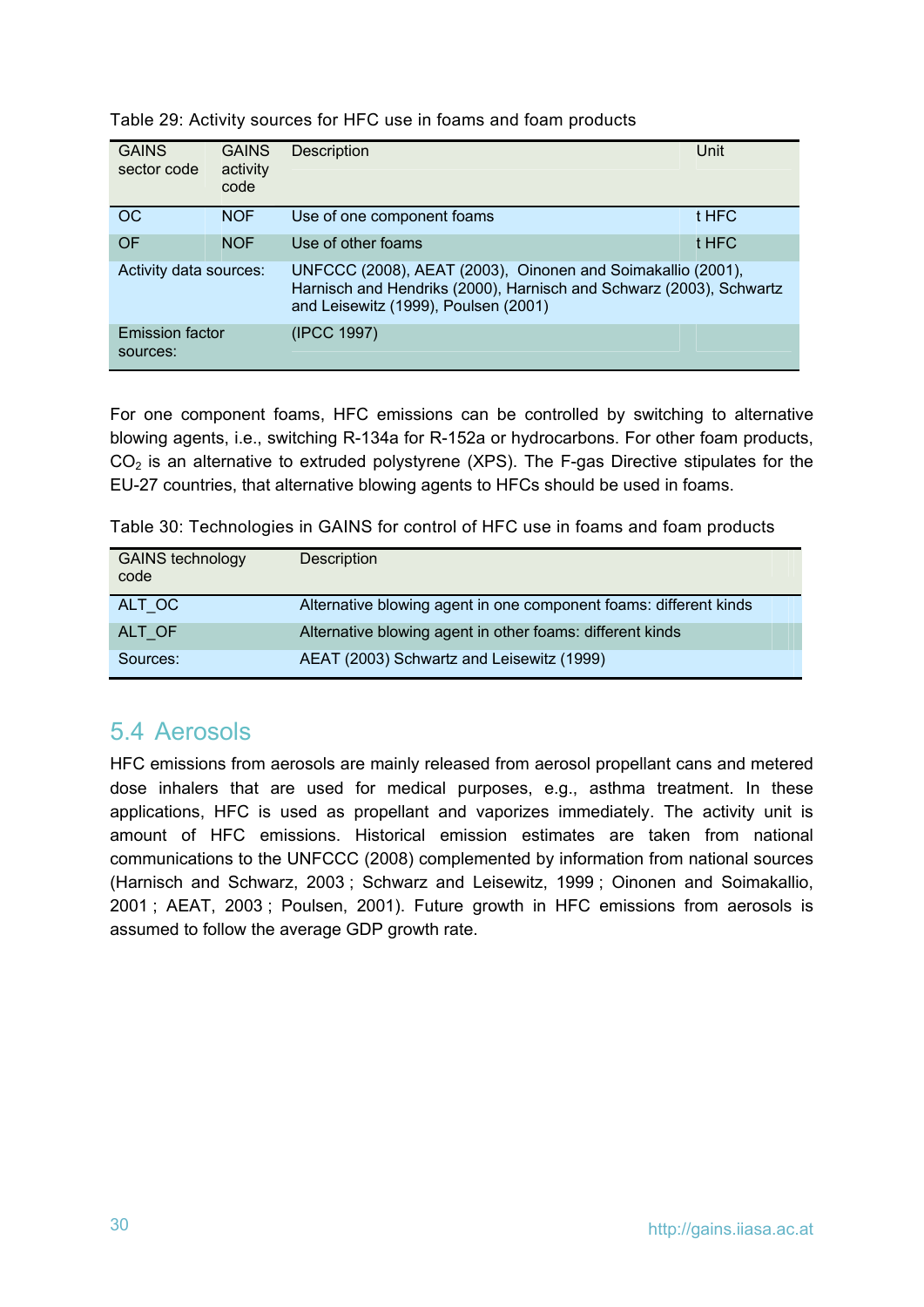Table 29: Activity sources for HFC use in foams and foam products

| GAINS sector code | GAINS activity code | Description | Unit |
|---|---|---|---|
| OC | NOF | Use of one component foams | t HFC |
| OF | NOF | Use of other foams | t HFC |
| Activity data sources: | | UNFCCC (2008), AEAT (2003), Oinonen and Soimakallio (2001), Harnisch and Hendriks (2000), Harnisch and Schwarz (2003), Schwartz and Leisewitz (1999), Poulsen (2001) | |
| Emission factor sources: | | (IPCC 1997) | |

For one component foams, HFC emissions can be controlled by switching to alternative blowing agents, i.e., switching R-134a for R-152a or hydrocarbons. For other foam products, $CO_2$ is an alternative to extruded polystyrene (XPS). The F-gas Directive stipulates for the EU-27 countries, that alternative blowing agents to HFCs should be used in foams.

Table 30: Technologies in GAINS for control of HFC use in foams and foam products

| GAINS technology code | Description |
|---|---|
| ALT_OC | Alternative blowing agent in one component foams: different kinds |
| ALT_OF | Alternative blowing agent in other foams: different kinds |
| Sources: | AEAT (2003) Schwartz and Leisewitz (1999) |

## 5.4 Aerosols

HFC emissions from aerosols are mainly released from aerosol propellant cans and metered dose inhalers that are used for medical purposes, e.g., asthma treatment. In these applications, HFC is used as propellant and vaporizes immediately. The activity unit is amount of HFC emissions. Historical emission estimates are taken from national communications to the UNFCCC (2008) complemented by information from national sources (Harnisch and Schwarz, 2003 ; Schwarz and Leisewitz, 1999 ; Oinonen and Soimakallio, 2001 ; AEAT, 2003 ; Poulsen, 2001). Future growth in HFC emissions from aerosols is assumed to follow the average GDP growth rate.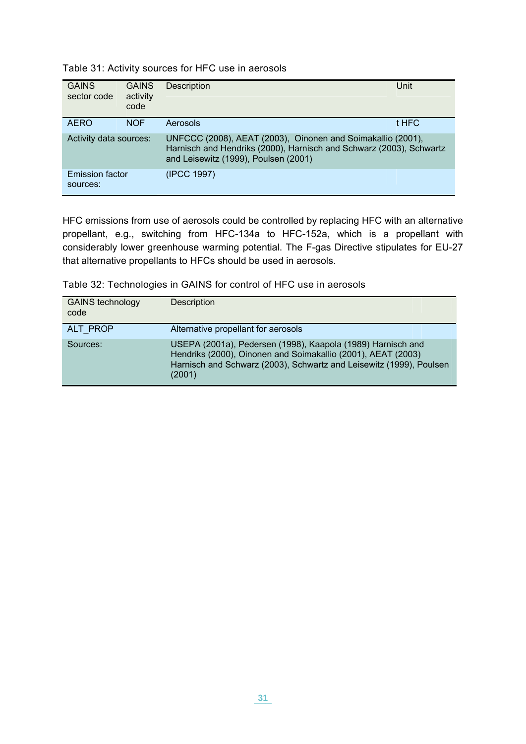Table 31: Activity sources for HFC use in aerosols

| GAINS sector code | GAINS activity code | Description | Unit |
|---|---|---|---|
| AERO | NOF | Aerosols | t HFC |
| Activity data sources: | | UNFCCC (2008), AEAT (2003), Oinonen and Soimakallio (2001), Harnisch and Hendriks (2000), Harnisch and Schwarz (2003), Schwartz and Leisewitz (1999), Poulsen (2001) | |
| Emission factor sources: | | (IPCC 1997) | |

HFC emissions from use of aerosols could be controlled by replacing HFC with an alternative propellant, e.g., switching from HFC-134a to HFC-152a, which is a propellant with considerably lower greenhouse warming potential. The F-gas Directive stipulates for EU-27 that alternative propellants to HFCs should be used in aerosols.

Table 32: Technologies in GAINS for control of HFC use in aerosols

| GAINS technology code | Description |
|---|---|
| ALT_PROP | Alternative propellant for aerosols |
| Sources: | USEPA (2001a), Pedersen (1998), Kaapola (1989) Harnisch and Hendriks (2000), Oinonen and Soimakallio (2001), AEAT (2003) Harnisch and Schwarz (2003), Schwartz and Leisewitz (1999), Poulsen (2001) |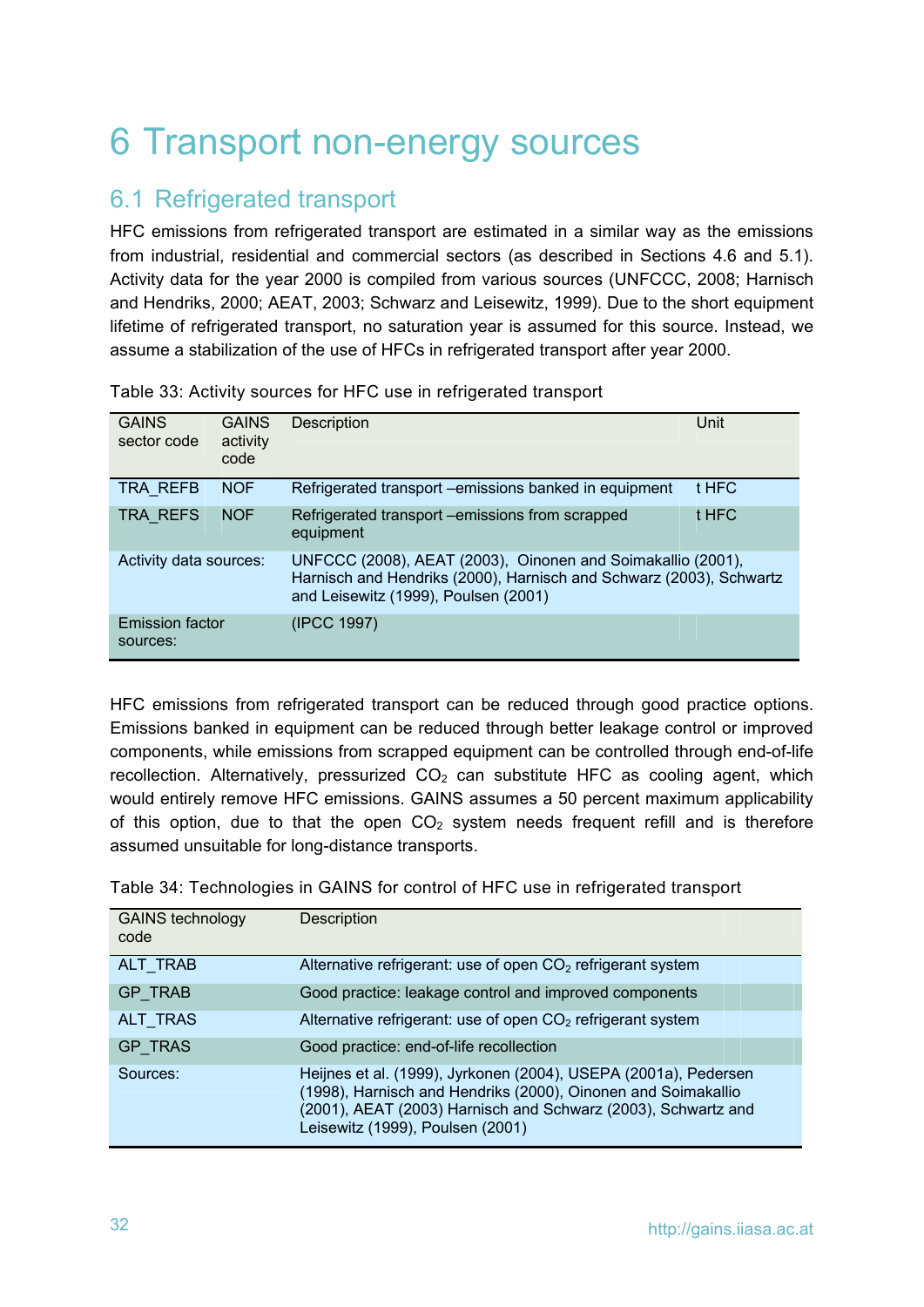# 6 Transport non-energy sources

## 6.1 Refrigerated transport

HFC emissions from refrigerated transport are estimated in a similar way as the emissions from industrial, residential and commercial sectors (as described in Sections 4.6 and 5.1). Activity data for the year 2000 is compiled from various sources (UNFCCC, 2008; Harnisch and Hendriks, 2000; AEAT, 2003; Schwarz and Leisewitz, 1999). Due to the short equipment lifetime of refrigerated transport, no saturation year is assumed for this source. Instead, we assume a stabilization of the use of HFCs in refrigerated transport after year 2000.

Table 33: Activity sources for HFC use in refrigerated transport

| GAINS sector code | GAINS activity code | Description | Unit |
|---|---|---|---|
| TRA_REFB | NOF | Refrigerated transport –emissions banked in equipment | t HFC |
| TRA_REFS | NOF | Refrigerated transport –emissions from scrapped equipment | t HFC |
| Activity data sources: | | UNFCCC (2008), AEAT (2003), Oinonen and Soimakallio (2001), Harnisch and Hendriks (2000), Harnisch and Schwarz (2003), Schwartz and Leisewitz (1999), Poulsen (2001) | |
| Emission factor sources: | | (IPCC 1997) | |

HFC emissions from refrigerated transport can be reduced through good practice options. Emissions banked in equipment can be reduced through better leakage control or improved components, while emissions from scrapped equipment can be controlled through end-of-life recollection. Alternatively, pressurized $CO_2$ can substitute HFC as cooling agent, which would entirely remove HFC emissions. GAINS assumes a 50 percent maximum applicability of this option, due to that the open $CO_2$ system needs frequent refill and is therefore assumed unsuitable for long-distance transports.

Table 34: Technologies in GAINS for control of HFC use in refrigerated transport

| GAINS technology code | Description |
|---|---|
| ALT_TRAB | Alternative refrigerant: use of open $CO_2$ refrigerant system |
| GP_TRAB | Good practice: leakage control and improved components |
| ALT_TRAS | Alternative refrigerant: use of open $CO_2$ refrigerant system |
| GP_TRAS | Good practice: end-of-life recollection |
| Sources: | Heijnes et al. (1999), Jyrkonen (2004), USEPA (2001a), Pedersen (1998), Harnisch and Hendriks (2000), Oinonen and Soimakallio (2001), AEAT (2003) Harnisch and Schwarz (2003), Schwartz and Leisewitz (1999), Poulsen (2001) |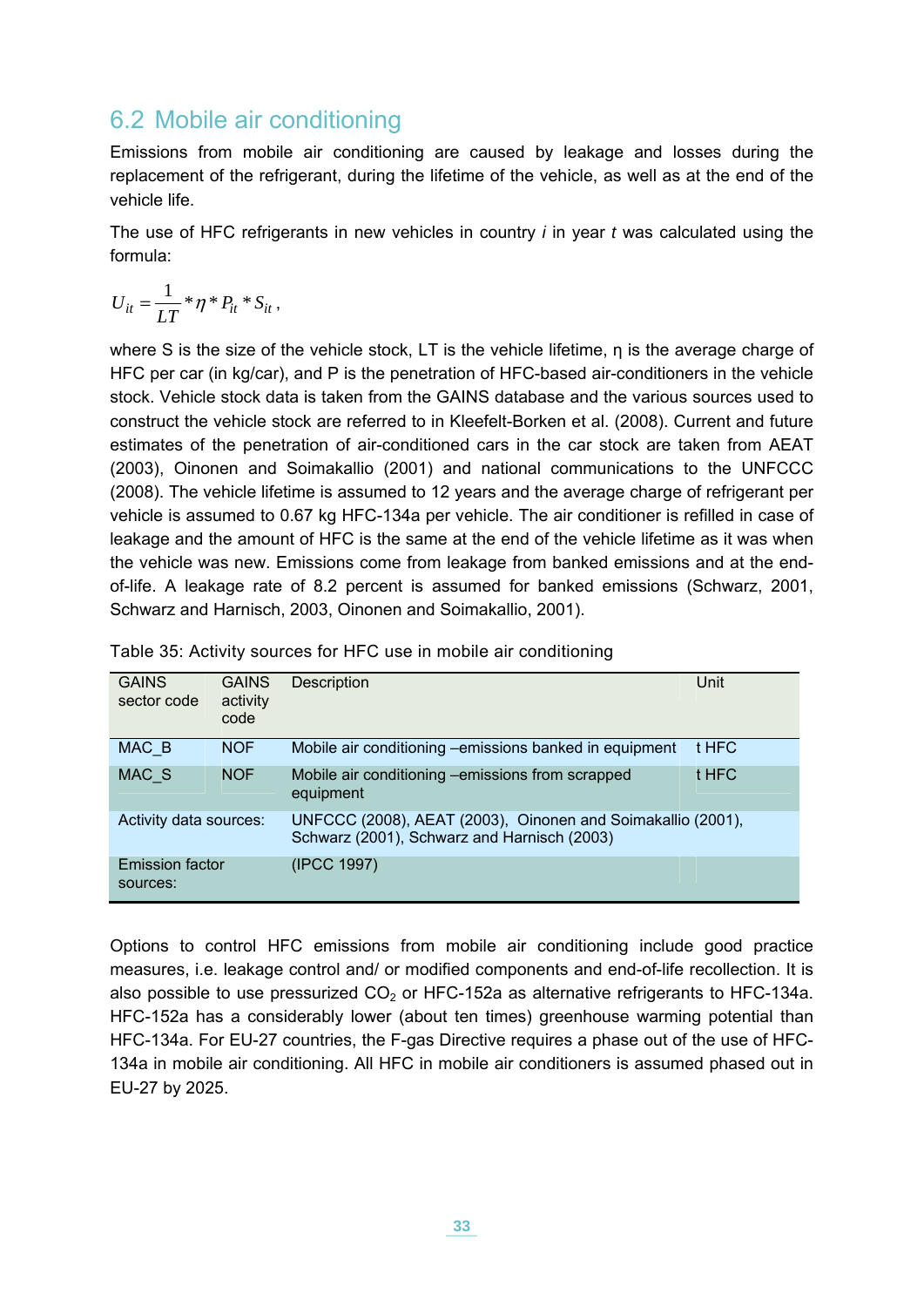## 6.2 Mobile air conditioning

Emissions from mobile air conditioning are caused by leakage and losses during the replacement of the refrigerant, during the lifetime of the vehicle, as well as at the end of the vehicle life.

The use of HFC refrigerants in new vehicles in country *i* in year *t* was calculated using the formula:

$$U_{it} = \frac{1}{LT} * \eta * P_{it} * S_{it} ,$$

where S is the size of the vehicle stock, LT is the vehicle lifetime, η is the average charge of HFC per car (in kg/car), and P is the penetration of HFC-based air-conditioners in the vehicle stock. Vehicle stock data is taken from the GAINS database and the various sources used to construct the vehicle stock are referred to in Kleefelt-Borken et al. (2008). Current and future estimates of the penetration of air-conditioned cars in the car stock are taken from AEAT (2003), Oinonen and Soimakallio (2001) and national communications to the UNFCCC (2008). The vehicle lifetime is assumed to 12 years and the average charge of refrigerant per vehicle is assumed to 0.67 kg HFC-134a per vehicle. The air conditioner is refilled in case of leakage and the amount of HFC is the same at the end of the vehicle lifetime as it was when the vehicle was new. Emissions come from leakage from banked emissions and at the end-of-life. A leakage rate of 8.2 percent is assumed for banked emissions (Schwarz, 2001, Schwarz and Harnisch, 2003, Oinonen and Soimakallio, 2001).

Table 35: Activity sources for HFC use in mobile air conditioning

| GAINS sector code | GAINS activity code | Description | Unit |
|---|---|---|---|
| MAC_B | NOF | Mobile air conditioning –emissions banked in equipment | t HFC |
| MAC_S | NOF | Mobile air conditioning –emissions from scrapped equipment | t HFC |
| Activity data sources: | | UNFCCC (2008), AEAT (2003), Oinonen and Soimakallio (2001), Schwarz (2001), Schwarz and Harnisch (2003) | |
| Emission factor sources: | | (IPCC 1997) | |

Options to control HFC emissions from mobile air conditioning include good practice measures, i.e. leakage control and/ or modified components and end-of-life recollection. It is also possible to use pressurized $CO_2$ or HFC-152a as alternative refrigerants to HFC-134a. HFC-152a has a considerably lower (about ten times) greenhouse warming potential than HFC-134a. For EU-27 countries, the F-gas Directive requires a phase out of the use of HFC-134a in mobile air conditioning. All HFC in mobile air conditioners is assumed phased out in EU-27 by 2025.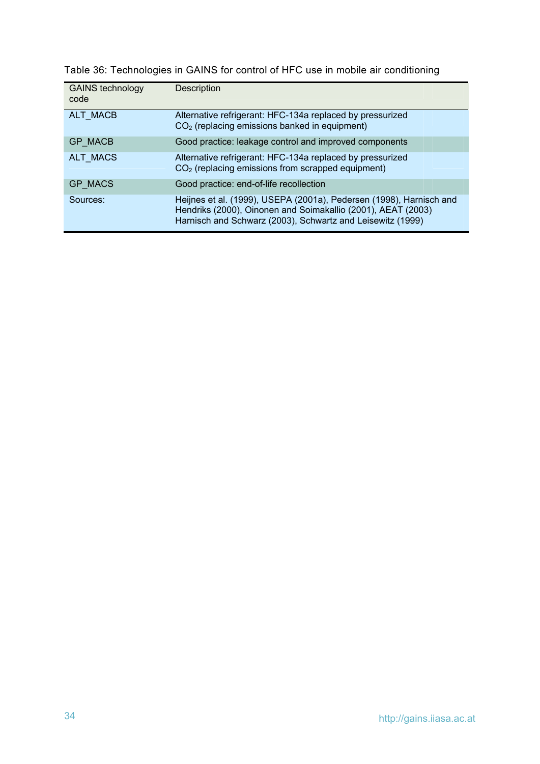Table 36: Technologies in GAINS for control of HFC use in mobile air conditioning

| GAINS technology code | Description |
| --- | --- |
| ALT_MACB | Alternative refrigerant: HFC-134a replaced by pressurized $CO_2$ (replacing emissions banked in equipment) |
| GP_MACB | Good practice: leakage control and improved components |
| ALT_MACS | Alternative refrigerant: HFC-134a replaced by pressurized $CO_2$ (replacing emissions from scrapped equipment) |
| GP_MACS | Good practice: end-of-life recollection |
| Sources: | Heijnes et al. (1999), USEPA (2001a), Pedersen (1998), Harnisch and Hendriks (2000), Oinonen and Soimakallio (2001), AEAT (2003) Harnisch and Schwarz (2003), Schwartz and Leisewitz (1999) |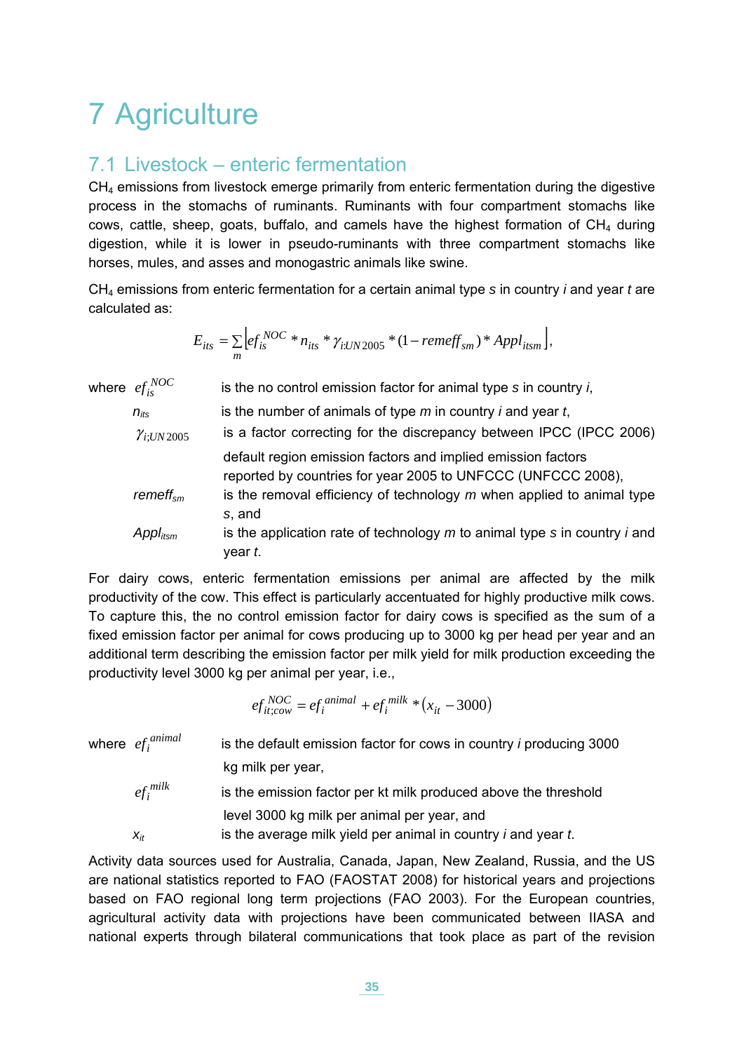# 7 Agriculture

## 7.1 Livestock – enteric fermentation

$CH_4$ emissions from livestock emerge primarily from enteric fermentation during the digestive process in the stomachs of ruminants. Ruminants with four compartment stomachs like cows, cattle, sheep, goats, buffalo, and camels have the highest formation of $CH_4$ during digestion, while it is lower in pseudo-ruminants with three compartment stomachs like horses, mules, and asses and monogastric animals like swine.

$CH_4$ emissions from enteric fermentation for a certain animal type *s* in country *i* and year *t* are calculated as:

$$E_{its} = \sum_m \left[ ef_{is}^{NOC} * n_{its} * \gamma_{i;UN2005} * (1 - remeff_{sm}) * Appl_{itsm} \right],$$

where $ef_{is}^{NOC}$ is the no control emission factor for animal type *s* in country *i*,

$n_{its}$ is the number of animals of type *m* in country *i* and year *t*,

$\gamma_{i;UN2005}$ is a factor correcting for the discrepancy between IPCC (IPCC 2006) default region emission factors and implied emission factors reported by countries for year 2005 to UNFCCC (UNFCCC 2008),

$remeff_{sm}$ is the removal efficiency of technology *m* when applied to animal type *s*, and

$Appl_{itsm}$ is the application rate of technology *m* to animal type *s* in country *i* and year *t*.

For dairy cows, enteric fermentation emissions per animal are affected by the milk productivity of the cow. This effect is particularly accentuated for highly productive milk cows. To capture this, the no control emission factor for dairy cows is specified as the sum of a fixed emission factor per animal for cows producing up to 3000 kg per head per year and an additional term describing the emission factor per milk yield for milk production exceeding the productivity level 3000 kg per animal per year, i.e.,

$$ef_{it;cow}^{NOC} = ef_i^{animal} + ef_i^{milk} * (x_{it} - 3000)$$

where $ef_i^{animal}$ is the default emission factor for cows in country *i* producing 3000 kg milk per year,

$ef_i^{milk}$ is the emission factor per kt milk produced above the threshold level 3000 kg milk per animal per year, and

$x_{it}$ is the average milk yield per animal in country *i* and year *t*.

Activity data sources used for Australia, Canada, Japan, New Zealand, Russia, and the US are national statistics reported to FAO (FAOSTAT 2008) for historical years and projections based on FAO regional long term projections (FAO 2003). For the European countries, agricultural activity data with projections have been communicated between IIASA and national experts through bilateral communications that took place as part of the revision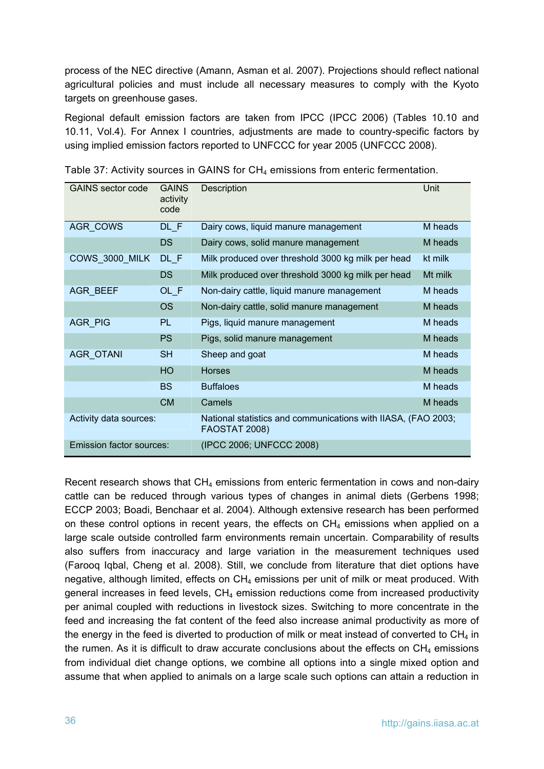process of the NEC directive (Amann, Asman et al. 2007). Projections should reflect national agricultural policies and must include all necessary measures to comply with the Kyoto targets on greenhouse gases.

Regional default emission factors are taken from IPCC (IPCC 2006) (Tables 10.10 and 10.11, Vol.4). For Annex I countries, adjustments are made to country-specific factors by using implied emission factors reported to UNFCCC for year 2005 (UNFCCC 2008).

Table 37: Activity sources in GAINS for $CH_4$ emissions from enteric fermentation.

| GAINS sector code | GAINS activity code | Description | Unit |
|---|---|---|---|
| AGR_COWS | DL_F | Dairy cows, liquid manure management | M heads |
| | DS | Dairy cows, solid manure management | M heads |
| COWS_3000_MILK | DL_F | Milk produced over threshold 3000 kg milk per head | kt milk |
| | DS | Milk produced over threshold 3000 kg milk per head | Mt milk |
| AGR_BEEF | OL_F | Non-dairy cattle, liquid manure management | M heads |
| | OS | Non-dairy cattle, solid manure management | M heads |
| AGR_PIG | PL | Pigs, liquid manure management | M heads |
| | PS | Pigs, solid manure management | M heads |
| AGR_OTANI | SH | Sheep and goat | M heads |
| | HO | Horses | M heads |
| | BS | Buffaloes | M heads |
| | CM | Camels | M heads |
| Activity data sources: | | National statistics and communications with IIASA, (FAO 2003; FAOSTAT 2008) | |
| Emission factor sources: | | (IPCC 2006; UNFCCC 2008) | |

Recent research shows that $CH_4$ emissions from enteric fermentation in cows and non-dairy cattle can be reduced through various types of changes in animal diets (Gerbens 1998; ECCP 2003; Boadi, Benchaar et al. 2004). Although extensive research has been performed on these control options in recent years, the effects on $CH_4$ emissions when applied on a large scale outside controlled farm environments remain uncertain. Comparability of results also suffers from inaccuracy and large variation in the measurement techniques used (Farooq Iqbal, Cheng et al. 2008). Still, we conclude from literature that diet options have negative, although limited, effects on $CH_4$ emissions per unit of milk or meat produced. With general increases in feed levels, $CH_4$ emission reductions come from increased productivity per animal coupled with reductions in livestock sizes. Switching to more concentrate in the feed and increasing the fat content of the feed also increase animal productivity as more of the energy in the feed is diverted to production of milk or meat instead of converted to $CH_4$ in the rumen. As it is difficult to draw accurate conclusions about the effects on $CH_4$ emissions from individual diet change options, we combine all options into a single mixed option and assume that when applied to animals on a large scale such options can attain a reduction in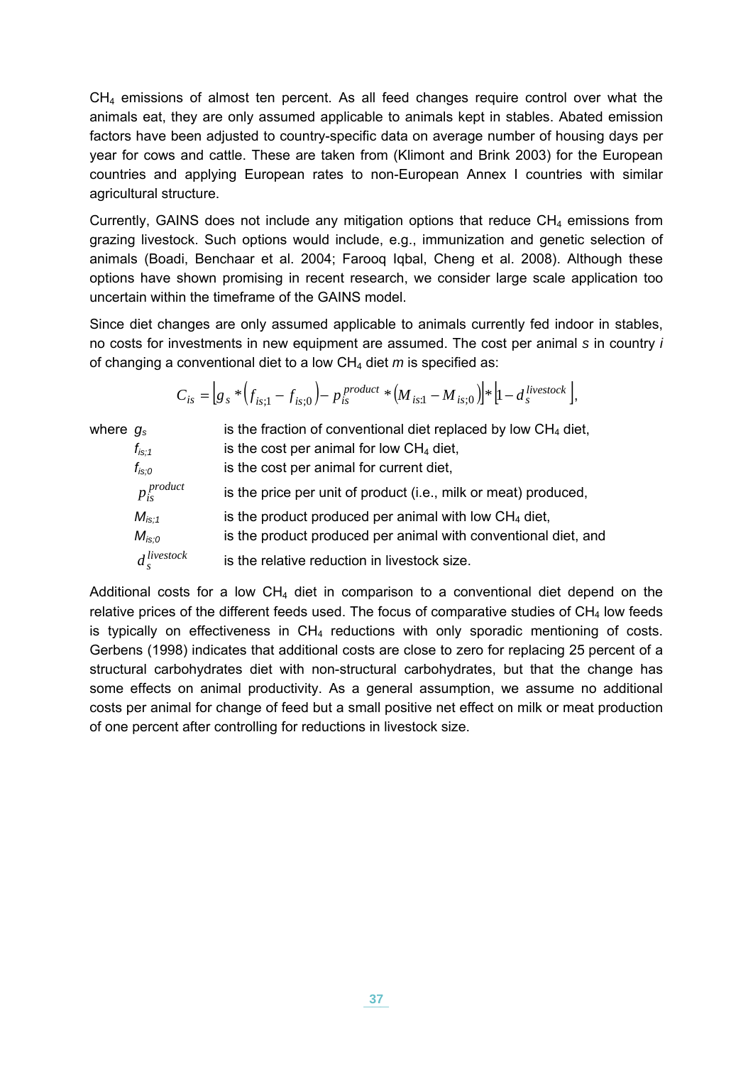$CH_4$ emissions of almost ten percent. As all feed changes require control over what the animals eat, they are only assumed applicable to animals kept in stables. Abated emission factors have been adjusted to country-specific data on average number of housing days per year for cows and cattle. These are taken from (Klimont and Brink 2003) for the European countries and applying European rates to non-European Annex I countries with similar agricultural structure.

Currently, GAINS does not include any mitigation options that reduce $CH_4$ emissions from grazing livestock. Such options would include, e.g., immunization and genetic selection of animals (Boadi, Benchaar et al. 2004; Farooq Iqbal, Cheng et al. 2008). Although these options have shown promising in recent research, we consider large scale application too uncertain within the timeframe of the GAINS model.

Since diet changes are only assumed applicable to animals currently fed indoor in stables, no costs for investments in new equipment are assumed. The cost per animal *s* in country *i* of changing a conventional diet to a low $CH_4$ diet *m* is specified as:

$$C_{is} = \left[g_s * \left(f_{is;1} - f_{is;0}\right) - p_{is}^{product} * \left(M_{is;1} - M_{is;0}\right)\right] * \left[1 - d_s^{livestock}\right],$$

where
$g_s$ is the fraction of conventional diet replaced by low $CH_4$ diet,
$f_{is;1}$ is the cost per animal for low $CH_4$ diet,
$f_{is;0}$ is the cost per animal for current diet,
$p_{is}^{product}$ is the price per unit of product (i.e., milk or meat) produced,
$M_{is;1}$ is the product produced per animal with low $CH_4$ diet,
$M_{is;0}$ is the product produced per animal with conventional diet, and
$d_s^{livestock}$ is the relative reduction in livestock size.

Additional costs for a low $CH_4$ diet in comparison to a conventional diet depend on the relative prices of the different feeds used. The focus of comparative studies of $CH_4$ low feeds is typically on effectiveness in $CH_4$ reductions with only sporadic mentioning of costs. Gerbens (1998) indicates that additional costs are close to zero for replacing 25 percent of a structural carbohydrates diet with non-structural carbohydrates, but that the change has some effects on animal productivity. As a general assumption, we assume no additional costs per animal for change of feed but a small positive net effect on milk or meat production of one percent after controlling for reductions in livestock size.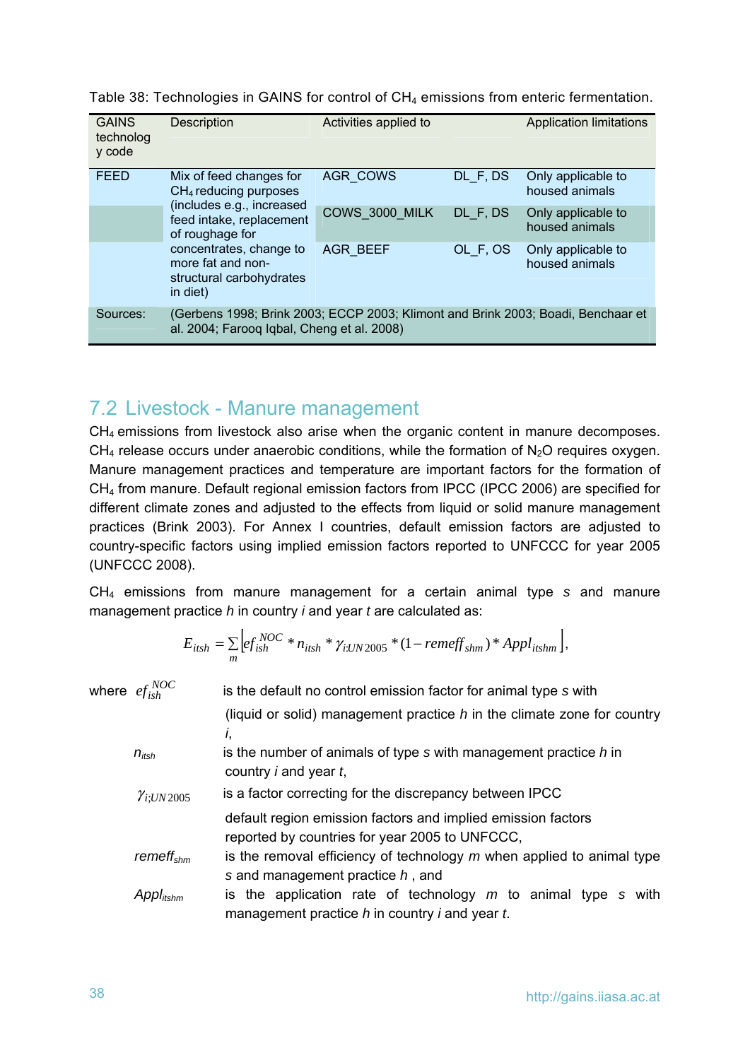Table 38: Technologies in GAINS for control of $CH_4$ emissions from enteric fermentation.

| GAINS technology code | Description | Activities applied to | | Application limitations |
|---|---|---|---|---|
| FEED | Mix of feed changes for $CH_4$ reducing purposes (includes e.g., increased feed intake, replacement of roughage for concentrates, change to more fat and non-structural carbohydrates in diet) | AGR_COWS | DL_F, DS | Only applicable to housed animals |
| | | COWS_3000_MILK | DL_F, DS | Only applicable to housed animals |
| | | AGR_BEEF | OL_F, OS | Only applicable to housed animals |
| Sources: | (Gerbens 1998; Brink 2003; ECCP 2003; Klimont and Brink 2003; Boadi, Benchaar et al. 2004; Farooq Iqbal, Cheng et al. 2008) | | | |

## 7.2 Livestock - Manure management

$CH_4$ emissions from livestock also arise when the organic content in manure decomposes. $CH_4$ release occurs under anaerobic conditions, while the formation of $N_2O$ requires oxygen. Manure management practices and temperature are important factors for the formation of $CH_4$ from manure. Default regional emission factors from IPCC (IPCC 2006) are specified for different climate zones and adjusted to the effects from liquid or solid manure management practices (Brink 2003). For Annex I countries, default emission factors are adjusted to country-specific factors using implied emission factors reported to UNFCCC for year 2005 (UNFCCC 2008).

$CH_4$ emissions from manure management for a certain animal type *s* and manure management practice *h* in country *i* and year *t* are calculated as:

$$E_{itsh} = \sum_{m} \left[ ef_{ish}^{NOC} * n_{itsh} * \gamma_{i;UN2005} * (1 - remeff_{shm}) * Appl_{itshm} \right],$$

where $ef_{ish}^{NOC}$ is the default no control emission factor for animal type *s* with (liquid or solid) management practice *h* in the climate zone for country *i*,

$n_{itsh}$ is the number of animals of type *s* with management practice *h* in country *i* and year *t*,

$\gamma_{i;UN2005}$ is a factor correcting for the discrepancy between IPCC default region emission factors and implied emission factors reported by countries for year 2005 to UNFCCC,

$remeff_{shm}$ is the removal efficiency of technology *m* when applied to animal type *s* and management practice *h* , and

$Appl_{itshm}$ is the application rate of technology *m* to animal type *s* with management practice *h* in country *i* and year *t*.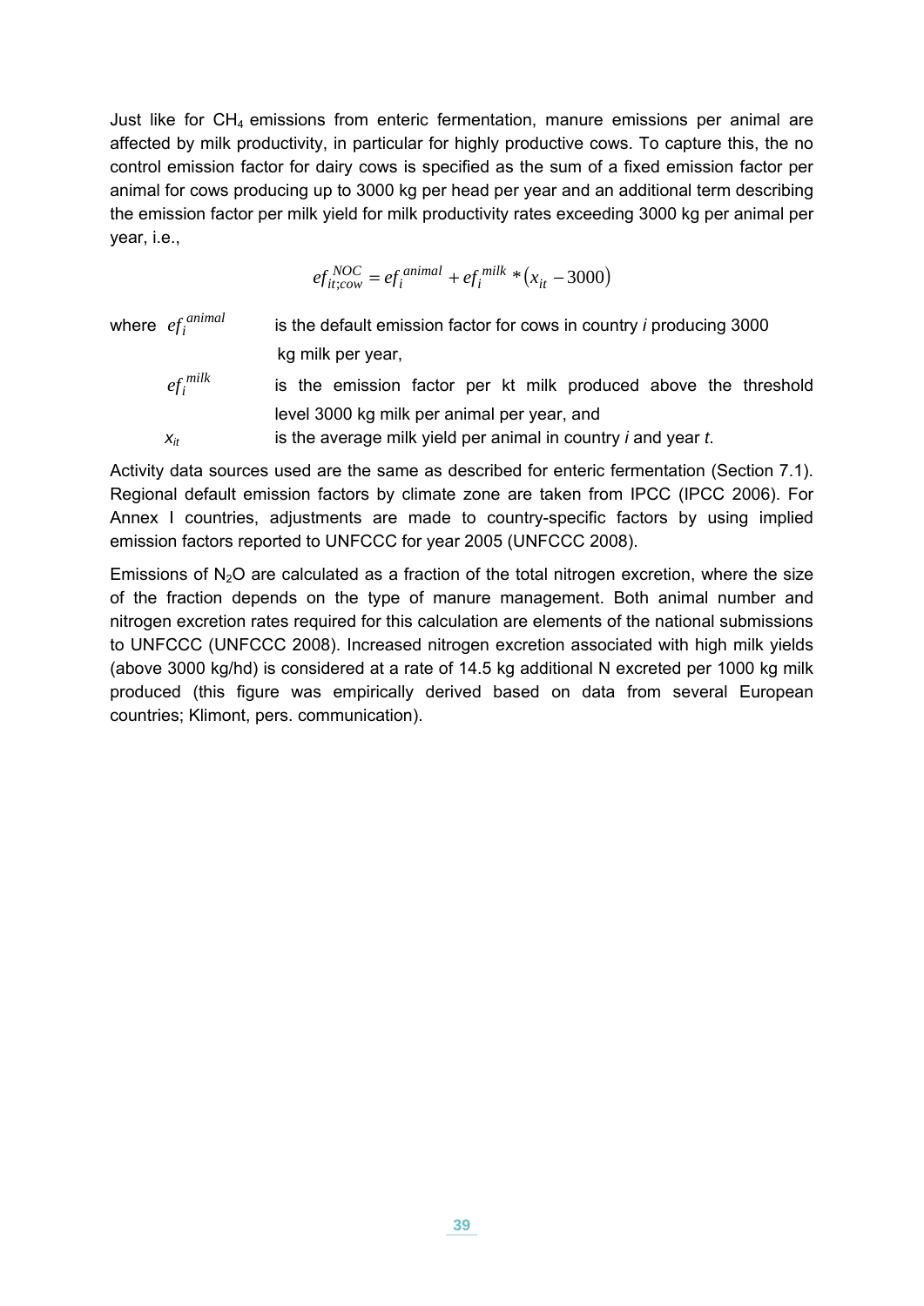Just like for $CH_4$ emissions from enteric fermentation, manure emissions per animal are affected by milk productivity, in particular for highly productive cows. To capture this, the no control emission factor for dairy cows is specified as the sum of a fixed emission factor per animal for cows producing up to 3000 kg per head per year and an additional term describing the emission factor per milk yield for milk productivity rates exceeding 3000 kg per animal per year, i.e.,

$$ef_{it;cow}^{NOC} = ef_i^{animal} + ef_i^{milk} * (x_{it} - 3000)$$

where $ef_i^{animal}$ is the default emission factor for cows in country $i$ producing 3000 kg milk per year,

$ef_i^{milk}$ is the emission factor per kt milk produced above the threshold level 3000 kg milk per animal per year, and

$x_{it}$ is the average milk yield per animal in country $i$ and year $t$.

Activity data sources used are the same as described for enteric fermentation (Section 7.1). Regional default emission factors by climate zone are taken from IPCC (IPCC 2006). For Annex I countries, adjustments are made to country-specific factors by using implied emission factors reported to UNFCCC for year 2005 (UNFCCC 2008).

Emissions of $N_2O$ are calculated as a fraction of the total nitrogen excretion, where the size of the fraction depends on the type of manure management. Both animal number and nitrogen excretion rates required for this calculation are elements of the national submissions to UNFCCC (UNFCCC 2008). Increased nitrogen excretion associated with high milk yields (above 3000 kg/hd) is considered at a rate of 14.5 kg additional N excreted per 1000 kg milk produced (this figure was empirically derived based on data from several European countries; Klimont, pers. communication).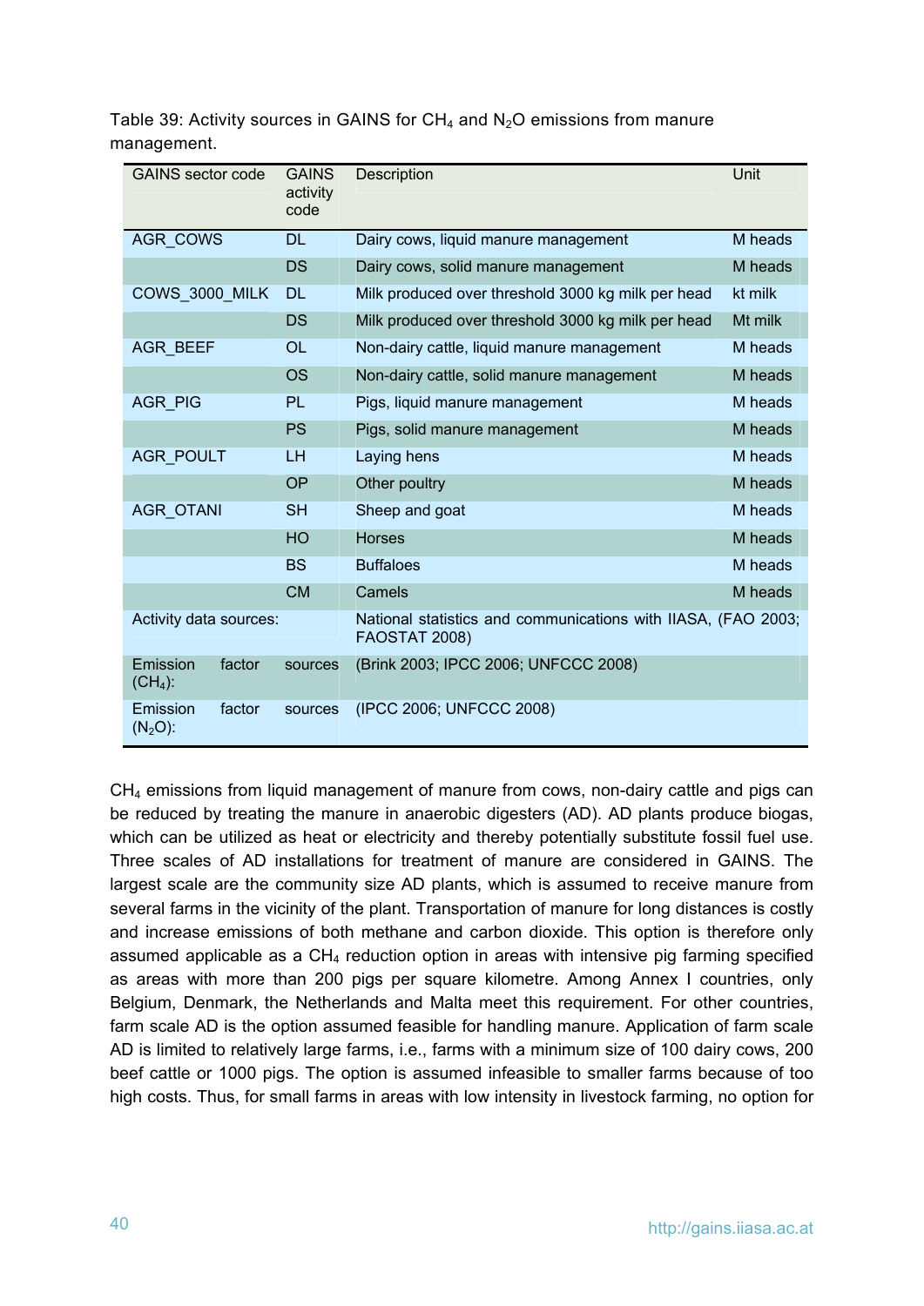Table 39: Activity sources in GAINS for $CH_4$ and $N_2O$ emissions from manure management.

| GAINS sector code | GAINS activity code | Description | Unit |
|---|---|---|---|
| AGR_COWS | DL | Dairy cows, liquid manure management | M heads |
| | DS | Dairy cows, solid manure management | M heads |
| COWS_3000_MILK | DL | Milk produced over threshold 3000 kg milk per head | kt milk |
| | DS | Milk produced over threshold 3000 kg milk per head | Mt milk |
| AGR_BEEF | OL | Non-dairy cattle, liquid manure management | M heads |
| | OS | Non-dairy cattle, solid manure management | M heads |
| AGR_PIG | PL | Pigs, liquid manure management | M heads |
| | PS | Pigs, solid manure management | M heads |
| AGR_POULT | LH | Laying hens | M heads |
| | OP | Other poultry | M heads |
| AGR_OTANI | SH | Sheep and goat | M heads |
| | HO | Horses | M heads |
| | BS | Buffaloes | M heads |
| | CM | Camels | M heads |
| Activity data sources: | | National statistics and communications with IIASA, (FAO 2003; FAOSTAT 2008) | |
| Emission factor sources ($CH_4$): | | (Brink 2003; IPCC 2006; UNFCCC 2008) | |
| Emission factor sources ($N_2O$): | | (IPCC 2006; UNFCCC 2008) | |

$CH_4$ emissions from liquid management of manure from cows, non-dairy cattle and pigs can be reduced by treating the manure in anaerobic digesters (AD). AD plants produce biogas, which can be utilized as heat or electricity and thereby potentially substitute fossil fuel use. Three scales of AD installations for treatment of manure are considered in GAINS. The largest scale are the community size AD plants, which is assumed to receive manure from several farms in the vicinity of the plant. Transportation of manure for long distances is costly and increase emissions of both methane and carbon dioxide. This option is therefore only assumed applicable as a $CH_4$ reduction option in areas with intensive pig farming specified as areas with more than 200 pigs per square kilometre. Among Annex I countries, only Belgium, Denmark, the Netherlands and Malta meet this requirement. For other countries, farm scale AD is the option assumed feasible for handling manure. Application of farm scale AD is limited to relatively large farms, i.e., farms with a minimum size of 100 dairy cows, 200 beef cattle or 1000 pigs. The option is assumed infeasible to smaller farms because of too high costs. Thus, for small farms in areas with low intensity in livestock farming, no option for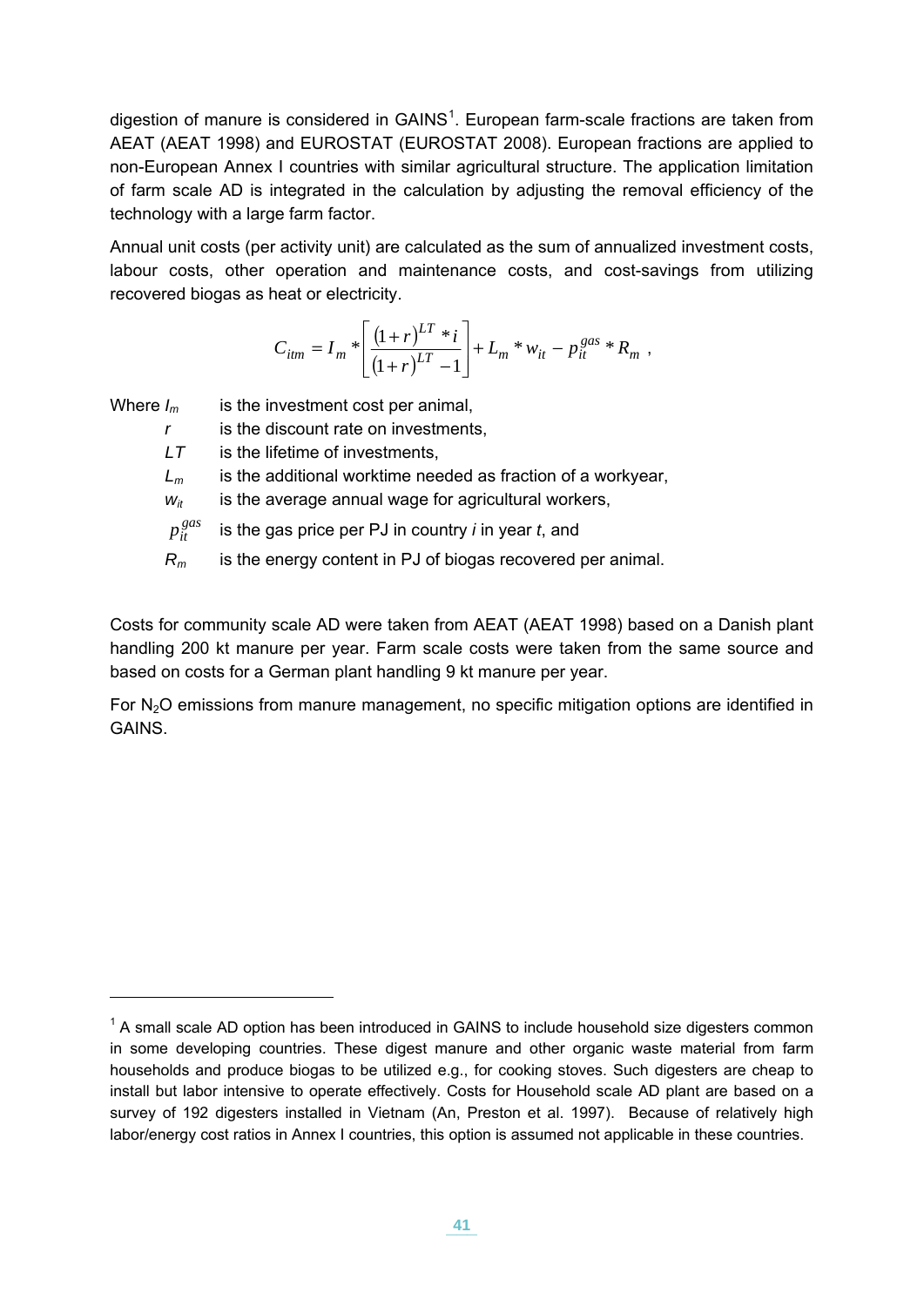digestion of manure is considered in GAINS[1]. European farm-scale fractions are taken from AEAT (AEAT 1998) and EUROSTAT (EUROSTAT 2008). European fractions are applied to non-European Annex I countries with similar agricultural structure. The application limitation of farm scale AD is integrated in the calculation by adjusting the removal efficiency of the technology with a large farm factor.

Annual unit costs (per activity unit) are calculated as the sum of annualized investment costs, labour costs, other operation and maintenance costs, and cost-savings from utilizing recovered biogas as heat or electricity.

$$C_{itm} = I_m * \left[ \frac{(1+r)^{LT} * i}{(1+r)^{LT} - 1} \right] + L_m * w_{it} - p_{it}^{gas} * R_m \ ,$$

Where $I_m$ is the investment cost per animal,

- $r$ is the discount rate on investments,
- $LT$ is the lifetime of investments,
- $L_m$ is the additional worktime needed as fraction of a workyear,
- $w_{it}$ is the average annual wage for agricultural workers,
- $p_{it}^{gas}$ is the gas price per PJ in country *i* in year *t*, and
- $R_m$ is the energy content in PJ of biogas recovered per animal.

Costs for community scale AD were taken from AEAT (AEAT 1998) based on a Danish plant handling 200 kt manure per year. Farm scale costs were taken from the same source and based on costs for a German plant handling 9 kt manure per year.

For $N_2O$ emissions from manure management, no specific mitigation options are identified in GAINS.

---

[1] A small scale AD option has been introduced in GAINS to include household size digesters common in some developing countries. These digest manure and other organic waste material from farm households and produce biogas to be utilized e.g., for cooking stoves. Such digesters are cheap to install but labor intensive to operate effectively. Costs for Household scale AD plant are based on a survey of 192 digesters installed in Vietnam (An, Preston et al. 1997). Because of relatively high labor/energy cost ratios in Annex I countries, this option is assumed not applicable in these countries.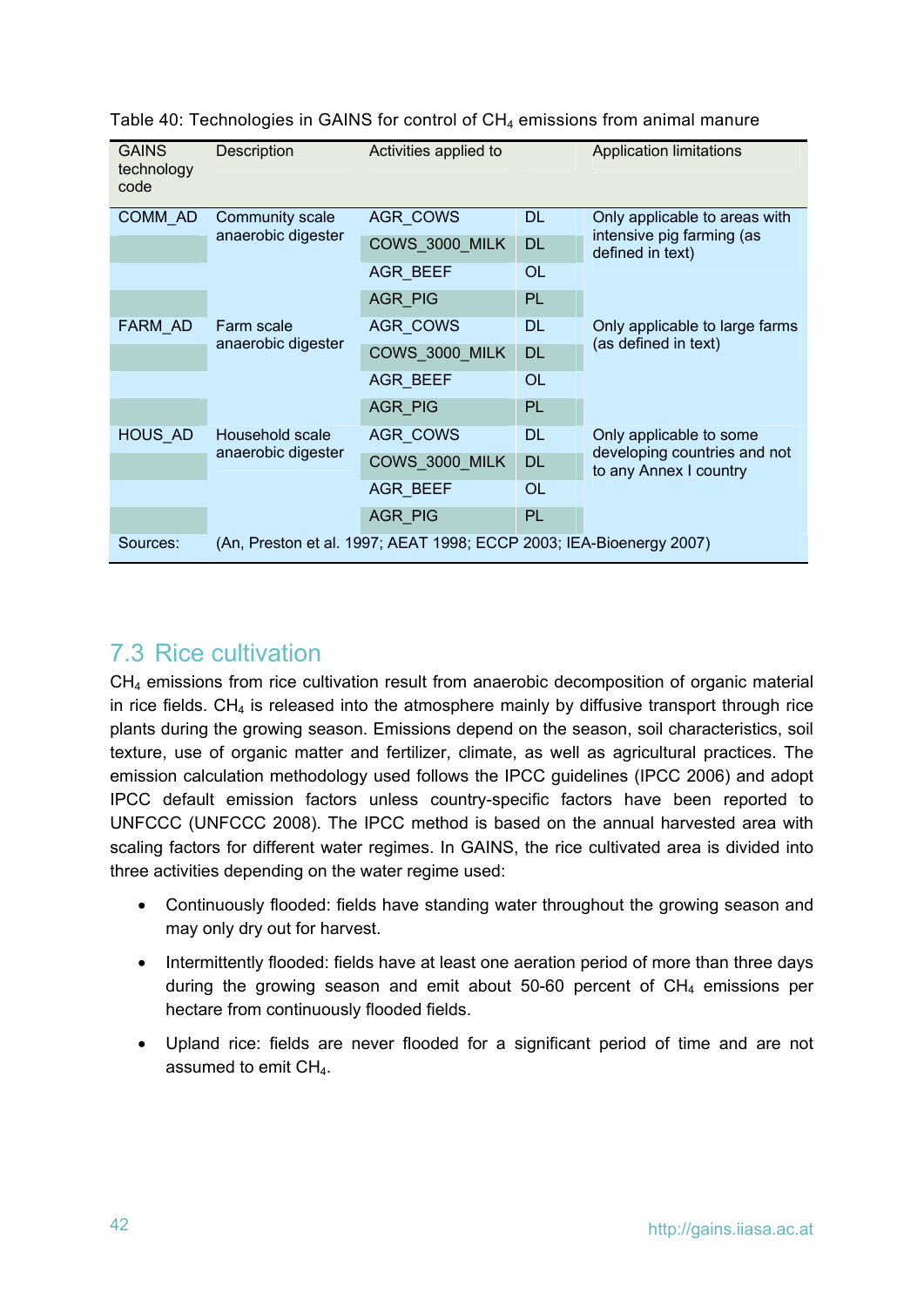Table 40: Technologies in GAINS for control of $CH_4$ emissions from animal manure

| GAINS technology code | Description | Activities applied to | | Application limitations |
|---|---|---|---|---|
| COMM_AD | Community scale anaerobic digester | AGR_COWS | DL | Only applicable to areas with intensive pig farming (as defined in text) |
| | | COWS_3000_MILK | DL | |
| | | AGR_BEEF | OL | |
| | | AGR_PIG | PL | |
| FARM_AD | Farm scale anaerobic digester | AGR_COWS | DL | Only applicable to large farms (as defined in text) |
| | | COWS_3000_MILK | DL | |
| | | AGR_BEEF | OL | |
| | | AGR_PIG | PL | |
| HOUS_AD | Household scale anaerobic digester | AGR_COWS | DL | Only applicable to some developing countries and not to any Annex I country |
| | | COWS_3000_MILK | DL | |
| | | AGR_BEEF | OL | |
| | | AGR_PIG | PL | |
| Sources: | (An, Preston et al. 1997; AEAT 1998; ECCP 2003; IEA-Bioenergy 2007) | | | |

## 7.3 Rice cultivation

$CH_4$ emissions from rice cultivation result from anaerobic decomposition of organic material in rice fields. $CH_4$ is released into the atmosphere mainly by diffusive transport through rice plants during the growing season. Emissions depend on the season, soil characteristics, soil texture, use of organic matter and fertilizer, climate, as well as agricultural practices. The emission calculation methodology used follows the IPCC guidelines (IPCC 2006) and adopt IPCC default emission factors unless country-specific factors have been reported to UNFCCC (UNFCCC 2008). The IPCC method is based on the annual harvested area with scaling factors for different water regimes. In GAINS, the rice cultivated area is divided into three activities depending on the water regime used:

- Continuously flooded: fields have standing water throughout the growing season and may only dry out for harvest.
- Intermittently flooded: fields have at least one aeration period of more than three days during the growing season and emit about 50-60 percent of $CH_4$ emissions per hectare from continuously flooded fields.
- Upland rice: fields are never flooded for a significant period of time and are not assumed to emit $CH_4$.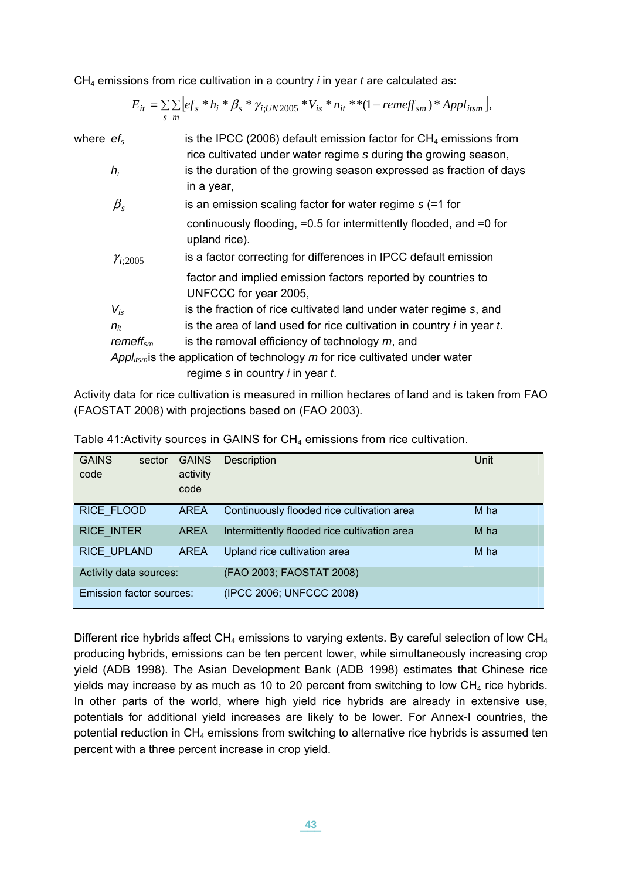$CH_4$ emissions from rice cultivation in a country *i* in year *t* are calculated as:

$$E_{it} = \sum_{s}\sum_{m}\left[ef_s * h_i * \beta_s * \gamma_{i;UN2005} * V_{is} * n_{it} * *(1 - remeff_{sm}) * Appl_{itsm}\right],$$

where $ef_s$ is the IPCC (2006) default emission factor for $CH_4$ emissions from rice cultivated under water regime *s* during the growing season,

$h_i$ is the duration of the growing season expressed as fraction of days in a year,

$\beta_s$ is an emission scaling factor for water regime *s* (=1 for continuously flooding, =0.5 for intermittently flooded, and =0 for upland rice).

$\gamma_{i;2005}$ is a factor correcting for differences in IPCC default emission factor and implied emission factors reported by countries to UNFCCC for year 2005,

$V_{is}$ is the fraction of rice cultivated land under water regime *s*, and

$n_{it}$ is the area of land used for rice cultivation in country *i* in year *t*.

$remeff_{sm}$ is the removal efficiency of technology *m*, and

$Appl_{itsm}$ is the application of technology *m* for rice cultivated under water regime *s* in country *i* in year *t*.

Activity data for rice cultivation is measured in million hectares of land and is taken from FAO (FAOSTAT 2008) with projections based on (FAO 2003).

Table 41:Activity sources in GAINS for $CH_4$ emissions from rice cultivation.

| GAINS sector code | GAINS activity code | Description | Unit |
|---|---|---|---|
| RICE_FLOOD | AREA | Continuously flooded rice cultivation area | M ha |
| RICE_INTER | AREA | Intermittently flooded rice cultivation area | M ha |
| RICE_UPLAND | AREA | Upland rice cultivation area | M ha |
| Activity data sources: | | (FAO 2003; FAOSTAT 2008) | |
| Emission factor sources: | | (IPCC 2006; UNFCCC 2008) | |

Different rice hybrids affect $CH_4$ emissions to varying extents. By careful selection of low $CH_4$ producing hybrids, emissions can be ten percent lower, while simultaneously increasing crop yield (ADB 1998). The Asian Development Bank (ADB 1998) estimates that Chinese rice yields may increase by as much as 10 to 20 percent from switching to low $CH_4$ rice hybrids. In other parts of the world, where high yield rice hybrids are already in extensive use, potentials for additional yield increases are likely to be lower. For Annex-I countries, the potential reduction in $CH_4$ emissions from switching to alternative rice hybrids is assumed ten percent with a three percent increase in crop yield.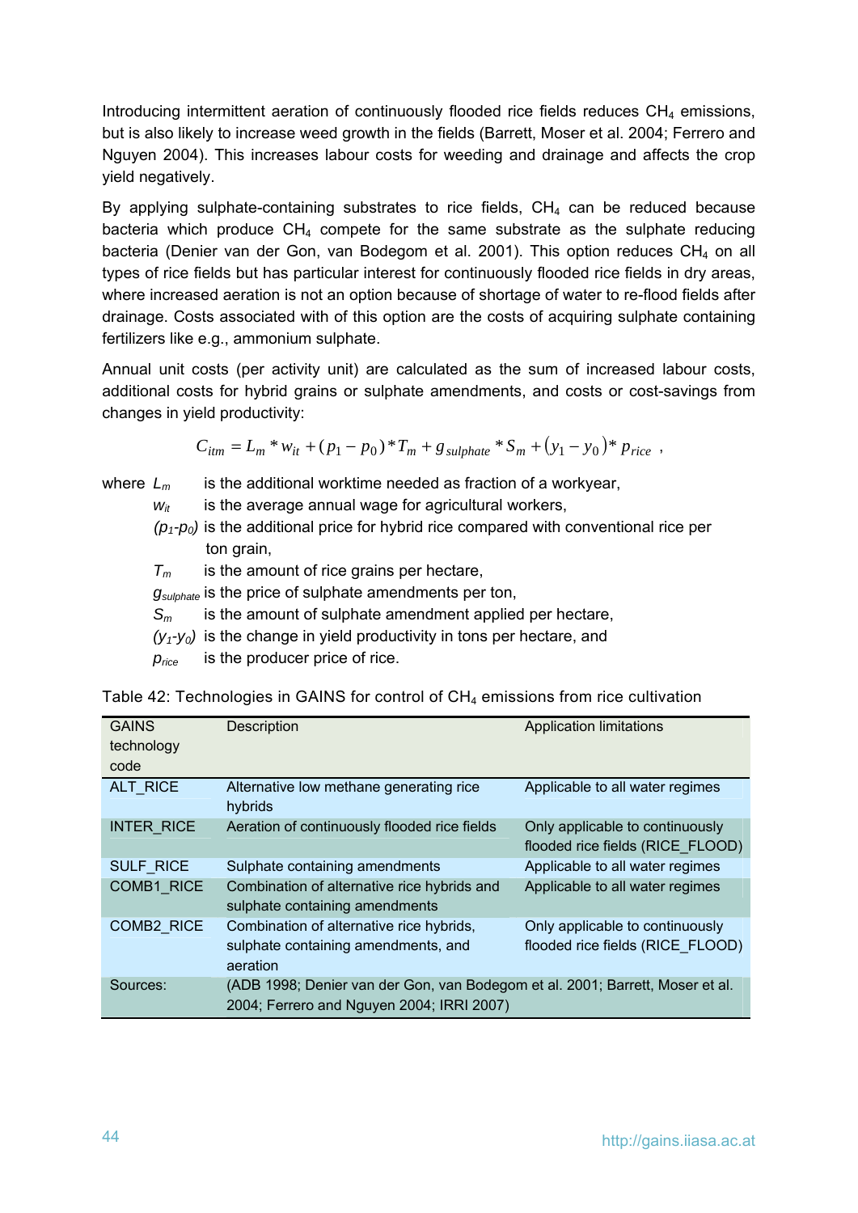Introducing intermittent aeration of continuously flooded rice fields reduces $CH_4$ emissions, but is also likely to increase weed growth in the fields (Barrett, Moser et al. 2004; Ferrero and Nguyen 2004). This increases labour costs for weeding and drainage and affects the crop yield negatively.

By applying sulphate-containing substrates to rice fields, $CH_4$ can be reduced because bacteria which produce $CH_4$ compete for the same substrate as the sulphate reducing bacteria (Denier van der Gon, van Bodegom et al. 2001). This option reduces $CH_4$ on all types of rice fields but has particular interest for continuously flooded rice fields in dry areas, where increased aeration is not an option because of shortage of water to re-flood fields after drainage. Costs associated with of this option are the costs of acquiring sulphate containing fertilizers like e.g., ammonium sulphate.

Annual unit costs (per activity unit) are calculated as the sum of increased labour costs, additional costs for hybrid grains or sulphate amendments, and costs or cost-savings from changes in yield productivity:

$$C_{itm} = L_m * w_{it} + (p_1 - p_0) * T_m + g_{sulphate} * S_m + (y_1 - y_0) * p_{rice} \ ,$$

where $L_m$ is the additional worktime needed as fraction of a workyear,

$w_{it}$ is the average annual wage for agricultural workers,

$(p_1\text{-}p_0)$ is the additional price for hybrid rice compared with conventional rice per ton grain,

$T_m$ is the amount of rice grains per hectare,

$g_{sulphate}$ is the price of sulphate amendments per ton,

$S_m$ is the amount of sulphate amendment applied per hectare,

$(y_1\text{-}y_0)$ is the change in yield productivity in tons per hectare, and

$p_{rice}$ is the producer price of rice.

Table 42: Technologies in GAINS for control of $CH_4$ emissions from rice cultivation

| GAINS technology code | Description | Application limitations |
|---|---|---|
| ALT_RICE | Alternative low methane generating rice hybrids | Applicable to all water regimes |
| INTER_RICE | Aeration of continuously flooded rice fields | Only applicable to continuously flooded rice fields (RICE_FLOOD) |
| SULF_RICE | Sulphate containing amendments | Applicable to all water regimes |
| COMB1_RICE | Combination of alternative rice hybrids and sulphate containing amendments | Applicable to all water regimes |
| COMB2_RICE | Combination of alternative rice hybrids, sulphate containing amendments, and aeration | Only applicable to continuously flooded rice fields (RICE_FLOOD) |
| Sources: | (ADB 1998; Denier van der Gon, van Bodegom et al. 2001; Barrett, Moser et al. 2004; Ferrero and Nguyen 2004; IRRI 2007) | |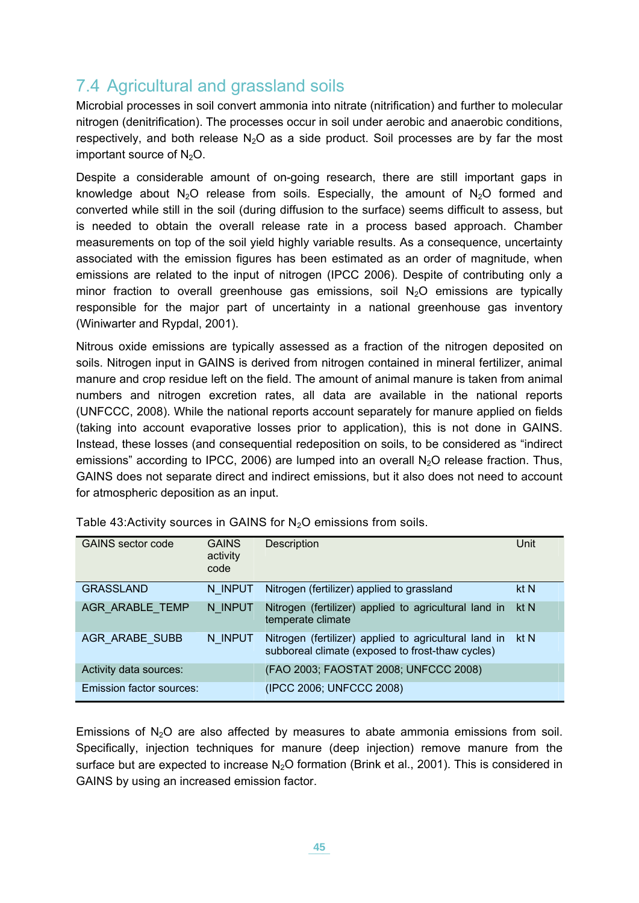## 7.4 Agricultural and grassland soils

Microbial processes in soil convert ammonia into nitrate (nitrification) and further to molecular nitrogen (denitrification). The processes occur in soil under aerobic and anaerobic conditions, respectively, and both release $N_2O$ as a side product. Soil processes are by far the most important source of $N_2O$.

Despite a considerable amount of on-going research, there are still important gaps in knowledge about $N_2O$ release from soils. Especially, the amount of $N_2O$ formed and converted while still in the soil (during diffusion to the surface) seems difficult to assess, but is needed to obtain the overall release rate in a process based approach. Chamber measurements on top of the soil yield highly variable results. As a consequence, uncertainty associated with the emission figures has been estimated as an order of magnitude, when emissions are related to the input of nitrogen (IPCC 2006). Despite of contributing only a minor fraction to overall greenhouse gas emissions, soil $N_2O$ emissions are typically responsible for the major part of uncertainty in a national greenhouse gas inventory (Winiwarter and Rypdal, 2001).

Nitrous oxide emissions are typically assessed as a fraction of the nitrogen deposited on soils. Nitrogen input in GAINS is derived from nitrogen contained in mineral fertilizer, animal manure and crop residue left on the field. The amount of animal manure is taken from animal numbers and nitrogen excretion rates, all data are available in the national reports (UNFCCC, 2008). While the national reports account separately for manure applied on fields (taking into account evaporative losses prior to application), this is not done in GAINS. Instead, these losses (and consequential redeposition on soils, to be considered as "indirect emissions" according to IPCC, 2006) are lumped into an overall $N_2O$ release fraction. Thus, GAINS does not separate direct and indirect emissions, but it also does not need to account for atmospheric deposition as an input.

Table 43:Activity sources in GAINS for $N_2O$ emissions from soils.

| GAINS sector code | GAINS activity code | Description | Unit |
|---|---|---|---|
| GRASSLAND | N_INPUT | Nitrogen (fertilizer) applied to grassland | kt N |
| AGR_ARABLE_TEMP | N_INPUT | Nitrogen (fertilizer) applied to agricultural land in temperate climate | kt N |
| AGR_ARABE_SUBB | N_INPUT | Nitrogen (fertilizer) applied to agricultural land in subboreal climate (exposed to frost-thaw cycles) | kt N |
| Activity data sources: | | (FAO 2003; FAOSTAT 2008; UNFCCC 2008) | |
| Emission factor sources: | | (IPCC 2006; UNFCCC 2008) | |

Emissions of $N_2O$ are also affected by measures to abate ammonia emissions from soil. Specifically, injection techniques for manure (deep injection) remove manure from the surface but are expected to increase $N_2O$ formation (Brink et al., 2001). This is considered in GAINS by using an increased emission factor.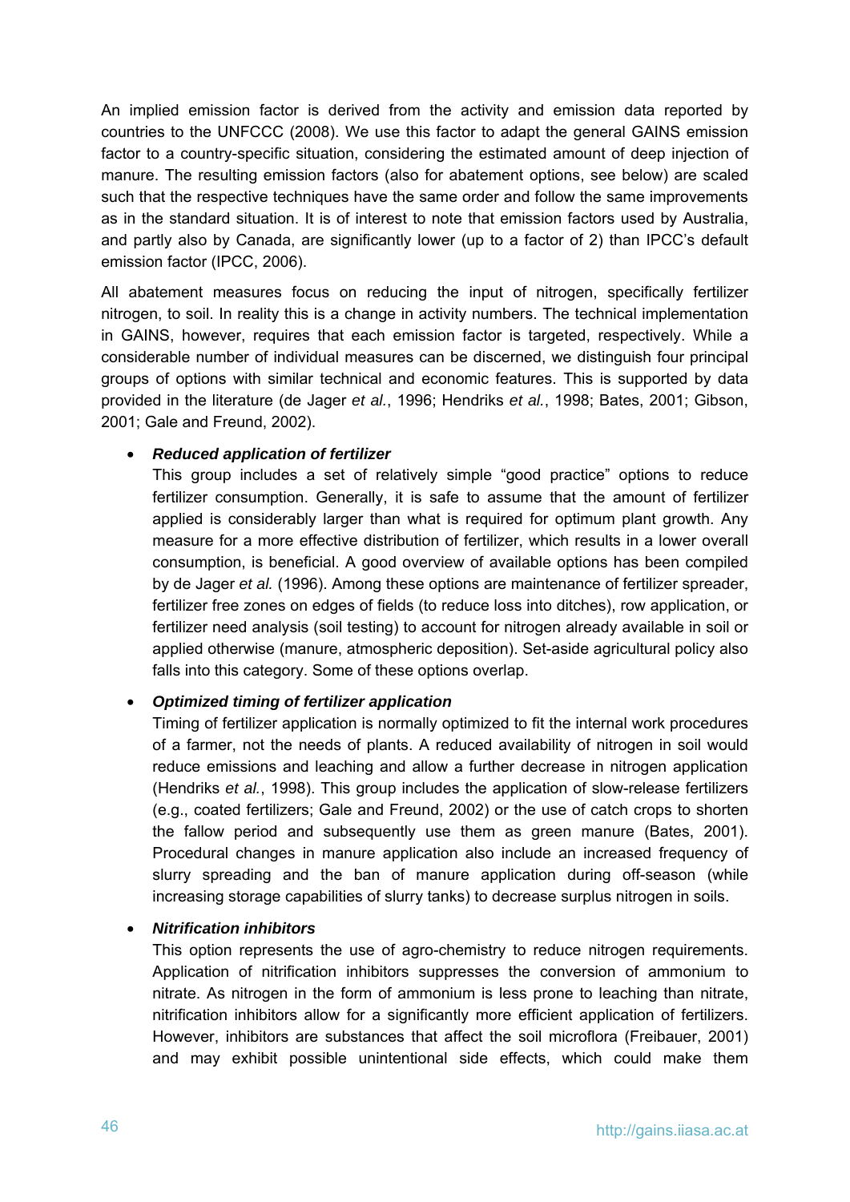An implied emission factor is derived from the activity and emission data reported by countries to the UNFCCC (2008). We use this factor to adapt the general GAINS emission factor to a country-specific situation, considering the estimated amount of deep injection of manure. The resulting emission factors (also for abatement options, see below) are scaled such that the respective techniques have the same order and follow the same improvements as in the standard situation. It is of interest to note that emission factors used by Australia, and partly also by Canada, are significantly lower (up to a factor of 2) than IPCC's default emission factor (IPCC, 2006).

All abatement measures focus on reducing the input of nitrogen, specifically fertilizer nitrogen, to soil. In reality this is a change in activity numbers. The technical implementation in GAINS, however, requires that each emission factor is targeted, respectively. While a considerable number of individual measures can be discerned, we distinguish four principal groups of options with similar technical and economic features. This is supported by data provided in the literature (de Jager *et al.*, 1996; Hendriks *et al.*, 1998; Bates, 2001; Gibson, 2001; Gale and Freund, 2002).

- ***Reduced application of fertilizer***
  This group includes a set of relatively simple "good practice" options to reduce fertilizer consumption. Generally, it is safe to assume that the amount of fertilizer applied is considerably larger than what is required for optimum plant growth. Any measure for a more effective distribution of fertilizer, which results in a lower overall consumption, is beneficial. A good overview of available options has been compiled by de Jager *et al.* (1996). Among these options are maintenance of fertilizer spreader, fertilizer free zones on edges of fields (to reduce loss into ditches), row application, or fertilizer need analysis (soil testing) to account for nitrogen already available in soil or applied otherwise (manure, atmospheric deposition). Set-aside agricultural policy also falls into this category. Some of these options overlap.

- ***Optimized timing of fertilizer application***
  Timing of fertilizer application is normally optimized to fit the internal work procedures of a farmer, not the needs of plants. A reduced availability of nitrogen in soil would reduce emissions and leaching and allow a further decrease in nitrogen application (Hendriks *et al.*, 1998). This group includes the application of slow-release fertilizers (e.g., coated fertilizers; Gale and Freund, 2002) or the use of catch crops to shorten the fallow period and subsequently use them as green manure (Bates, 2001). Procedural changes in manure application also include an increased frequency of slurry spreading and the ban of manure application during off-season (while increasing storage capabilities of slurry tanks) to decrease surplus nitrogen in soils.

- ***Nitrification inhibitors***
  This option represents the use of agro-chemistry to reduce nitrogen requirements. Application of nitrification inhibitors suppresses the conversion of ammonium to nitrate. As nitrogen in the form of ammonium is less prone to leaching than nitrate, nitrification inhibitors allow for a significantly more efficient application of fertilizers. However, inhibitors are substances that affect the soil microflora (Freibauer, 2001) and may exhibit possible unintentional side effects, which could make them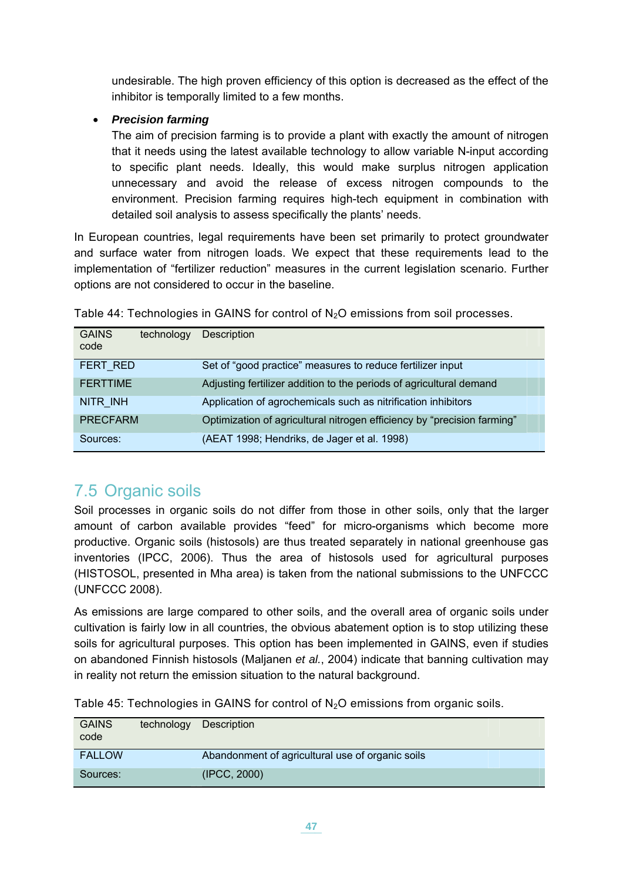undesirable. The high proven efficiency of this option is decreased as the effect of the inhibitor is temporally limited to a few months.

- ***Precision farming***
  The aim of precision farming is to provide a plant with exactly the amount of nitrogen that it needs using the latest available technology to allow variable N-input according to specific plant needs. Ideally, this would make surplus nitrogen application unnecessary and avoid the release of excess nitrogen compounds to the environment. Precision farming requires high-tech equipment in combination with detailed soil analysis to assess specifically the plants' needs.

In European countries, legal requirements have been set primarily to protect groundwater and surface water from nitrogen loads. We expect that these requirements lead to the implementation of "fertilizer reduction" measures in the current legislation scenario. Further options are not considered to occur in the baseline.

Table 44: Technologies in GAINS for control of $N_2O$ emissions from soil processes.

| GAINS technology code | Description |
|---|---|
| FERT_RED | Set of "good practice" measures to reduce fertilizer input |
| FERTTIME | Adjusting fertilizer addition to the periods of agricultural demand |
| NITR_INH | Application of agrochemicals such as nitrification inhibitors |
| PRECFARM | Optimization of agricultural nitrogen efficiency by "precision farming" |
| Sources: | (AEAT 1998; Hendriks, de Jager et al. 1998) |

## 7.5 Organic soils

Soil processes in organic soils do not differ from those in other soils, only that the larger amount of carbon available provides "feed" for micro-organisms which become more productive. Organic soils (histosols) are thus treated separately in national greenhouse gas inventories (IPCC, 2006). Thus the area of histosols used for agricultural purposes (HISTOSOL, presented in Mha area) is taken from the national submissions to the UNFCCC (UNFCCC 2008).

As emissions are large compared to other soils, and the overall area of organic soils under cultivation is fairly low in all countries, the obvious abatement option is to stop utilizing these soils for agricultural purposes. This option has been implemented in GAINS, even if studies on abandoned Finnish histosols (Maljanen *et al.*, 2004) indicate that banning cultivation may in reality not return the emission situation to the natural background.

Table 45: Technologies in GAINS for control of $N_2O$ emissions from organic soils.

| GAINS technology code | Description |
|---|---|
| FALLOW | Abandonment of agricultural use of organic soils |
| Sources: | (IPCC, 2000) |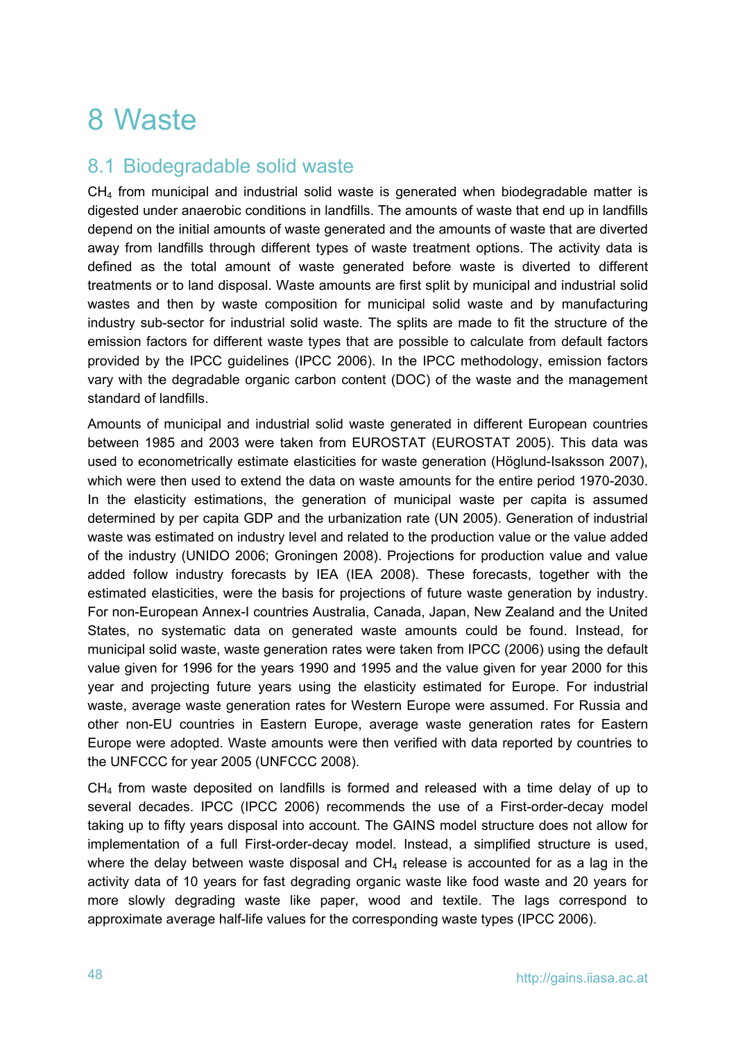# 8 Waste

## 8.1 Biodegradable solid waste

$CH_4$ from municipal and industrial solid waste is generated when biodegradable matter is digested under anaerobic conditions in landfills. The amounts of waste that end up in landfills depend on the initial amounts of waste generated and the amounts of waste that are diverted away from landfills through different types of waste treatment options. The activity data is defined as the total amount of waste generated before waste is diverted to different treatments or to land disposal. Waste amounts are first split by municipal and industrial solid wastes and then by waste composition for municipal solid waste and by manufacturing industry sub-sector for industrial solid waste. The splits are made to fit the structure of the emission factors for different waste types that are possible to calculate from default factors provided by the IPCC guidelines (IPCC 2006). In the IPCC methodology, emission factors vary with the degradable organic carbon content (DOC) of the waste and the management standard of landfills.

Amounts of municipal and industrial solid waste generated in different European countries between 1985 and 2003 were taken from EUROSTAT (EUROSTAT 2005). This data was used to econometrically estimate elasticities for waste generation (Höglund-Isaksson 2007), which were then used to extend the data on waste amounts for the entire period 1970-2030. In the elasticity estimations, the generation of municipal waste per capita is assumed determined by per capita GDP and the urbanization rate (UN 2005). Generation of industrial waste was estimated on industry level and related to the production value or the value added of the industry (UNIDO 2006; Groningen 2008). Projections for production value and value added follow industry forecasts by IEA (IEA 2008). These forecasts, together with the estimated elasticities, were the basis for projections of future waste generation by industry. For non-European Annex-I countries Australia, Canada, Japan, New Zealand and the United States, no systematic data on generated waste amounts could be found. Instead, for municipal solid waste, waste generation rates were taken from IPCC (2006) using the default value given for 1996 for the years 1990 and 1995 and the value given for year 2000 for this year and projecting future years using the elasticity estimated for Europe. For industrial waste, average waste generation rates for Western Europe were assumed. For Russia and other non-EU countries in Eastern Europe, average waste generation rates for Eastern Europe were adopted. Waste amounts were then verified with data reported by countries to the UNFCCC for year 2005 (UNFCCC 2008).

$CH_4$ from waste deposited on landfills is formed and released with a time delay of up to several decades. IPCC (IPCC 2006) recommends the use of a First-order-decay model taking up to fifty years disposal into account. The GAINS model structure does not allow for implementation of a full First-order-decay model. Instead, a simplified structure is used, where the delay between waste disposal and $CH_4$ release is accounted for as a lag in the activity data of 10 years for fast degrading organic waste like food waste and 20 years for more slowly degrading waste like paper, wood and textile. The lags correspond to approximate average half-life values for the corresponding waste types (IPCC 2006).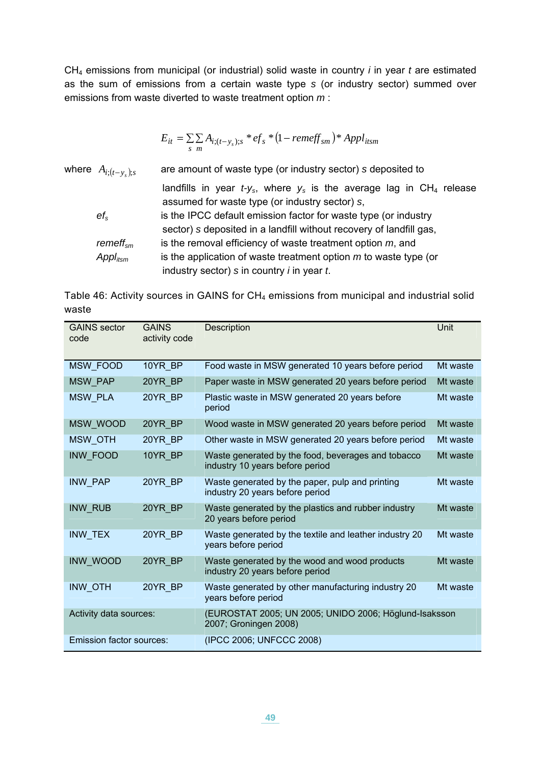$CH_4$ emissions from municipal (or industrial) solid waste in country $i$ in year $t$ are estimated as the sum of emissions from a certain waste type $s$ (or industry sector) summed over emissions from waste diverted to waste treatment option $m$ :

$$E_{it} = \sum_{s}\sum_{m} A_{i;(t-y_s);s} * ef_s * (1 - remeff_{sm}) * Appl_{itsm}$$

where $A_{i;(t-y_s);s}$ are amount of waste type (or industry sector) $s$ deposited to landfills in year $t$-$y_s$, where $y_s$ is the average lag in $CH_4$ release assumed for waste type (or industry sector) $s$,

$ef_s$ is the IPCC default emission factor for waste type (or industry sector) $s$ deposited in a landfill without recovery of landfill gas,

$remeff_{sm}$ is the removal efficiency of waste treatment option $m$, and

$Appl_{itsm}$ is the application of waste treatment option $m$ to waste type (or industry sector) $s$ in country $i$ in year $t$.

Table 46: Activity sources in GAINS for $CH_4$ emissions from municipal and industrial solid waste

| GAINS sector code | GAINS activity code | Description | Unit |
|---|---|---|---|
| MSW_FOOD | 10YR_BP | Food waste in MSW generated 10 years before period | Mt waste |
| MSW_PAP | 20YR_BP | Paper waste in MSW generated 20 years before period | Mt waste |
| MSW_PLA | 20YR_BP | Plastic waste in MSW generated 20 years before period | Mt waste |
| MSW_WOOD | 20YR_BP | Wood waste in MSW generated 20 years before period | Mt waste |
| MSW_OTH | 20YR_BP | Other waste in MSW generated 20 years before period | Mt waste |
| INW_FOOD | 10YR_BP | Waste generated by the food, beverages and tobacco industry 10 years before period | Mt waste |
| INW_PAP | 20YR_BP | Waste generated by the paper, pulp and printing industry 20 years before period | Mt waste |
| INW_RUB | 20YR_BP | Waste generated by the plastics and rubber industry 20 years before period | Mt waste |
| INW_TEX | 20YR_BP | Waste generated by the textile and leather industry 20 years before period | Mt waste |
| INW_WOOD | 20YR_BP | Waste generated by the wood and wood products industry 20 years before period | Mt waste |
| INW_OTH | 20YR_BP | Waste generated by other manufacturing industry 20 years before period | Mt waste |
| Activity data sources: | | (EUROSTAT 2005; UN 2005; UNIDO 2006; Höglund-Isaksson 2007; Groningen 2008) | |
| Emission factor sources: | | (IPCC 2006; UNFCCC 2008) | |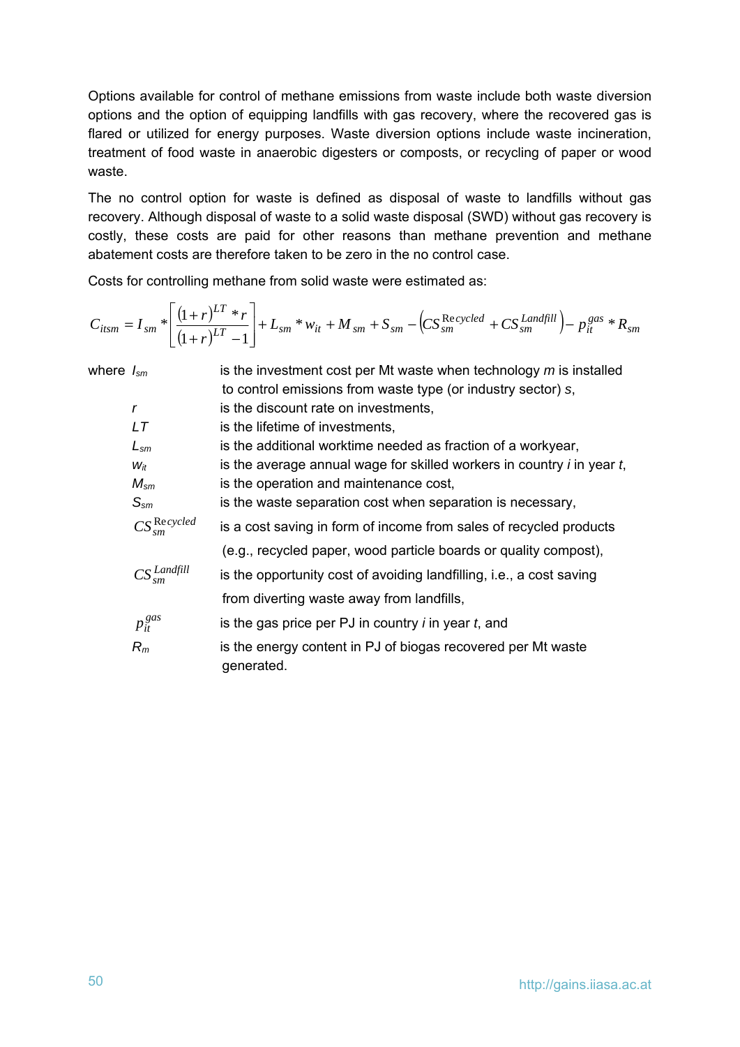Options available for control of methane emissions from waste include both waste diversion options and the option of equipping landfills with gas recovery, where the recovered gas is flared or utilized for energy purposes. Waste diversion options include waste incineration, treatment of food waste in anaerobic digesters or composts, or recycling of paper or wood waste.

The no control option for waste is defined as disposal of waste to landfills without gas recovery. Although disposal of waste to a solid waste disposal (SWD) without gas recovery is costly, these costs are paid for other reasons than methane prevention and methane abatement costs are therefore taken to be zero in the no control case.

Costs for controlling methane from solid waste were estimated as:

$$C_{itsm} = I_{sm} * \left[ \frac{(1+r)^{LT} * r}{(1+r)^{LT} - 1} \right] + L_{sm} * w_{it} + M_{sm} + S_{sm} - \left( CS_{sm}^{Recycled} + CS_{sm}^{Landfill} \right) - p_{it}^{gas} * R_{sm}$$

where

| | |
|---|---|
| $I_{sm}$ | is the investment cost per Mt waste when technology *m* is installed to control emissions from waste type (or industry sector) *s*, |
| $r$ | is the discount rate on investments, |
| $LT$ | is the lifetime of investments, |
| $L_{sm}$ | is the additional worktime needed as fraction of a workyear, |
| $w_{it}$ | is the average annual wage for skilled workers in country *i* in year *t*, |
| $M_{sm}$ | is the operation and maintenance cost, |
| $S_{sm}$ | is the waste separation cost when separation is necessary, |
| $CS_{sm}^{Recycled}$ | is a cost saving in form of income from sales of recycled products (e.g., recycled paper, wood particle boards or quality compost), |
| $CS_{sm}^{Landfill}$ | is the opportunity cost of avoiding landfilling, i.e., a cost saving from diverting waste away from landfills, |
| $p_{it}^{gas}$ | is the gas price per PJ in country *i* in year *t*, and |
| $R_m$ | is the energy content in PJ of biogas recovered per Mt waste generated. |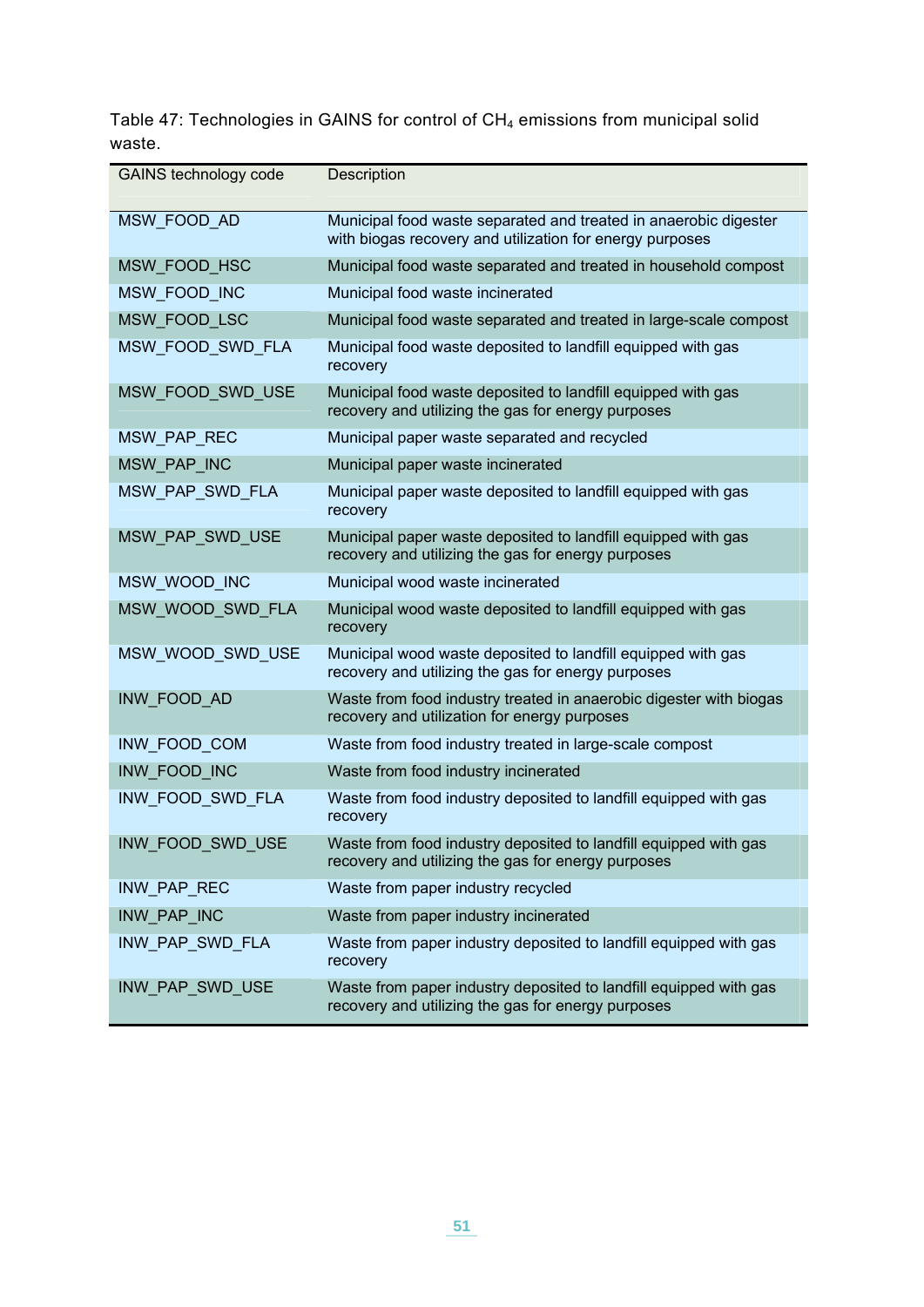Table 47: Technologies in GAINS for control of $CH_4$ emissions from municipal solid waste.

| GAINS technology code | Description |
|---|---|
| MSW_FOOD_AD | Municipal food waste separated and treated in anaerobic digester with biogas recovery and utilization for energy purposes |
| MSW_FOOD_HSC | Municipal food waste separated and treated in household compost |
| MSW_FOOD_INC | Municipal food waste incinerated |
| MSW_FOOD_LSC | Municipal food waste separated and treated in large-scale compost |
| MSW_FOOD_SWD_FLA | Municipal food waste deposited to landfill equipped with gas recovery |
| MSW_FOOD_SWD_USE | Municipal food waste deposited to landfill equipped with gas recovery and utilizing the gas for energy purposes |
| MSW_PAP_REC | Municipal paper waste separated and recycled |
| MSW_PAP_INC | Municipal paper waste incinerated |
| MSW_PAP_SWD_FLA | Municipal paper waste deposited to landfill equipped with gas recovery |
| MSW_PAP_SWD_USE | Municipal paper waste deposited to landfill equipped with gas recovery and utilizing the gas for energy purposes |
| MSW_WOOD_INC | Municipal wood waste incinerated |
| MSW_WOOD_SWD_FLA | Municipal wood waste deposited to landfill equipped with gas recovery |
| MSW_WOOD_SWD_USE | Municipal wood waste deposited to landfill equipped with gas recovery and utilizing the gas for energy purposes |
| INW_FOOD_AD | Waste from food industry treated in anaerobic digester with biogas recovery and utilization for energy purposes |
| INW_FOOD_COM | Waste from food industry treated in large-scale compost |
| INW_FOOD_INC | Waste from food industry incinerated |
| INW_FOOD_SWD_FLA | Waste from food industry deposited to landfill equipped with gas recovery |
| INW_FOOD_SWD_USE | Waste from food industry deposited to landfill equipped with gas recovery and utilizing the gas for energy purposes |
| INW_PAP_REC | Waste from paper industry recycled |
| INW_PAP_INC | Waste from paper industry incinerated |
| INW_PAP_SWD_FLA | Waste from paper industry deposited to landfill equipped with gas recovery |
| INW_PAP_SWD_USE | Waste from paper industry deposited to landfill equipped with gas recovery and utilizing the gas for energy purposes |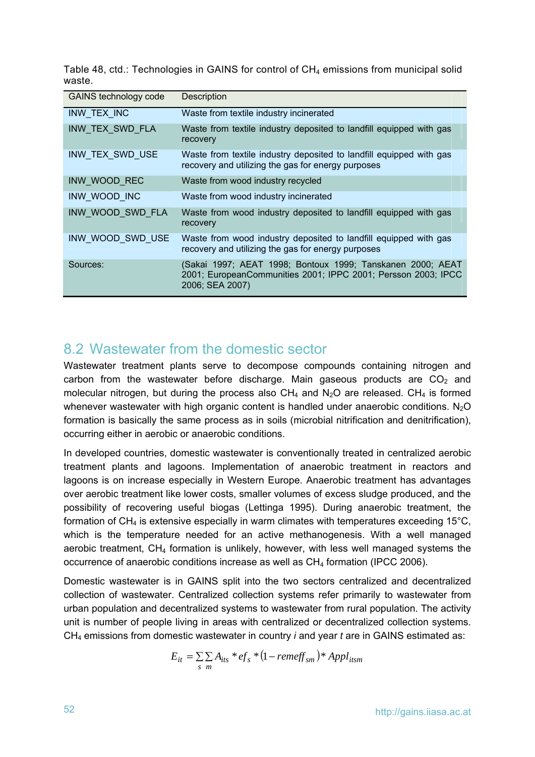Table 48, ctd.: Technologies in GAINS for control of $CH_4$ emissions from municipal solid waste.

| GAINS technology code | Description |
|---|---|
| INW_TEX_INC | Waste from textile industry incinerated |
| INW_TEX_SWD_FLA | Waste from textile industry deposited to landfill equipped with gas recovery |
| INW_TEX_SWD_USE | Waste from textile industry deposited to landfill equipped with gas recovery and utilizing the gas for energy purposes |
| INW_WOOD_REC | Waste from wood industry recycled |
| INW_WOOD_INC | Waste from wood industry incinerated |
| INW_WOOD_SWD_FLA | Waste from wood industry deposited to landfill equipped with gas recovery |
| INW_WOOD_SWD_USE | Waste from wood industry deposited to landfill equipped with gas recovery and utilizing the gas for energy purposes |
| Sources: | (Sakai 1997; AEAT 1998; Bontoux 1999; Tanskanen 2000; AEAT 2001; EuropeanCommunities 2001; IPPC 2001; Persson 2003; IPCC 2006; SEA 2007) |

## 8.2 Wastewater from the domestic sector

Wastewater treatment plants serve to decompose compounds containing nitrogen and carbon from the wastewater before discharge. Main gaseous products are $CO_2$ and molecular nitrogen, but during the process also $CH_4$ and $N_2O$ are released. $CH_4$ is formed whenever wastewater with high organic content is handled under anaerobic conditions. $N_2O$ formation is basically the same process as in soils (microbial nitrification and denitrification), occurring either in aerobic or anaerobic conditions.

In developed countries, domestic wastewater is conventionally treated in centralized aerobic treatment plants and lagoons. Implementation of anaerobic treatment in reactors and lagoons is on increase especially in Western Europe. Anaerobic treatment has advantages over aerobic treatment like lower costs, smaller volumes of excess sludge produced, and the possibility of recovering useful biogas (Lettinga 1995). During anaerobic treatment, the formation of $CH_4$ is extensive especially in warm climates with temperatures exceeding 15°C, which is the temperature needed for an active methanogenesis. With a well managed aerobic treatment, $CH_4$ formation is unlikely, however, with less well managed systems the occurrence of anaerobic conditions increase as well as $CH_4$ formation (IPCC 2006).

Domestic wastewater is in GAINS split into the two sectors centralized and decentralized collection of wastewater. Centralized collection systems refer primarily to wastewater from urban population and decentralized systems to wastewater from rural population. The activity unit is number of people living in areas with centralized or decentralized collection systems. $CH_4$ emissions from domestic wastewater in country *i* and year *t* are in GAINS estimated as:

$$E_{it} = \sum_{s}\sum_{m} A_{its} * ef_s * (1 - remeff_{sm}) * Appl_{itsm}$$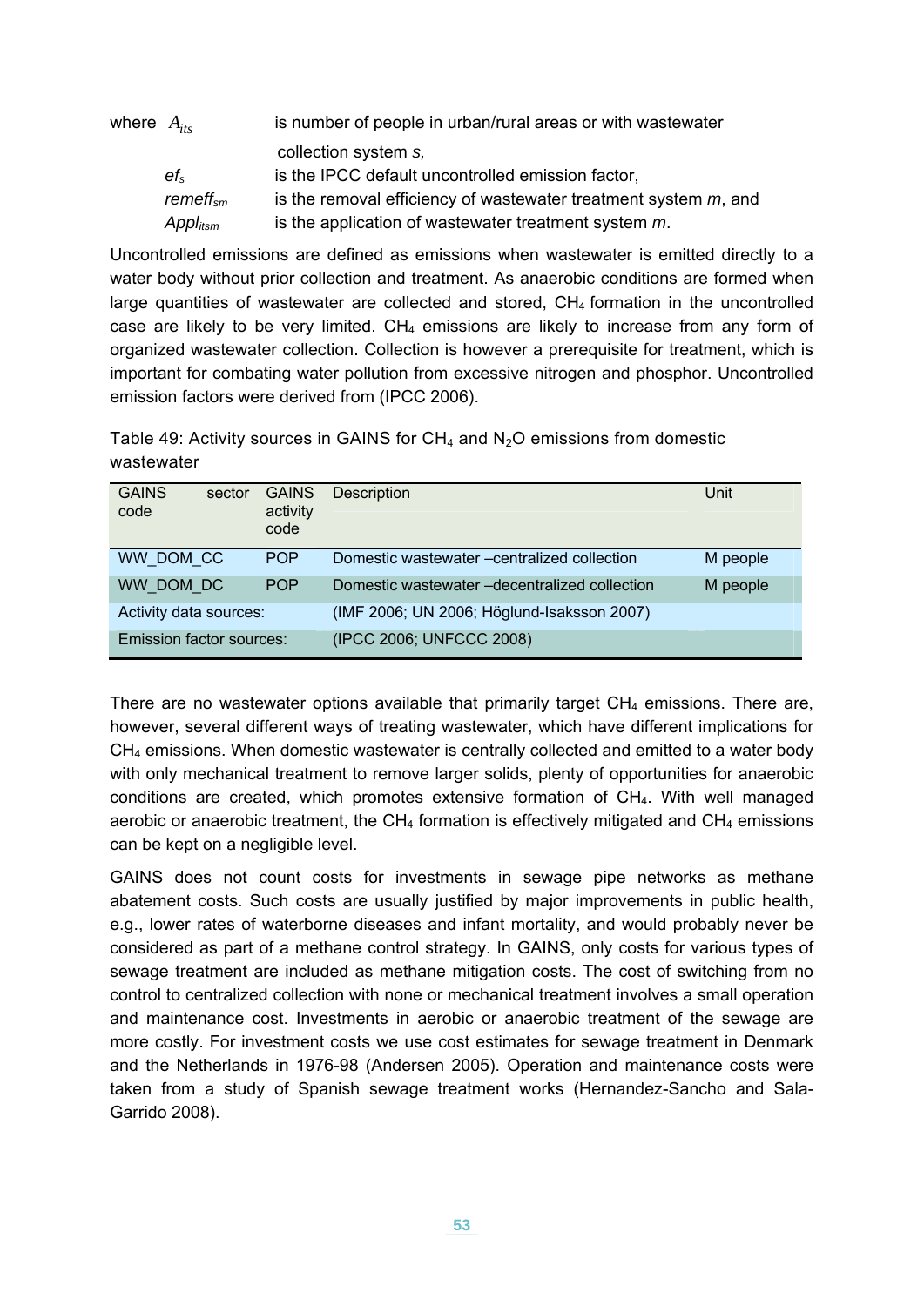where $A_{its}$ is number of people in urban/rural areas or with wastewater collection system *s*,

$ef_s$ is the IPCC default uncontrolled emission factor,

$remeff_{sm}$ is the removal efficiency of wastewater treatment system *m*, and

$Appl_{itsm}$ is the application of wastewater treatment system *m*.

Uncontrolled emissions are defined as emissions when wastewater is emitted directly to a water body without prior collection and treatment. As anaerobic conditions are formed when large quantities of wastewater are collected and stored, $CH_4$ formation in the uncontrolled case are likely to be very limited. $CH_4$ emissions are likely to increase from any form of organized wastewater collection. Collection is however a prerequisite for treatment, which is important for combating water pollution from excessive nitrogen and phosphor. Uncontrolled emission factors were derived from (IPCC 2006).

Table 49: Activity sources in GAINS for $CH_4$ and $N_2O$ emissions from domestic wastewater

| GAINS sector code | GAINS activity code | Description | Unit |
|---|---|---|---|
| WW_DOM_CC | POP | Domestic wastewater –centralized collection | M people |
| WW_DOM_DC | POP | Domestic wastewater –decentralized collection | M people |
| Activity data sources: | | (IMF 2006; UN 2006; Höglund-Isaksson 2007) | |
| Emission factor sources: | | (IPCC 2006; UNFCCC 2008) | |

There are no wastewater options available that primarily target $CH_4$ emissions. There are, however, several different ways of treating wastewater, which have different implications for $CH_4$ emissions. When domestic wastewater is centrally collected and emitted to a water body with only mechanical treatment to remove larger solids, plenty of opportunities for anaerobic conditions are created, which promotes extensive formation of $CH_4$. With well managed aerobic or anaerobic treatment, the $CH_4$ formation is effectively mitigated and $CH_4$ emissions can be kept on a negligible level.

GAINS does not count costs for investments in sewage pipe networks as methane abatement costs. Such costs are usually justified by major improvements in public health, e.g., lower rates of waterborne diseases and infant mortality, and would probably never be considered as part of a methane control strategy. In GAINS, only costs for various types of sewage treatment are included as methane mitigation costs. The cost of switching from no control to centralized collection with none or mechanical treatment involves a small operation and maintenance cost. Investments in aerobic or anaerobic treatment of the sewage are more costly. For investment costs we use cost estimates for sewage treatment in Denmark and the Netherlands in 1976-98 (Andersen 2005). Operation and maintenance costs were taken from a study of Spanish sewage treatment works (Hernandez-Sancho and Sala-Garrido 2008).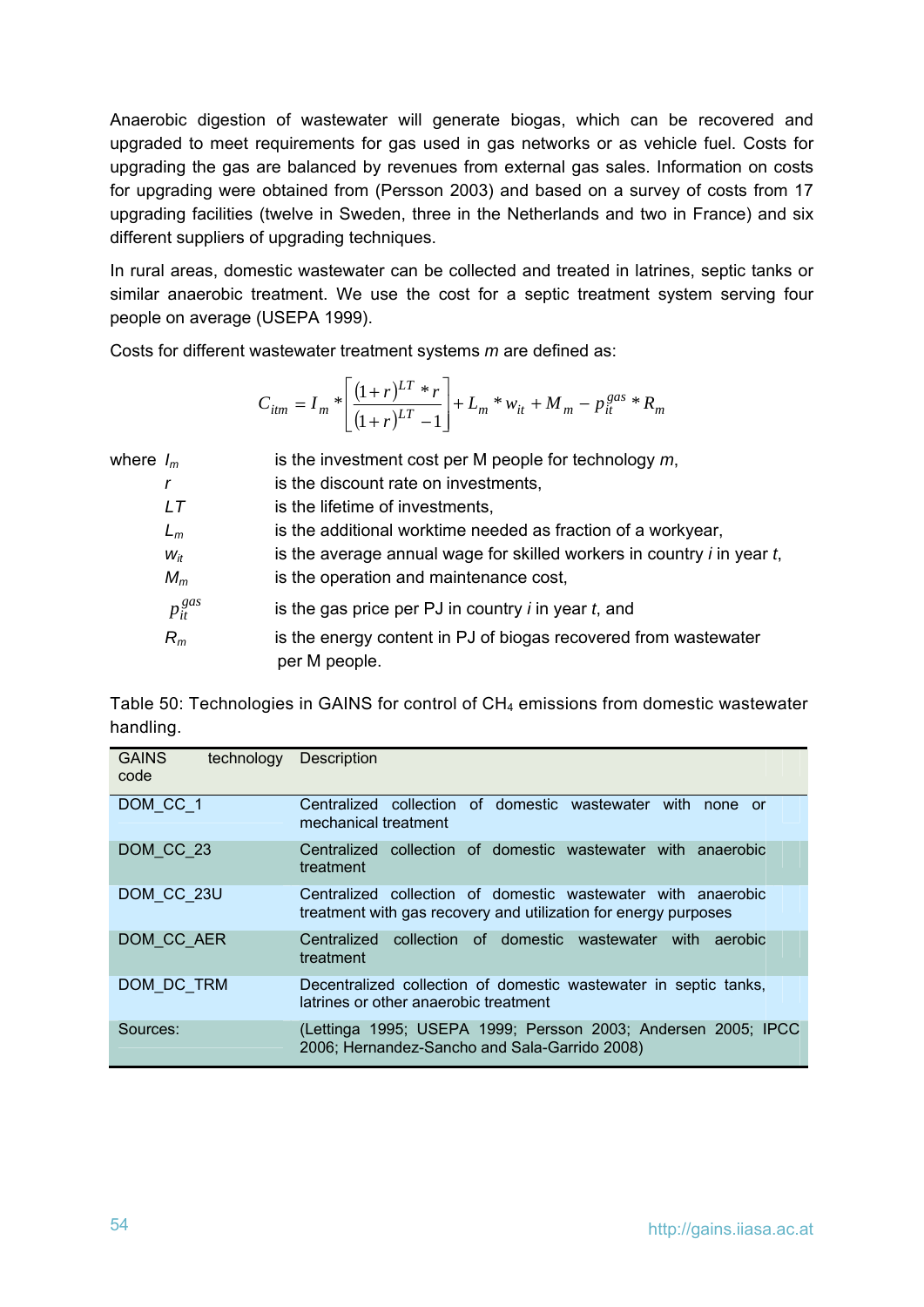Anaerobic digestion of wastewater will generate biogas, which can be recovered and upgraded to meet requirements for gas used in gas networks or as vehicle fuel. Costs for upgrading the gas are balanced by revenues from external gas sales. Information on costs for upgrading were obtained from (Persson 2003) and based on a survey of costs from 17 upgrading facilities (twelve in Sweden, three in the Netherlands and two in France) and six different suppliers of upgrading techniques.

In rural areas, domestic wastewater can be collected and treated in latrines, septic tanks or similar anaerobic treatment. We use the cost for a septic treatment system serving four people on average (USEPA 1999).

Costs for different wastewater treatment systems *m* are defined as:

$$C_{itm} = I_m * \left[ \frac{(1+r)^{LT} * r}{(1+r)^{LT} - 1} \right] + L_m * w_{it} + M_m - p_{it}^{gas} * R_m$$

where $I_m$ is the investment cost per M people for technology *m*,

$r$ is the discount rate on investments,

$LT$ is the lifetime of investments,

$L_m$ is the additional worktime needed as fraction of a workyear,

$w_{it}$ is the average annual wage for skilled workers in country *i* in year *t*,

$M_m$ is the operation and maintenance cost,

$p_{it}^{gas}$ is the gas price per PJ in country *i* in year *t*, and

$R_m$ is the energy content in PJ of biogas recovered from wastewater per M people.

Table 50: Technologies in GAINS for control of $CH_4$ emissions from domestic wastewater handling.

| GAINS technology code | Description |
|---|---|
| DOM_CC_1 | Centralized collection of domestic wastewater with none or mechanical treatment |
| DOM_CC_23 | Centralized collection of domestic wastewater with anaerobic treatment |
| DOM_CC_23U | Centralized collection of domestic wastewater with anaerobic treatment with gas recovery and utilization for energy purposes |
| DOM_CC_AER | Centralized collection of domestic wastewater with aerobic treatment |
| DOM_DC_TRM | Decentralized collection of domestic wastewater in septic tanks, latrines or other anaerobic treatment |
| Sources: | (Lettinga 1995; USEPA 1999; Persson 2003; Andersen 2005; IPCC 2006; Hernandez-Sancho and Sala-Garrido 2008) |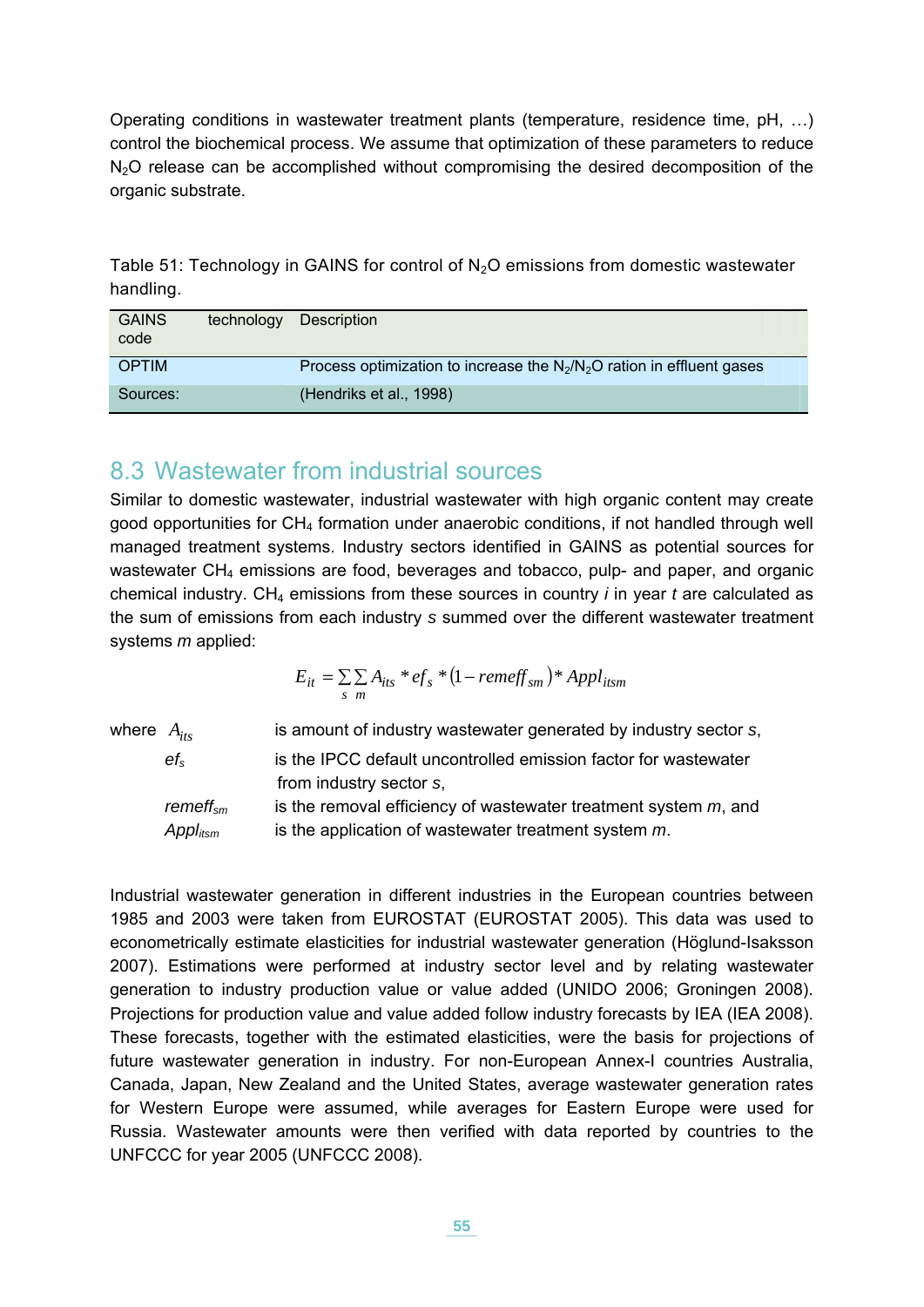Operating conditions in wastewater treatment plants (temperature, residence time, pH, …) control the biochemical process. We assume that optimization of these parameters to reduce $N_2O$ release can be accomplished without compromising the desired decomposition of the organic substrate.

Table 51: Technology in GAINS for control of $N_2O$ emissions from domestic wastewater handling.

| GAINS technology code | Description |
|---|---|
| OPTIM | Process optimization to increase the $N_2/N_2O$ ration in effluent gases |
| Sources: | (Hendriks et al., 1998) |

## 8.3 Wastewater from industrial sources

Similar to domestic wastewater, industrial wastewater with high organic content may create good opportunities for $CH_4$ formation under anaerobic conditions, if not handled through well managed treatment systems. Industry sectors identified in GAINS as potential sources for wastewater $CH_4$ emissions are food, beverages and tobacco, pulp- and paper, and organic chemical industry. $CH_4$ emissions from these sources in country *i* in year *t* are calculated as the sum of emissions from each industry *s* summed over the different wastewater treatment systems *m* applied:

$$E_{it} = \sum_{s}\sum_{m} A_{its} * ef_s * (1 - remeff_{sm}) * Appl_{itsm}$$

where $A_{its}$ is amount of industry wastewater generated by industry sector *s*,

$ef_s$ is the IPCC default uncontrolled emission factor for wastewater from industry sector *s*,

$remeff_{sm}$ is the removal efficiency of wastewater treatment system *m*, and

$Appl_{itsm}$ is the application of wastewater treatment system *m*.

Industrial wastewater generation in different industries in the European countries between 1985 and 2003 were taken from EUROSTAT (EUROSTAT 2005). This data was used to econometrically estimate elasticities for industrial wastewater generation (Höglund-Isaksson 2007). Estimations were performed at industry sector level and by relating wastewater generation to industry production value or value added (UNIDO 2006; Groningen 2008). Projections for production value and value added follow industry forecasts by IEA (IEA 2008). These forecasts, together with the estimated elasticities, were the basis for projections of future wastewater generation in industry. For non-European Annex-I countries Australia, Canada, Japan, New Zealand and the United States, average wastewater generation rates for Western Europe were assumed, while averages for Eastern Europe were used for Russia. Wastewater amounts were then verified with data reported by countries to the UNFCCC for year 2005 (UNFCCC 2008).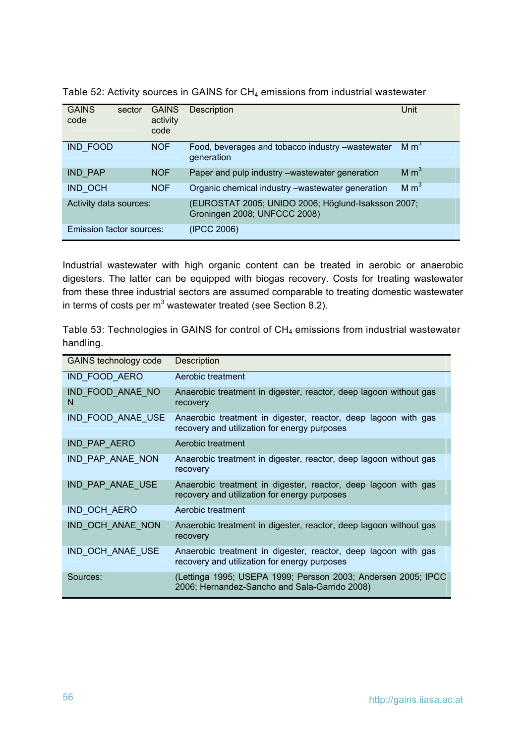Table 52: Activity sources in GAINS for $CH_4$ emissions from industrial wastewater

| GAINS sector code | GAINS activity code | Description | Unit |
|---|---|---|---|
| IND_FOOD | NOF | Food, beverages and tobacco industry –wastewater generation | M $m^3$ |
| IND_PAP | NOF | Paper and pulp industry –wastewater generation | M $m^3$ |
| IND_OCH | NOF | Organic chemical industry –wastewater generation | M $m^3$ |
| Activity data sources: | | (EUROSTAT 2005; UNIDO 2006; Höglund-Isaksson 2007; Groningen 2008; UNFCCC 2008) | |
| Emission factor sources: | | (IPCC 2006) | |

Industrial wastewater with high organic content can be treated in aerobic or anaerobic digesters. The latter can be equipped with biogas recovery. Costs for treating wastewater from these three industrial sectors are assumed comparable to treating domestic wastewater in terms of costs per $m^3$ wastewater treated (see Section 8.2).

Table 53: Technologies in GAINS for control of $CH_4$ emissions from industrial wastewater handling.

| GAINS technology code | Description |
|---|---|
| IND_FOOD_AERO | Aerobic treatment |
| IND_FOOD_ANAE_NON | Anaerobic treatment in digester, reactor, deep lagoon without gas recovery |
| IND_FOOD_ANAE_USE | Anaerobic treatment in digester, reactor, deep lagoon with gas recovery and utilization for energy purposes |
| IND_PAP_AERO | Aerobic treatment |
| IND_PAP_ANAE_NON | Anaerobic treatment in digester, reactor, deep lagoon without gas recovery |
| IND_PAP_ANAE_USE | Anaerobic treatment in digester, reactor, deep lagoon with gas recovery and utilization for energy purposes |
| IND_OCH_AERO | Aerobic treatment |
| IND_OCH_ANAE_NON | Anaerobic treatment in digester, reactor, deep lagoon without gas recovery |
| IND_OCH_ANAE_USE | Anaerobic treatment in digester, reactor, deep lagoon with gas recovery and utilization for energy purposes |
| Sources: | (Lettinga 1995; USEPA 1999; Persson 2003; Andersen 2005; IPCC 2006; Hernandez-Sancho and Sala-Garrido 2008) |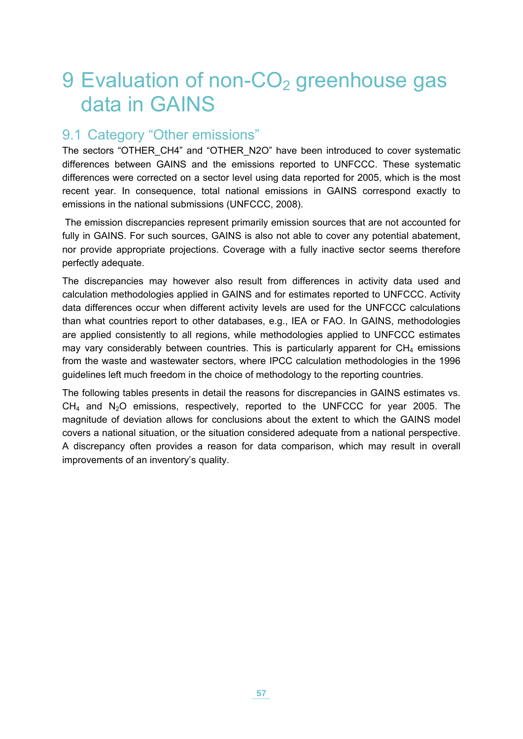# 9 Evaluation of non-$CO_2$ greenhouse gas data in GAINS

## 9.1 Category "Other emissions"

The sectors "OTHER_CH4" and "OTHER_N2O" have been introduced to cover systematic differences between GAINS and the emissions reported to UNFCCC. These systematic differences were corrected on a sector level using data reported for 2005, which is the most recent year. In consequence, total national emissions in GAINS correspond exactly to emissions in the national submissions (UNFCCC, 2008).

The emission discrepancies represent primarily emission sources that are not accounted for fully in GAINS. For such sources, GAINS is also not able to cover any potential abatement, nor provide appropriate projections. Coverage with a fully inactive sector seems therefore perfectly adequate.

The discrepancies may however also result from differences in activity data used and calculation methodologies applied in GAINS and for estimates reported to UNFCCC. Activity data differences occur when different activity levels are used for the UNFCCC calculations than what countries report to other databases, e.g., IEA or FAO. In GAINS, methodologies are applied consistently to all regions, while methodologies applied to UNFCCC estimates may vary considerably between countries. This is particularly apparent for $CH_4$ emissions from the waste and wastewater sectors, where IPCC calculation methodologies in the 1996 guidelines left much freedom in the choice of methodology to the reporting countries.

The following tables presents in detail the reasons for discrepancies in GAINS estimates vs. $CH_4$ and $N_2O$ emissions, respectively, reported to the UNFCCC for year 2005. The magnitude of deviation allows for conclusions about the extent to which the GAINS model covers a national situation, or the situation considered adequate from a national perspective. A discrepancy often provides a reason for data comparison, which may result in overall improvements of an inventory's quality.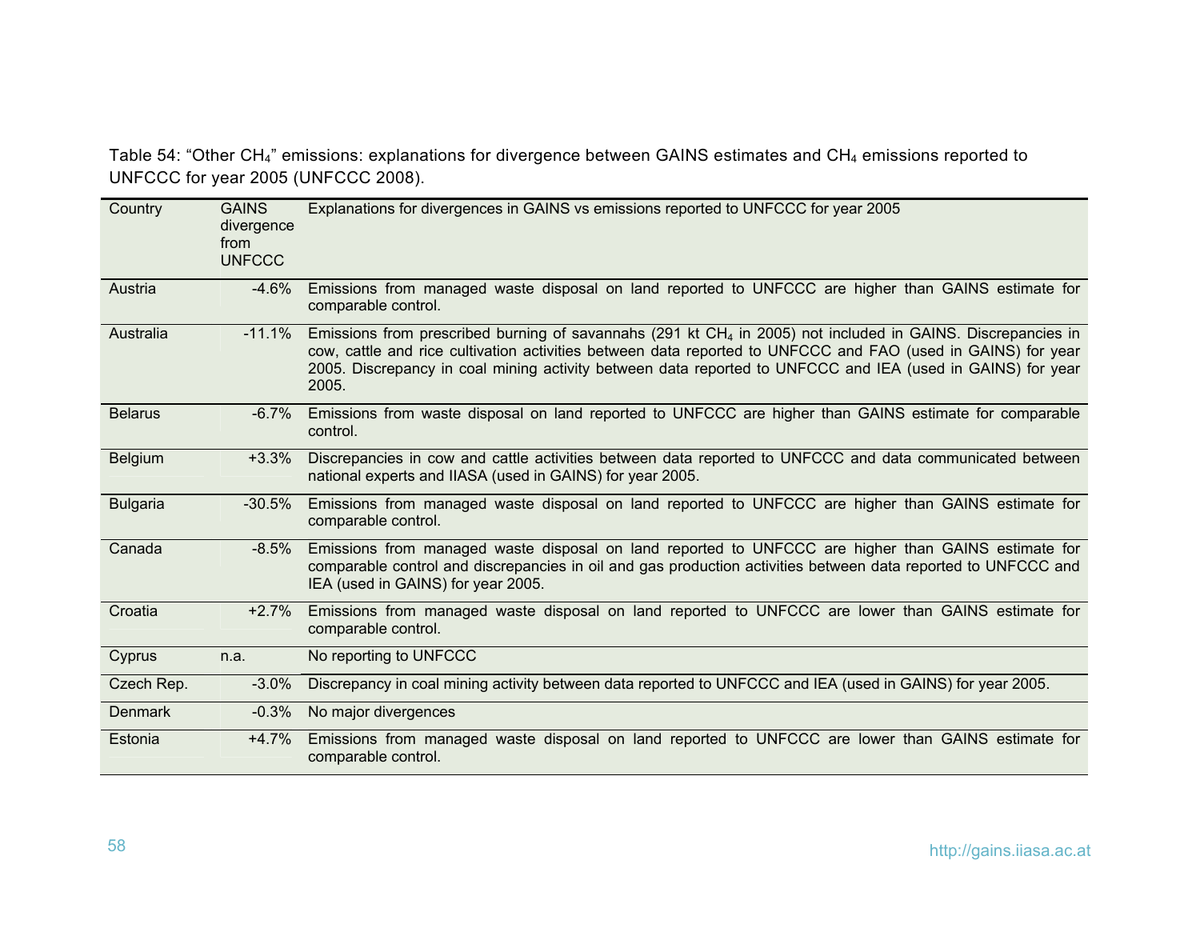Table 54: "Other $CH_4$" emissions: explanations for divergence between GAINS estimates and $CH_4$ emissions reported to UNFCCC for year 2005 (UNFCCC 2008).

| Country | GAINS divergence from UNFCCC | Explanations for divergences in GAINS vs emissions reported to UNFCCC for year 2005 |
|---|---|---|
| Austria | -4.6% | Emissions from managed waste disposal on land reported to UNFCCC are higher than GAINS estimate for comparable control. |
| Australia | -11.1% | Emissions from prescribed burning of savannahs (291 kt $CH_4$ in 2005) not included in GAINS. Discrepancies in cow, cattle and rice cultivation activities between data reported to UNFCCC and FAO (used in GAINS) for year 2005. Discrepancy in coal mining activity between data reported to UNFCCC and IEA (used in GAINS) for year 2005. |
| Belarus | -6.7% | Emissions from waste disposal on land reported to UNFCCC are higher than GAINS estimate for comparable control. |
| Belgium | +3.3% | Discrepancies in cow and cattle activities between data reported to UNFCCC and data communicated between national experts and IIASA (used in GAINS) for year 2005. |
| Bulgaria | -30.5% | Emissions from managed waste disposal on land reported to UNFCCC are higher than GAINS estimate for comparable control. |
| Canada | -8.5% | Emissions from managed waste disposal on land reported to UNFCCC are higher than GAINS estimate for comparable control and discrepancies in oil and gas production activities between data reported to UNFCCC and IEA (used in GAINS) for year 2005. |
| Croatia | +2.7% | Emissions from managed waste disposal on land reported to UNFCCC are lower than GAINS estimate for comparable control. |
| Cyprus | n.a. | No reporting to UNFCCC |
| Czech Rep. | -3.0% | Discrepancy in coal mining activity between data reported to UNFCCC and IEA (used in GAINS) for year 2005. |
| Denmark | -0.3% | No major divergences |
| Estonia | +4.7% | Emissions from managed waste disposal on land reported to UNFCCC are lower than GAINS estimate for comparable control. |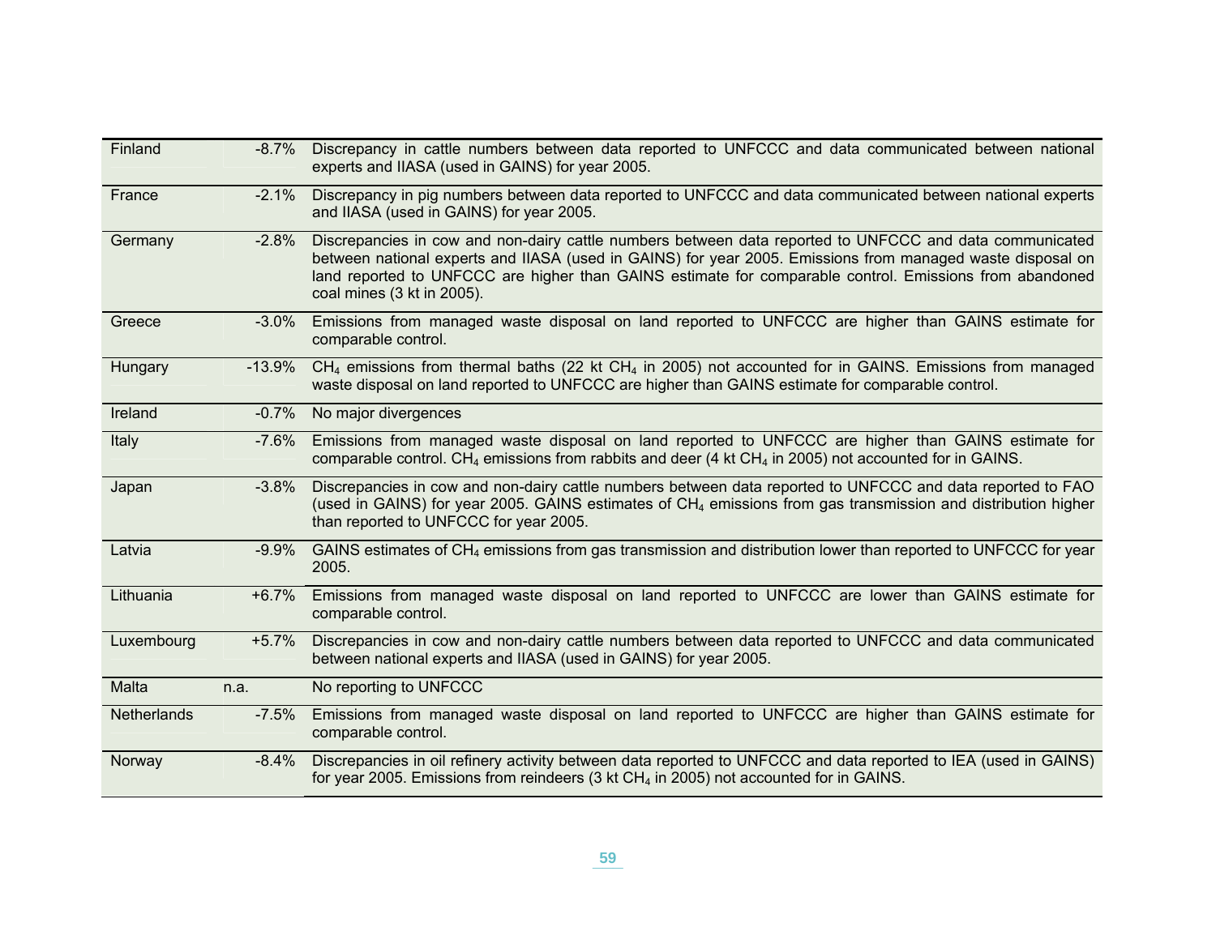| | | |
|---|---|---|
| Finland | -8.7% | Discrepancy in cattle numbers between data reported to UNFCCC and data communicated between national experts and IIASA (used in GAINS) for year 2005. |
| France | -2.1% | Discrepancy in pig numbers between data reported to UNFCCC and data communicated between national experts and IIASA (used in GAINS) for year 2005. |
| Germany | -2.8% | Discrepancies in cow and non-dairy cattle numbers between data reported to UNFCCC and data communicated between national experts and IIASA (used in GAINS) for year 2005. Emissions from managed waste disposal on land reported to UNFCCC are higher than GAINS estimate for comparable control. Emissions from abandoned coal mines (3 kt in 2005). |
| Greece | -3.0% | Emissions from managed waste disposal on land reported to UNFCCC are higher than GAINS estimate for comparable control. |
| Hungary | -13.9% | $CH_4$ emissions from thermal baths (22 kt $CH_4$ in 2005) not accounted for in GAINS. Emissions from managed waste disposal on land reported to UNFCCC are higher than GAINS estimate for comparable control. |
| Ireland | -0.7% | No major divergences |
| Italy | -7.6% | Emissions from managed waste disposal on land reported to UNFCCC are higher than GAINS estimate for comparable control. $CH_4$ emissions from rabbits and deer (4 kt $CH_4$ in 2005) not accounted for in GAINS. |
| Japan | -3.8% | Discrepancies in cow and non-dairy cattle numbers between data reported to UNFCCC and data reported to FAO (used in GAINS) for year 2005. GAINS estimates of $CH_4$ emissions from gas transmission and distribution higher than reported to UNFCCC for year 2005. |
| Latvia | -9.9% | GAINS estimates of $CH_4$ emissions from gas transmission and distribution lower than reported to UNFCCC for year 2005. |
| Lithuania | +6.7% | Emissions from managed waste disposal on land reported to UNFCCC are lower than GAINS estimate for comparable control. |
| Luxembourg | +5.7% | Discrepancies in cow and non-dairy cattle numbers between data reported to UNFCCC and data communicated between national experts and IIASA (used in GAINS) for year 2005. |
| Malta | n.a. | No reporting to UNFCCC |
| Netherlands | -7.5% | Emissions from managed waste disposal on land reported to UNFCCC are higher than GAINS estimate for comparable control. |
| Norway | -8.4% | Discrepancies in oil refinery activity between data reported to UNFCCC and data reported to IEA (used in GAINS) for year 2005. Emissions from reindeers (3 kt $CH_4$ in 2005) not accounted for in GAINS. |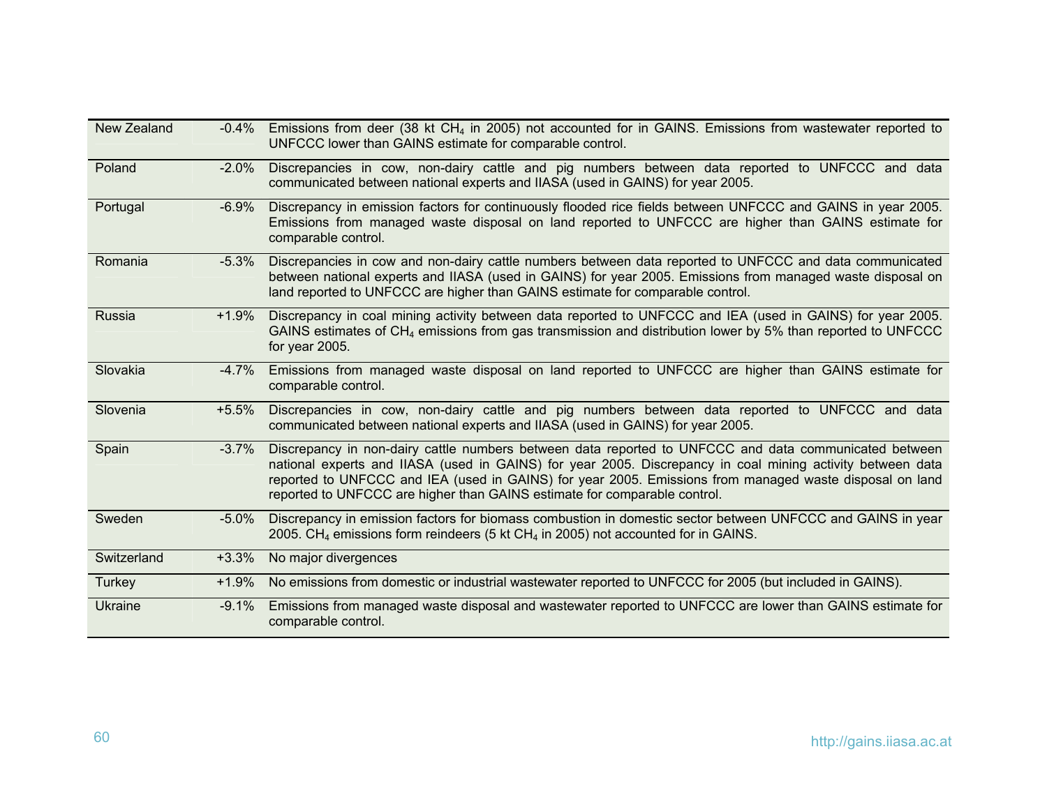| | | |
|---|---|---|
| New Zealand | -0.4% | Emissions from deer (38 kt $CH_4$ in 2005) not accounted for in GAINS. Emissions from wastewater reported to UNFCCC lower than GAINS estimate for comparable control. |
| Poland | -2.0% | Discrepancies in cow, non-dairy cattle and pig numbers between data reported to UNFCCC and data communicated between national experts and IIASA (used in GAINS) for year 2005. |
| Portugal | -6.9% | Discrepancy in emission factors for continuously flooded rice fields between UNFCCC and GAINS in year 2005. Emissions from managed waste disposal on land reported to UNFCCC are higher than GAINS estimate for comparable control. |
| Romania | -5.3% | Discrepancies in cow and non-dairy cattle numbers between data reported to UNFCCC and data communicated between national experts and IIASA (used in GAINS) for year 2005. Emissions from managed waste disposal on land reported to UNFCCC are higher than GAINS estimate for comparable control. |
| Russia | +1.9% | Discrepancy in coal mining activity between data reported to UNFCCC and IEA (used in GAINS) for year 2005. GAINS estimates of $CH_4$ emissions from gas transmission and distribution lower by 5% than reported to UNFCCC for year 2005. |
| Slovakia | -4.7% | Emissions from managed waste disposal on land reported to UNFCCC are higher than GAINS estimate for comparable control. |
| Slovenia | +5.5% | Discrepancies in cow, non-dairy cattle and pig numbers between data reported to UNFCCC and data communicated between national experts and IIASA (used in GAINS) for year 2005. |
| Spain | -3.7% | Discrepancy in non-dairy cattle numbers between data reported to UNFCCC and data communicated between national experts and IIASA (used in GAINS) for year 2005. Discrepancy in coal mining activity between data reported to UNFCCC and IEA (used in GAINS) for year 2005. Emissions from managed waste disposal on land reported to UNFCCC are higher than GAINS estimate for comparable control. |
| Sweden | -5.0% | Discrepancy in emission factors for biomass combustion in domestic sector between UNFCCC and GAINS in year 2005. $CH_4$ emissions form reindeers (5 kt $CH_4$ in 2005) not accounted for in GAINS. |
| Switzerland | +3.3% | No major divergences |
| Turkey | +1.9% | No emissions from domestic or industrial wastewater reported to UNFCCC for 2005 (but included in GAINS). |
| Ukraine | -9.1% | Emissions from managed waste disposal and wastewater reported to UNFCCC are lower than GAINS estimate for comparable control. |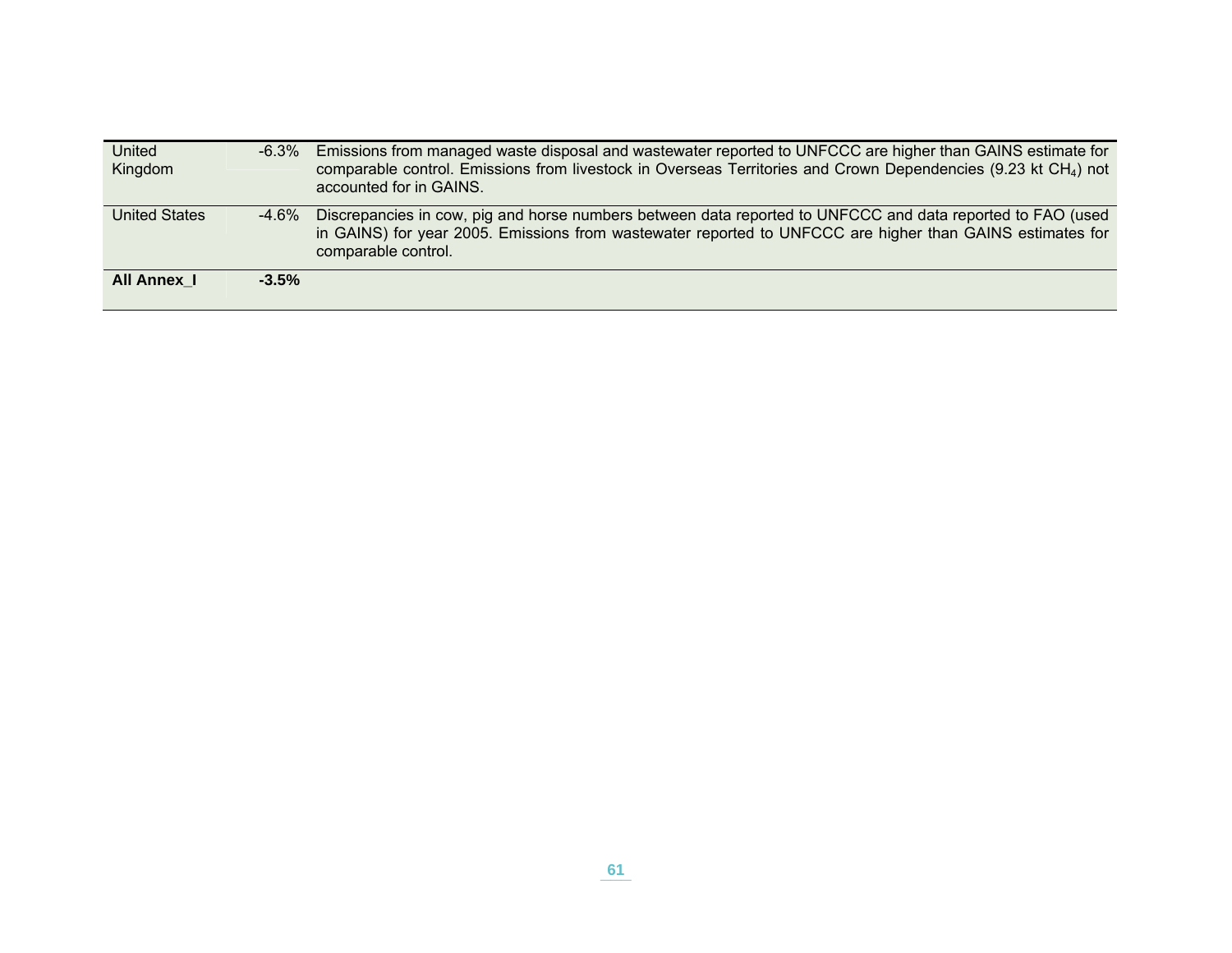| | | |
|---|---|---|
| United Kingdom | -6.3% | Emissions from managed waste disposal and wastewater reported to UNFCCC are higher than GAINS estimate for comparable control. Emissions from livestock in Overseas Territories and Crown Dependencies (9.23 kt $CH_4$) not accounted for in GAINS. |
| United States | -4.6% | Discrepancies in cow, pig and horse numbers between data reported to UNFCCC and data reported to FAO (used in GAINS) for year 2005. Emissions from wastewater reported to UNFCCC are higher than GAINS estimates for comparable control. |
| **All Annex_I** | **-3.5%** | |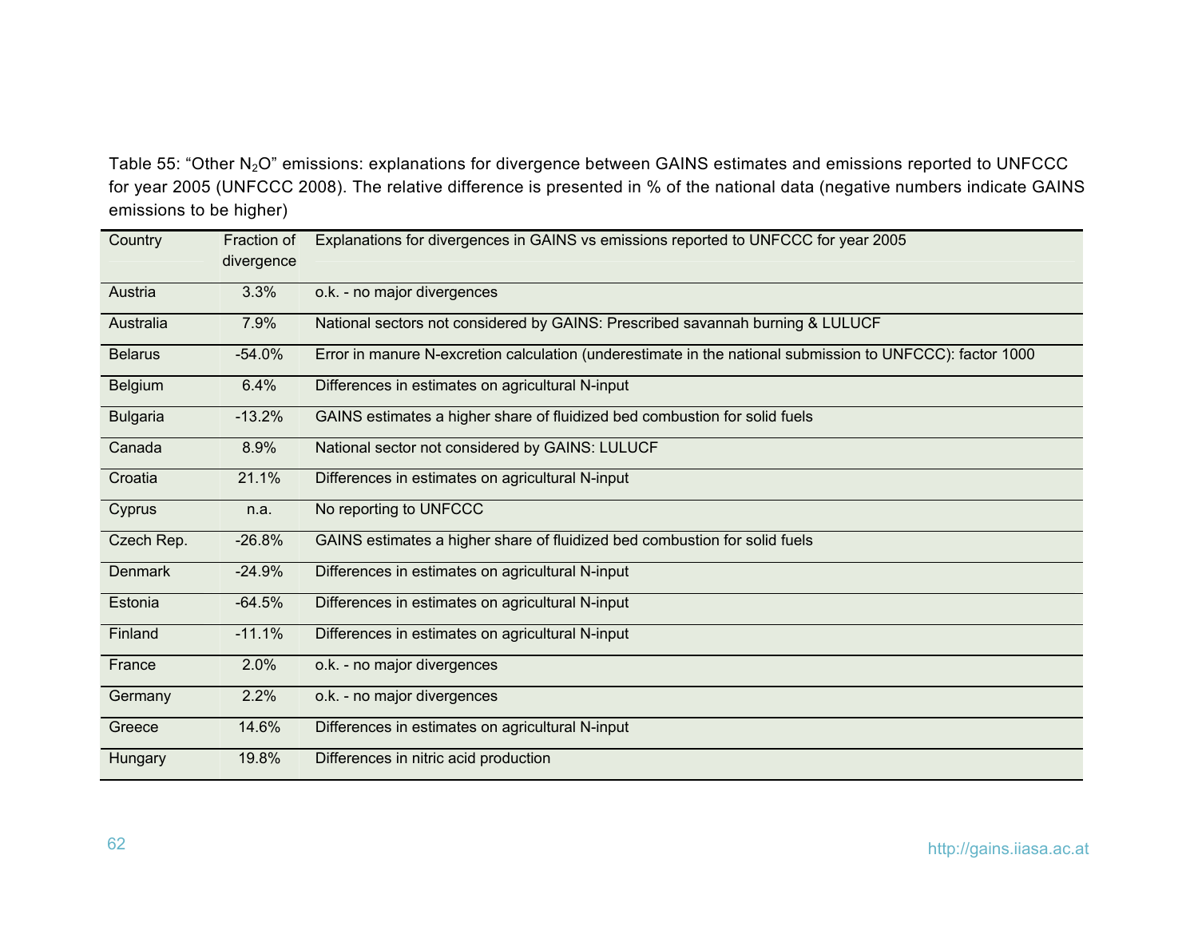Table 55: "Other $N_2O$" emissions: explanations for divergence between GAINS estimates and emissions reported to UNFCCC for year 2005 (UNFCCC 2008). The relative difference is presented in % of the national data (negative numbers indicate GAINS emissions to be higher)

| Country | Fraction of divergence | Explanations for divergences in GAINS vs emissions reported to UNFCCC for year 2005 |
|---|---|---|
| Austria | 3.3% | o.k. - no major divergences |
| Australia | 7.9% | National sectors not considered by GAINS: Prescribed savannah burning & LULUCF |
| Belarus | -54.0% | Error in manure N-excretion calculation (underestimate in the national submission to UNFCCC): factor 1000 |
| Belgium | 6.4% | Differences in estimates on agricultural N-input |
| Bulgaria | -13.2% | GAINS estimates a higher share of fluidized bed combustion for solid fuels |
| Canada | 8.9% | National sector not considered by GAINS: LULUCF |
| Croatia | 21.1% | Differences in estimates on agricultural N-input |
| Cyprus | n.a. | No reporting to UNFCCC |
| Czech Rep. | -26.8% | GAINS estimates a higher share of fluidized bed combustion for solid fuels |
| Denmark | -24.9% | Differences in estimates on agricultural N-input |
| Estonia | -64.5% | Differences in estimates on agricultural N-input |
| Finland | -11.1% | Differences in estimates on agricultural N-input |
| France | 2.0% | o.k. - no major divergences |
| Germany | 2.2% | o.k. - no major divergences |
| Greece | 14.6% | Differences in estimates on agricultural N-input |
| Hungary | 19.8% | Differences in nitric acid production |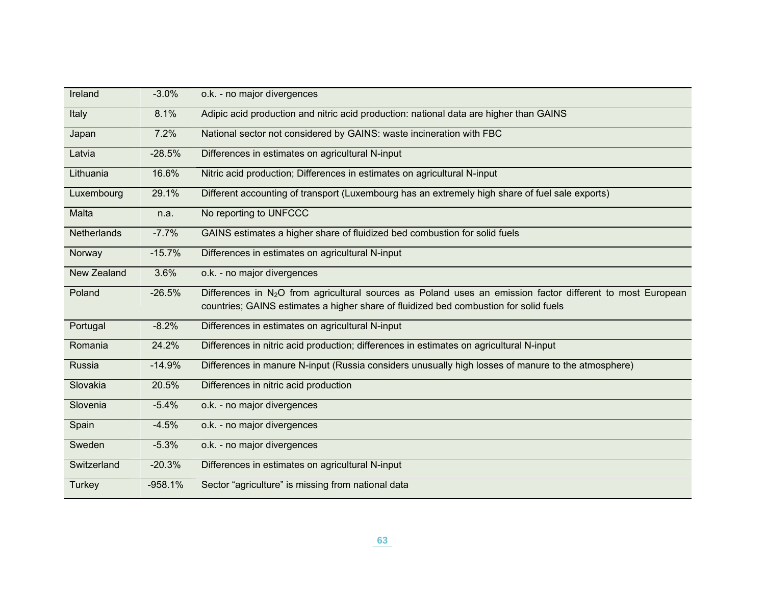| | | |
|---|---|---|
| Ireland | -3.0% | o.k. - no major divergences |
| Italy | 8.1% | Adipic acid production and nitric acid production: national data are higher than GAINS |
| Japan | 7.2% | National sector not considered by GAINS: waste incineration with FBC |
| Latvia | -28.5% | Differences in estimates on agricultural N-input |
| Lithuania | 16.6% | Nitric acid production; Differences in estimates on agricultural N-input |
| Luxembourg | 29.1% | Different accounting of transport (Luxembourg has an extremely high share of fuel sale exports) |
| Malta | n.a. | No reporting to UNFCCC |
| Netherlands | -7.7% | GAINS estimates a higher share of fluidized bed combustion for solid fuels |
| Norway | -15.7% | Differences in estimates on agricultural N-input |
| New Zealand | 3.6% | o.k. - no major divergences |
| Poland | -26.5% | Differences in $N_2O$ from agricultural sources as Poland uses an emission factor different to most European countries; GAINS estimates a higher share of fluidized bed combustion for solid fuels |
| Portugal | -8.2% | Differences in estimates on agricultural N-input |
| Romania | 24.2% | Differences in nitric acid production; differences in estimates on agricultural N-input |
| Russia | -14.9% | Differences in manure N-input (Russia considers unusually high losses of manure to the atmosphere) |
| Slovakia | 20.5% | Differences in nitric acid production |
| Slovenia | -5.4% | o.k. - no major divergences |
| Spain | -4.5% | o.k. - no major divergences |
| Sweden | -5.3% | o.k. - no major divergences |
| Switzerland | -20.3% | Differences in estimates on agricultural N-input |
| Turkey | -958.1% | Sector “agriculture” is missing from national data |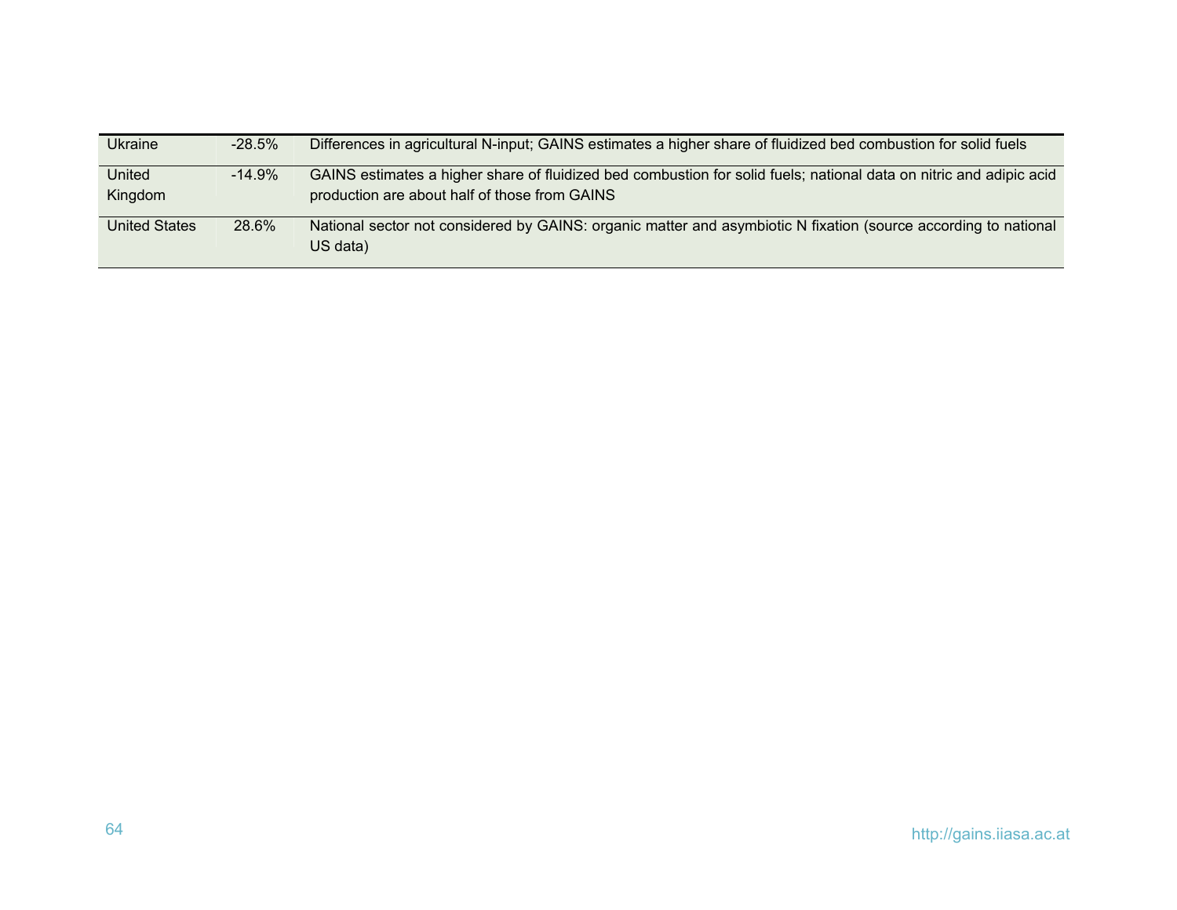| | | |
|---|---|---|
| Ukraine | -28.5% | Differences in agricultural N-input; GAINS estimates a higher share of fluidized bed combustion for solid fuels |
| United Kingdom | -14.9% | GAINS estimates a higher share of fluidized bed combustion for solid fuels; national data on nitric and adipic acid production are about half of those from GAINS |
| United States | 28.6% | National sector not considered by GAINS: organic matter and asymbiotic N fixation (source according to national US data) |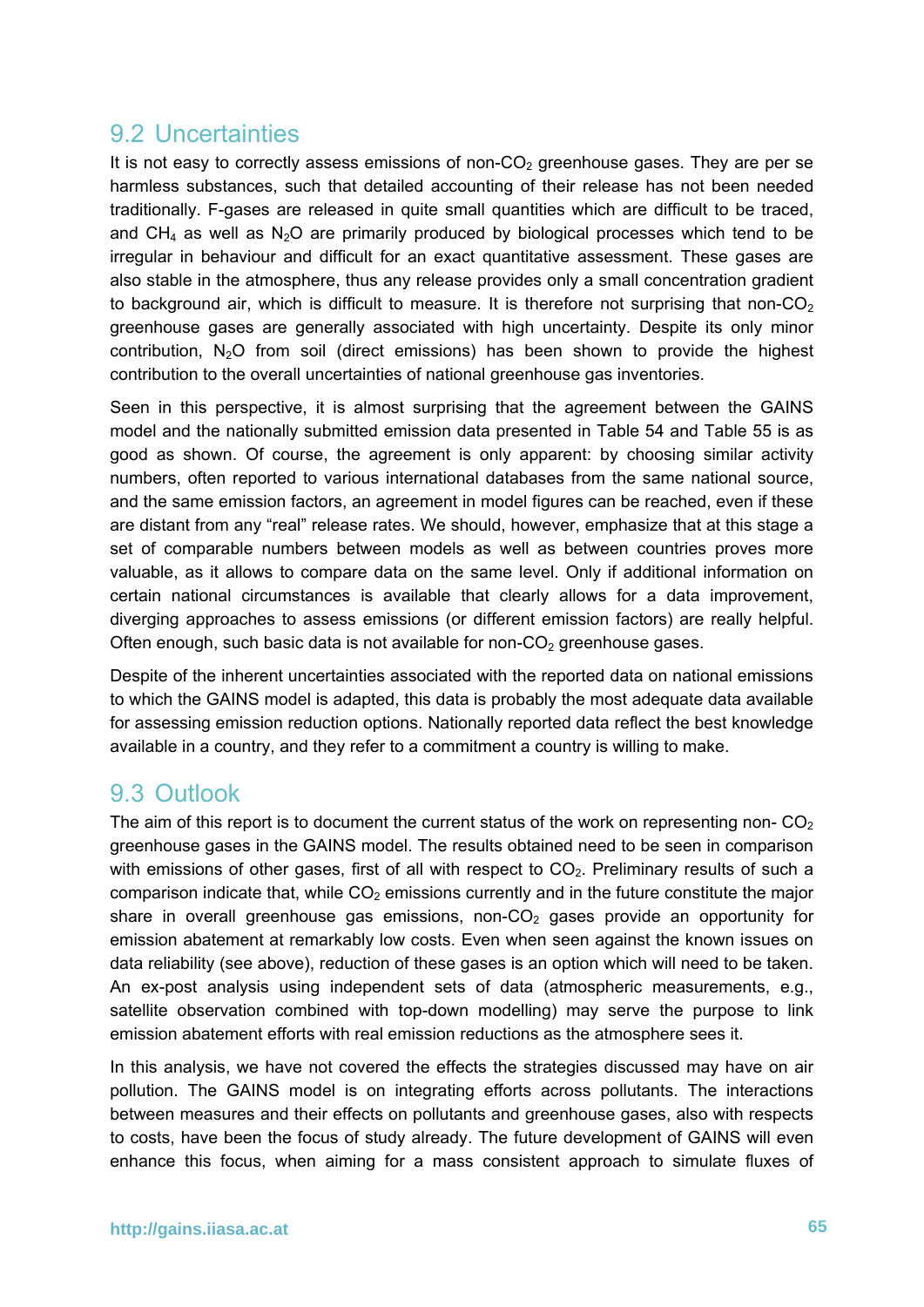## 9.2 Uncertainties

It is not easy to correctly assess emissions of non-$CO_2$ greenhouse gases. They are per se harmless substances, such that detailed accounting of their release has not been needed traditionally. F-gases are released in quite small quantities which are difficult to be traced, and $CH_4$ as well as $N_2O$ are primarily produced by biological processes which tend to be irregular in behaviour and difficult for an exact quantitative assessment. These gases are also stable in the atmosphere, thus any release provides only a small concentration gradient to background air, which is difficult to measure. It is therefore not surprising that non-$CO_2$ greenhouse gases are generally associated with high uncertainty. Despite its only minor contribution, $N_2O$ from soil (direct emissions) has been shown to provide the highest contribution to the overall uncertainties of national greenhouse gas inventories.

Seen in this perspective, it is almost surprising that the agreement between the GAINS model and the nationally submitted emission data presented in Table 54 and Table 55 is as good as shown. Of course, the agreement is only apparent: by choosing similar activity numbers, often reported to various international databases from the same national source, and the same emission factors, an agreement in model figures can be reached, even if these are distant from any "real" release rates. We should, however, emphasize that at this stage a set of comparable numbers between models as well as between countries proves more valuable, as it allows to compare data on the same level. Only if additional information on certain national circumstances is available that clearly allows for a data improvement, diverging approaches to assess emissions (or different emission factors) are really helpful. Often enough, such basic data is not available for non-$CO_2$ greenhouse gases.

Despite of the inherent uncertainties associated with the reported data on national emissions to which the GAINS model is adapted, this data is probably the most adequate data available for assessing emission reduction options. Nationally reported data reflect the best knowledge available in a country, and they refer to a commitment a country is willing to make.

## 9.3 Outlook

The aim of this report is to document the current status of the work on representing non- $CO_2$ greenhouse gases in the GAINS model. The results obtained need to be seen in comparison with emissions of other gases, first of all with respect to $CO_2$. Preliminary results of such a comparison indicate that, while $CO_2$ emissions currently and in the future constitute the major share in overall greenhouse gas emissions, non-$CO_2$ gases provide an opportunity for emission abatement at remarkably low costs. Even when seen against the known issues on data reliability (see above), reduction of these gases is an option which will need to be taken. An ex-post analysis using independent sets of data (atmospheric measurements, e.g., satellite observation combined with top-down modelling) may serve the purpose to link emission abatement efforts with real emission reductions as the atmosphere sees it.

In this analysis, we have not covered the effects the strategies discussed may have on air pollution. The GAINS model is on integrating efforts across pollutants. The interactions between measures and their effects on pollutants and greenhouse gases, also with respects to costs, have been the focus of study already. The future development of GAINS will even enhance this focus, when aiming for a mass consistent approach to simulate fluxes of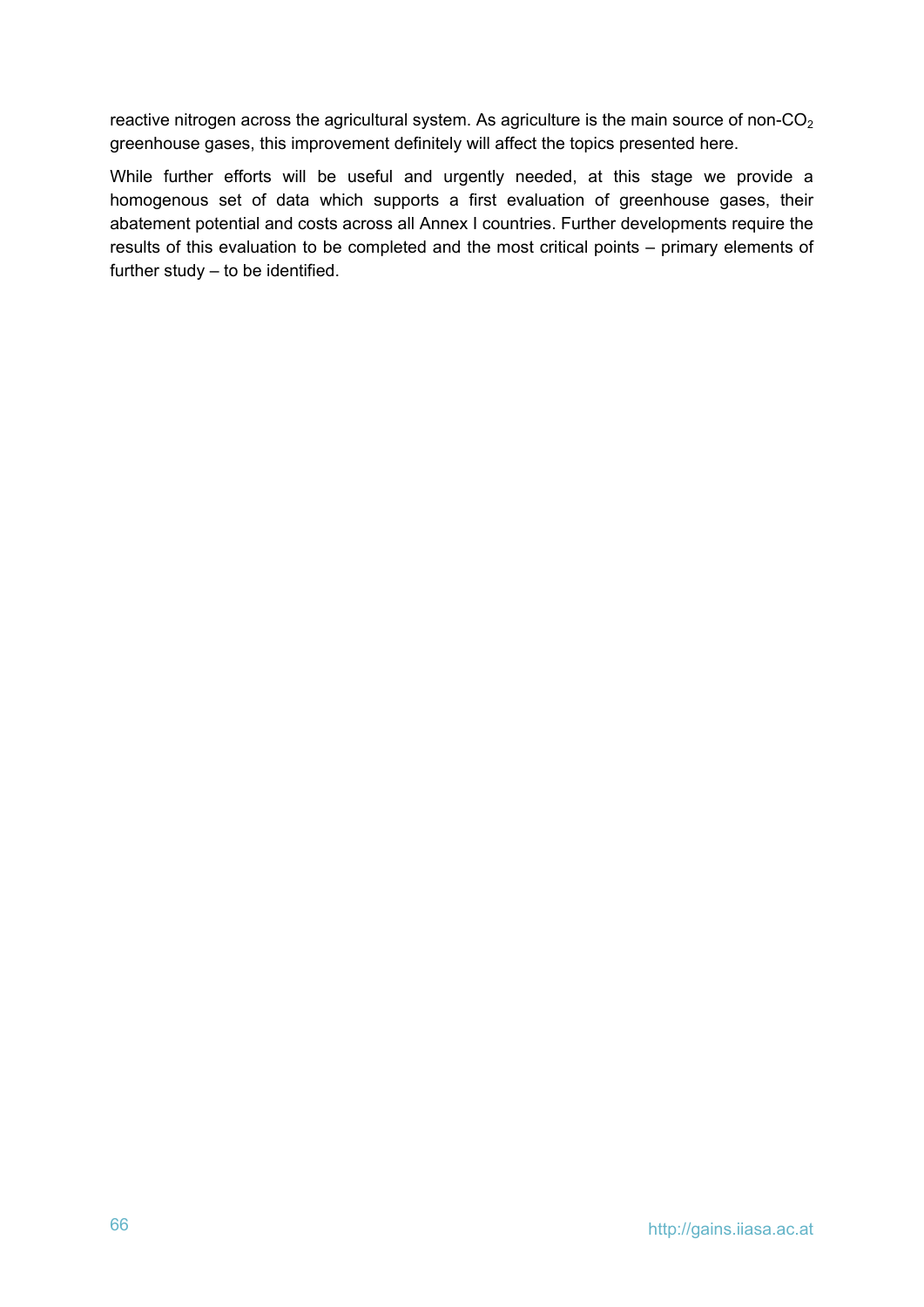reactive nitrogen across the agricultural system. As agriculture is the main source of non-$CO_2$ greenhouse gases, this improvement definitely will affect the topics presented here.

While further efforts will be useful and urgently needed, at this stage we provide a homogenous set of data which supports a first evaluation of greenhouse gases, their abatement potential and costs across all Annex I countries. Further developments require the results of this evaluation to be completed and the most critical points – primary elements of further study – to be identified.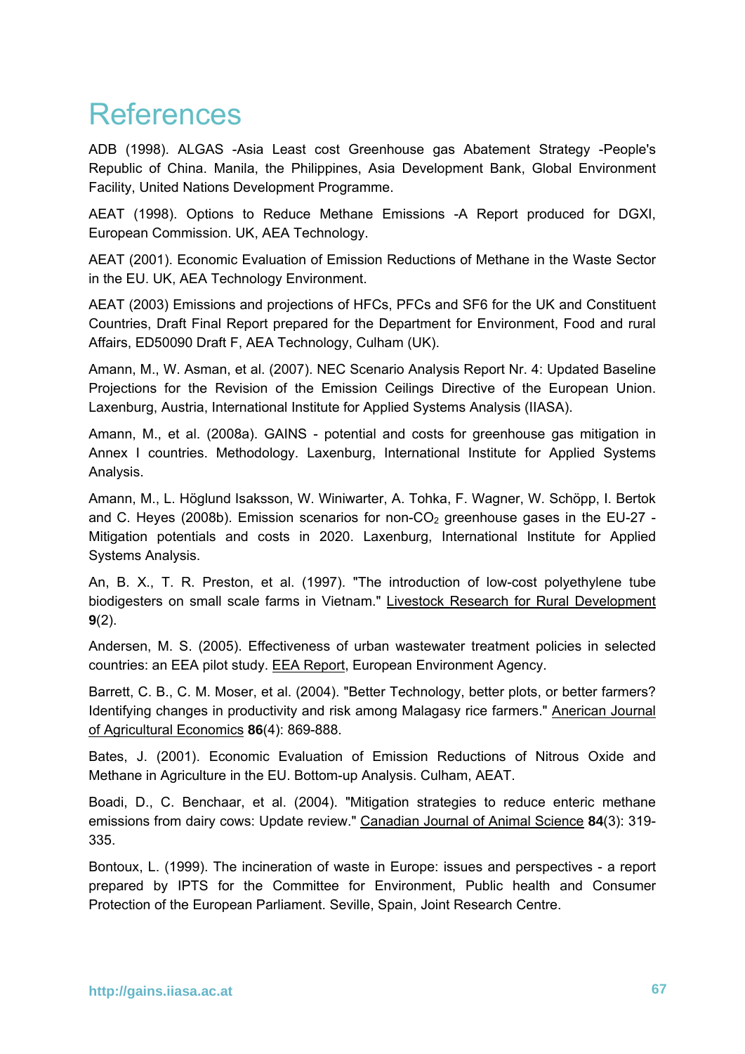# References

ADB (1998). ALGAS -Asia Least cost Greenhouse gas Abatement Strategy -People's Republic of China. Manila, the Philippines, Asia Development Bank, Global Environment Facility, United Nations Development Programme.

AEAT (1998). Options to Reduce Methane Emissions -A Report produced for DGXI, European Commission. UK, AEA Technology.

AEAT (2001). Economic Evaluation of Emission Reductions of Methane in the Waste Sector in the EU. UK, AEA Technology Environment.

AEAT (2003) Emissions and projections of HFCs, PFCs and SF6 for the UK and Constituent Countries, Draft Final Report prepared for the Department for Environment, Food and rural Affairs, ED50090 Draft F, AEA Technology, Culham (UK).

Amann, M., W. Asman, et al. (2007). NEC Scenario Analysis Report Nr. 4: Updated Baseline Projections for the Revision of the Emission Ceilings Directive of the European Union. Laxenburg, Austria, International Institute for Applied Systems Analysis (IIASA).

Amann, M., et al. (2008a). GAINS - potential and costs for greenhouse gas mitigation in Annex I countries. Methodology. Laxenburg, International Institute for Applied Systems Analysis.

Amann, M., L. Höglund Isaksson, W. Winiwarter, A. Tohka, F. Wagner, W. Schöpp, I. Bertok and C. Heyes (2008b). Emission scenarios for non-$CO_2$ greenhouse gases in the EU-27 - Mitigation potentials and costs in 2020. Laxenburg, International Institute for Applied Systems Analysis.

An, B. X., T. R. Preston, et al. (1997). "The introduction of low-cost polyethylene tube biodigesters on small scale farms in Vietnam." Livestock Research for Rural Development **9**(2).

Andersen, M. S. (2005). Effectiveness of urban wastewater treatment policies in selected countries: an EEA pilot study. EEA Report, European Environment Agency.

Barrett, C. B., C. M. Moser, et al. (2004). "Better Technology, better plots, or better farmers? Identifying changes in productivity and risk among Malagasy rice farmers." Anerican Journal of Agricultural Economics **86**(4): 869-888.

Bates, J. (2001). Economic Evaluation of Emission Reductions of Nitrous Oxide and Methane in Agriculture in the EU. Bottom-up Analysis. Culham, AEAT.

Boadi, D., C. Benchaar, et al. (2004). "Mitigation strategies to reduce enteric methane emissions from dairy cows: Update review." Canadian Journal of Animal Science **84**(3): 319-335.

Bontoux, L. (1999). The incineration of waste in Europe: issues and perspectives - a report prepared by IPTS for the Committee for Environment, Public health and Consumer Protection of the European Parliament. Seville, Spain, Joint Research Centre.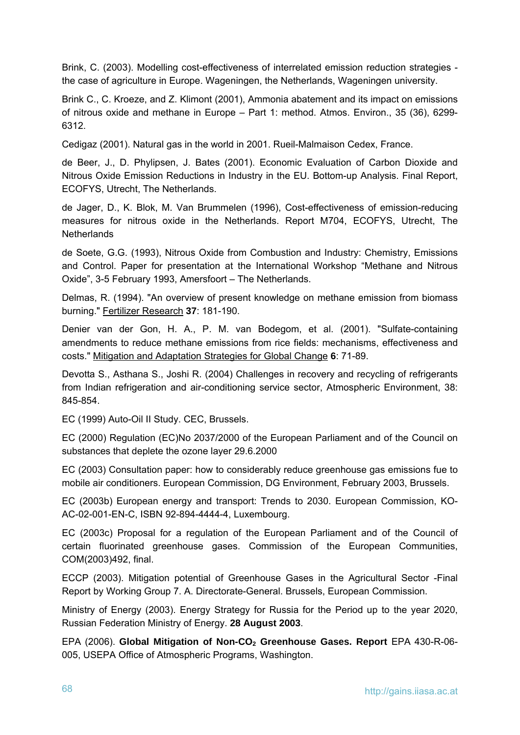Brink, C. (2003). Modelling cost-effectiveness of interrelated emission reduction strategies - the case of agriculture in Europe. Wageningen, the Netherlands, Wageningen university.

Brink C., C. Kroeze, and Z. Klimont (2001), Ammonia abatement and its impact on emissions of nitrous oxide and methane in Europe – Part 1: method. Atmos. Environ., 35 (36), 6299-6312.

Cedigaz (2001). Natural gas in the world in 2001. Rueil-Malmaison Cedex, France.

de Beer, J., D. Phylipsen, J. Bates (2001). Economic Evaluation of Carbon Dioxide and Nitrous Oxide Emission Reductions in Industry in the EU. Bottom-up Analysis. Final Report, ECOFYS, Utrecht, The Netherlands.

de Jager, D., K. Blok, M. Van Brummelen (1996), Cost-effectiveness of emission-reducing measures for nitrous oxide in the Netherlands. Report M704, ECOFYS, Utrecht, The Netherlands

de Soete, G.G. (1993), Nitrous Oxide from Combustion and Industry: Chemistry, Emissions and Control. Paper for presentation at the International Workshop "Methane and Nitrous Oxide", 3-5 February 1993, Amersfoort – The Netherlands.

Delmas, R. (1994). "An overview of present knowledge on methane emission from biomass burning." Fertilizer Research **37**: 181-190.

Denier van der Gon, H. A., P. M. van Bodegom, et al. (2001). "Sulfate-containing amendments to reduce methane emissions from rice fields: mechanisms, effectiveness and costs." Mitigation and Adaptation Strategies for Global Change **6**: 71-89.

Devotta S., Asthana S., Joshi R. (2004) Challenges in recovery and recycling of refrigerants from Indian refrigeration and air-conditioning service sector, Atmospheric Environment, 38: 845-854.

EC (1999) Auto-Oil II Study. CEC, Brussels.

EC (2000) Regulation (EC)No 2037/2000 of the European Parliament and of the Council on substances that deplete the ozone layer 29.6.2000

EC (2003) Consultation paper: how to considerably reduce greenhouse gas emissions fue to mobile air conditioners. European Commission, DG Environment, February 2003, Brussels.

EC (2003b) European energy and transport: Trends to 2030. European Commission, KO-AC-02-001-EN-C, ISBN 92-894-4444-4, Luxembourg.

EC (2003c) Proposal for a regulation of the European Parliament and of the Council of certain fluorinated greenhouse gases. Commission of the European Communities, COM(2003)492, final.

ECCP (2003). Mitigation potential of Greenhouse Gases in the Agricultural Sector -Final Report by Working Group 7. A. Directorate-General. Brussels, European Commission.

Ministry of Energy (2003). Energy Strategy for Russia for the Period up to the year 2020, Russian Federation Ministry of Energy. **28 August 2003**.

EPA (2006). **Global Mitigation of Non-$CO_2$ Greenhouse Gases. Report** EPA 430-R-06-005, USEPA Office of Atmospheric Programs, Washington.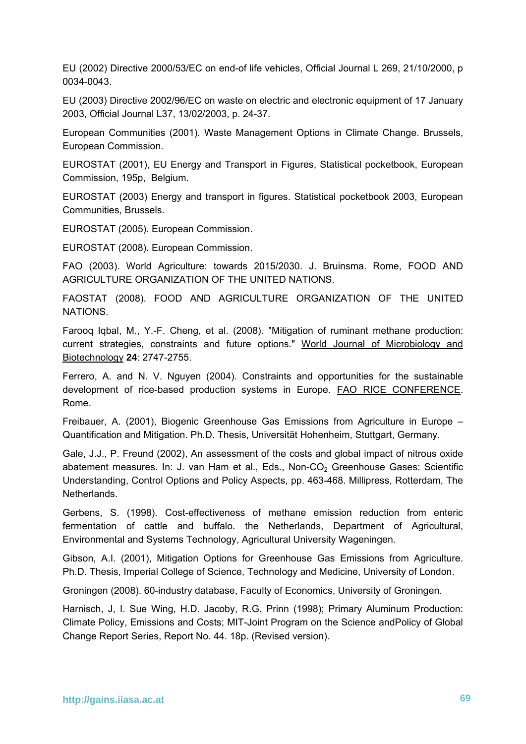EU (2002) Directive 2000/53/EC on end-of life vehicles, Official Journal L 269, 21/10/2000, p 0034-0043.

EU (2003) Directive 2002/96/EC on waste on electric and electronic equipment of 17 January 2003, Official Journal L37, 13/02/2003, p. 24-37.

European Communities (2001). Waste Management Options in Climate Change. Brussels, European Commission.

EUROSTAT (2001), EU Energy and Transport in Figures, Statistical pocketbook, European Commission, 195p, Belgium.

EUROSTAT (2003) Energy and transport in figures. Statistical pocketbook 2003, European Communities, Brussels.

EUROSTAT (2005). European Commission.

EUROSTAT (2008). European Commission.

FAO (2003). World Agriculture: towards 2015/2030. J. Bruinsma. Rome, FOOD AND AGRICULTURE ORGANIZATION OF THE UNITED NATIONS.

FAOSTAT (2008). FOOD AND AGRICULTURE ORGANIZATION OF THE UNITED NATIONS.

Farooq Iqbal, M., Y.-F. Cheng, et al. (2008). "Mitigation of ruminant methane production: current strategies, constraints and future options." World Journal of Microbiology and Biotechnology **24**: 2747-2755.

Ferrero, A. and N. V. Nguyen (2004). Constraints and opportunities for the sustainable development of rice-based production systems in Europe. FAO RICE CONFERENCE. Rome.

Freibauer, A. (2001), Biogenic Greenhouse Gas Emissions from Agriculture in Europe – Quantification and Mitigation. Ph.D. Thesis, Universität Hohenheim, Stuttgart, Germany.

Gale, J.J., P. Freund (2002), An assessment of the costs and global impact of nitrous oxide abatement measures. In: J. van Ham et al., Eds., Non-$CO_2$ Greenhouse Gases: Scientific Understanding, Control Options and Policy Aspects, pp. 463-468. Millipress, Rotterdam, The Netherlands.

Gerbens, S. (1998). Cost-effectiveness of methane emission reduction from enteric fermentation of cattle and buffalo. the Netherlands, Department of Agricultural, Environmental and Systems Technology, Agricultural University Wageningen.

Gibson, A.I. (2001), Mitigation Options for Greenhouse Gas Emissions from Agriculture. Ph.D. Thesis, Imperial College of Science, Technology and Medicine, University of London.

Groningen (2008). 60-industry database, Faculty of Economics, University of Groningen.

Harnisch, J, I. Sue Wing, H.D. Jacoby, R.G. Prinn (1998); Primary Aluminum Production: Climate Policy, Emissions and Costs; MIT-Joint Program on the Science andPolicy of Global Change Report Series, Report No. 44. 18p. (Revised version).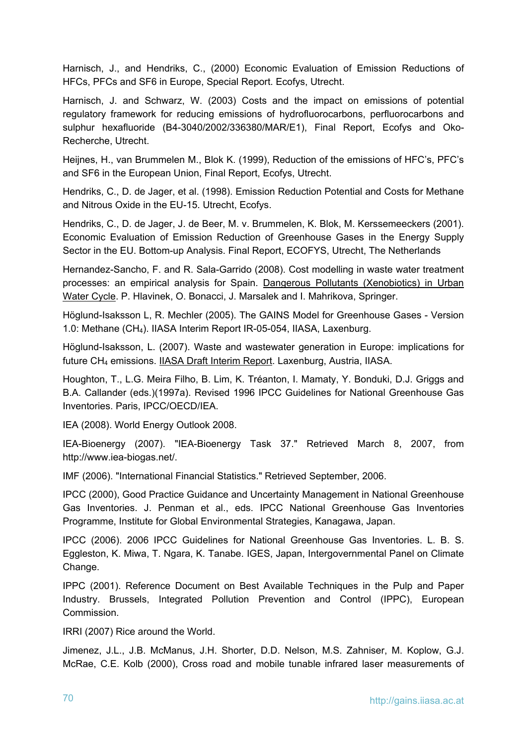Harnisch, J., and Hendriks, C., (2000) Economic Evaluation of Emission Reductions of HFCs, PFCs and SF6 in Europe, Special Report. Ecofys, Utrecht.

Harnisch, J. and Schwarz, W. (2003) Costs and the impact on emissions of potential regulatory framework for reducing emissions of hydrofluorocarbons, perfluorocarbons and sulphur hexafluoride (B4-3040/2002/336380/MAR/E1), Final Report, Ecofys and Oko-Recherche, Utrecht.

Heijnes, H., van Brummelen M., Blok K. (1999), Reduction of the emissions of HFC's, PFC's and SF6 in the European Union, Final Report, Ecofys, Utrecht.

Hendriks, C., D. de Jager, et al. (1998). Emission Reduction Potential and Costs for Methane and Nitrous Oxide in the EU-15. Utrecht, Ecofys.

Hendriks, C., D. de Jager, J. de Beer, M. v. Brummelen, K. Blok, M. Kerssemeeckers (2001). Economic Evaluation of Emission Reduction of Greenhouse Gases in the Energy Supply Sector in the EU. Bottom-up Analysis. Final Report, ECOFYS, Utrecht, The Netherlands

Hernandez-Sancho, F. and R. Sala-Garrido (2008). Cost modelling in waste water treatment processes: an empirical analysis for Spain. Dangerous Pollutants (Xenobiotics) in Urban Water Cycle. P. Hlavinek, O. Bonacci, J. Marsalek and I. Mahrikova, Springer.

Höglund-Isaksson L, R. Mechler (2005). The GAINS Model for Greenhouse Gases - Version 1.0: Methane ($CH_4$). IIASA Interim Report IR-05-054, IIASA, Laxenburg.

Höglund-Isaksson, L. (2007). Waste and wastewater generation in Europe: implications for future $CH_4$ emissions. IIASA Draft Interim Report. Laxenburg, Austria, IIASA.

Houghton, T., L.G. Meira Filho, B. Lim, K. Tréanton, I. Mamaty, Y. Bonduki, D.J. Griggs and B.A. Callander (eds.)(1997a). Revised 1996 IPCC Guidelines for National Greenhouse Gas Inventories. Paris, IPCC/OECD/IEA.

IEA (2008). World Energy Outlook 2008.

IEA-Bioenergy (2007). "IEA-Bioenergy Task 37." Retrieved March 8, 2007, from http://www.iea-biogas.net/.

IMF (2006). "International Financial Statistics." Retrieved September, 2006.

IPCC (2000), Good Practice Guidance and Uncertainty Management in National Greenhouse Gas Inventories. J. Penman et al., eds. IPCC National Greenhouse Gas Inventories Programme, Institute for Global Environmental Strategies, Kanagawa, Japan.

IPCC (2006). 2006 IPCC Guidelines for National Greenhouse Gas Inventories. L. B. S. Eggleston, K. Miwa, T. Ngara, K. Tanabe. IGES, Japan, Intergovernmental Panel on Climate Change.

IPPC (2001). Reference Document on Best Available Techniques in the Pulp and Paper Industry. Brussels, Integrated Pollution Prevention and Control (IPPC), European Commission.

IRRI (2007) Rice around the World.

Jimenez, J.L., J.B. McManus, J.H. Shorter, D.D. Nelson, M.S. Zahniser, M. Koplow, G.J. McRae, C.E. Kolb (2000), Cross road and mobile tunable infrared laser measurements of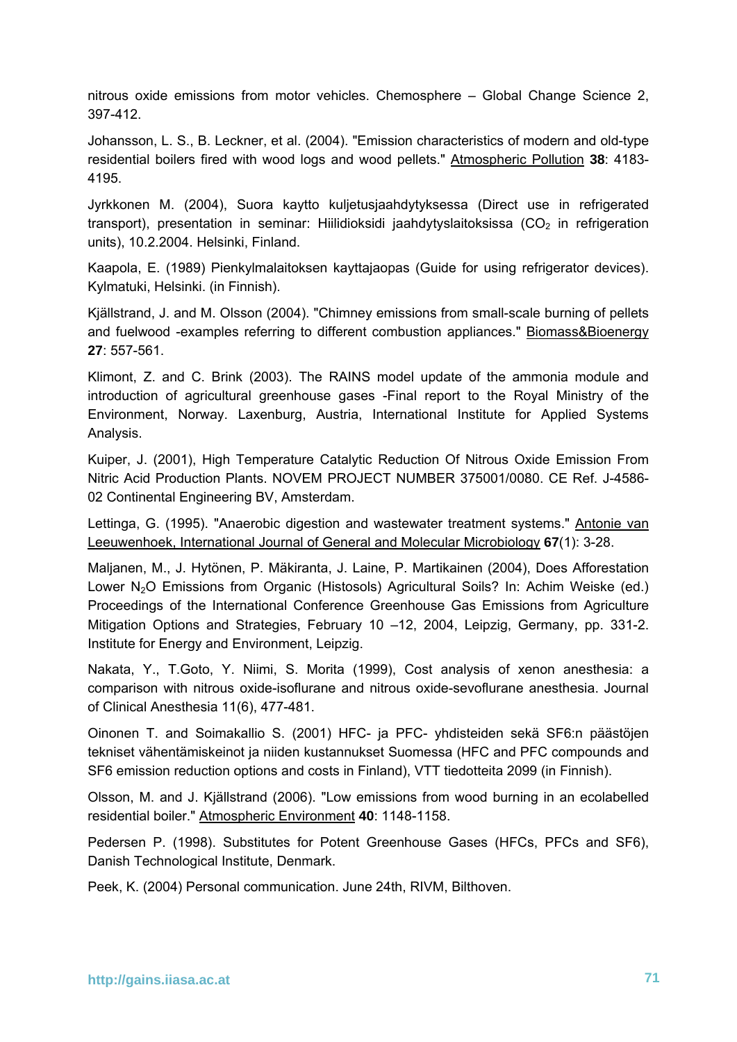nitrous oxide emissions from motor vehicles. Chemosphere – Global Change Science 2, 397-412.

Johansson, L. S., B. Leckner, et al. (2004). "Emission characteristics of modern and old-type residential boilers fired with wood logs and wood pellets." Atmospheric Pollution **38**: 4183-4195.

Jyrkkonen M. (2004), Suora kaytto kuljetusjaahdytyksessa (Direct use in refrigerated transport), presentation in seminar: Hiilidioksidi jaahdytyslaitoksissa ($CO_2$ in refrigeration units), 10.2.2004. Helsinki, Finland.

Kaapola, E. (1989) Pienkylmalaitoksen kayttajaopas (Guide for using refrigerator devices). Kylmatuki, Helsinki. (in Finnish).

Kjällstrand, J. and M. Olsson (2004). "Chimney emissions from small-scale burning of pellets and fuelwood -examples referring to different combustion appliances." Biomass&Bioenergy **27**: 557-561.

Klimont, Z. and C. Brink (2003). The RAINS model update of the ammonia module and introduction of agricultural greenhouse gases -Final report to the Royal Ministry of the Environment, Norway. Laxenburg, Austria, International Institute for Applied Systems Analysis.

Kuiper, J. (2001), High Temperature Catalytic Reduction Of Nitrous Oxide Emission From Nitric Acid Production Plants. NOVEM PROJECT NUMBER 375001/0080. CE Ref. J-4586-02 Continental Engineering BV, Amsterdam.

Lettinga, G. (1995). "Anaerobic digestion and wastewater treatment systems." Antonie van Leeuwenhoek, International Journal of General and Molecular Microbiology **67**(1): 3-28.

Maljanen, M., J. Hytönen, P. Mäkiranta, J. Laine, P. Martikainen (2004), Does Afforestation Lower $N_2O$ Emissions from Organic (Histosols) Agricultural Soils? In: Achim Weiske (ed.) Proceedings of the International Conference Greenhouse Gas Emissions from Agriculture Mitigation Options and Strategies, February 10 –12, 2004, Leipzig, Germany, pp. 331-2. Institute for Energy and Environment, Leipzig.

Nakata, Y., T.Goto, Y. Niimi, S. Morita (1999), Cost analysis of xenon anesthesia: a comparison with nitrous oxide-isoflurane and nitrous oxide-sevoflurane anesthesia. Journal of Clinical Anesthesia 11(6), 477-481.

Oinonen T. and Soimakallio S. (2001) HFC- ja PFC- yhdisteiden sekä SF6:n päästöjen tekniset vähentämiskeinot ja niiden kustannukset Suomessa (HFC and PFC compounds and SF6 emission reduction options and costs in Finland), VTT tiedotteita 2099 (in Finnish).

Olsson, M. and J. Kjällstrand (2006). "Low emissions from wood burning in an ecolabelled residential boiler." Atmospheric Environment **40**: 1148-1158.

Pedersen P. (1998). Substitutes for Potent Greenhouse Gases (HFCs, PFCs and SF6), Danish Technological Institute, Denmark.

Peek, K. (2004) Personal communication. June 24th, RIVM, Bilthoven.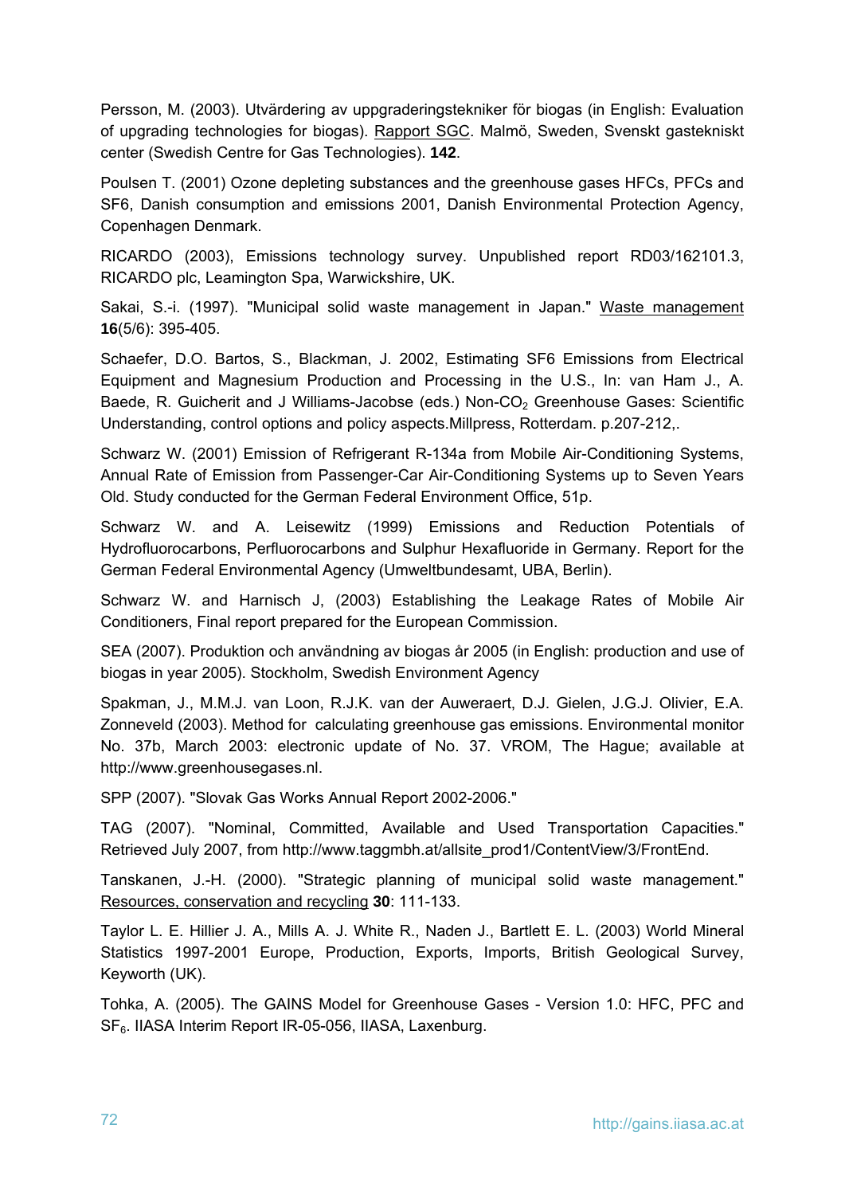Persson, M. (2003). Utvärdering av uppgraderingstekniker för biogas (in English: Evaluation of upgrading technologies for biogas). Rapport SGC. Malmö, Sweden, Svenskt gastekniskt center (Swedish Centre for Gas Technologies). **142**.

Poulsen T. (2001) Ozone depleting substances and the greenhouse gases HFCs, PFCs and SF6, Danish consumption and emissions 2001, Danish Environmental Protection Agency, Copenhagen Denmark.

RICARDO (2003), Emissions technology survey. Unpublished report RD03/162101.3, RICARDO plc, Leamington Spa, Warwickshire, UK.

Sakai, S.-i. (1997). "Municipal solid waste management in Japan." Waste management **16**(5/6): 395-405.

Schaefer, D.O. Bartos, S., Blackman, J. 2002, Estimating SF6 Emissions from Electrical Equipment and Magnesium Production and Processing in the U.S., In: van Ham J., A. Baede, R. Guicherit and J Williams-Jacobse (eds.) Non-$CO_2$ Greenhouse Gases: Scientific Understanding, control options and policy aspects.Millpress, Rotterdam. p.207-212,.

Schwarz W. (2001) Emission of Refrigerant R-134a from Mobile Air-Conditioning Systems, Annual Rate of Emission from Passenger-Car Air-Conditioning Systems up to Seven Years Old. Study conducted for the German Federal Environment Office, 51p.

Schwarz W. and A. Leisewitz (1999) Emissions and Reduction Potentials of Hydrofluorocarbons, Perfluorocarbons and Sulphur Hexafluoride in Germany. Report for the German Federal Environmental Agency (Umweltbundesamt, UBA, Berlin).

Schwarz W. and Harnisch J, (2003) Establishing the Leakage Rates of Mobile Air Conditioners, Final report prepared for the European Commission.

SEA (2007). Produktion och användning av biogas år 2005 (in English: production and use of biogas in year 2005). Stockholm, Swedish Environment Agency

Spakman, J., M.M.J. van Loon, R.J.K. van der Auweraert, D.J. Gielen, J.G.J. Olivier, E.A. Zonneveld (2003). Method for calculating greenhouse gas emissions. Environmental monitor No. 37b, March 2003: electronic update of No. 37. VROM, The Hague; available at http://www.greenhousegases.nl.

SPP (2007). "Slovak Gas Works Annual Report 2002-2006."

TAG (2007). "Nominal, Committed, Available and Used Transportation Capacities." Retrieved July 2007, from http://www.taggmbh.at/allsite_prod1/ContentView/3/FrontEnd.

Tanskanen, J.-H. (2000). "Strategic planning of municipal solid waste management." Resources, conservation and recycling **30**: 111-133.

Taylor L. E. Hillier J. A., Mills A. J. White R., Naden J., Bartlett E. L. (2003) World Mineral Statistics 1997-2001 Europe, Production, Exports, Imports, British Geological Survey, Keyworth (UK).

Tohka, A. (2005). The GAINS Model for Greenhouse Gases - Version 1.0: HFC, PFC and $SF_6$. IIASA Interim Report IR-05-056, IIASA, Laxenburg.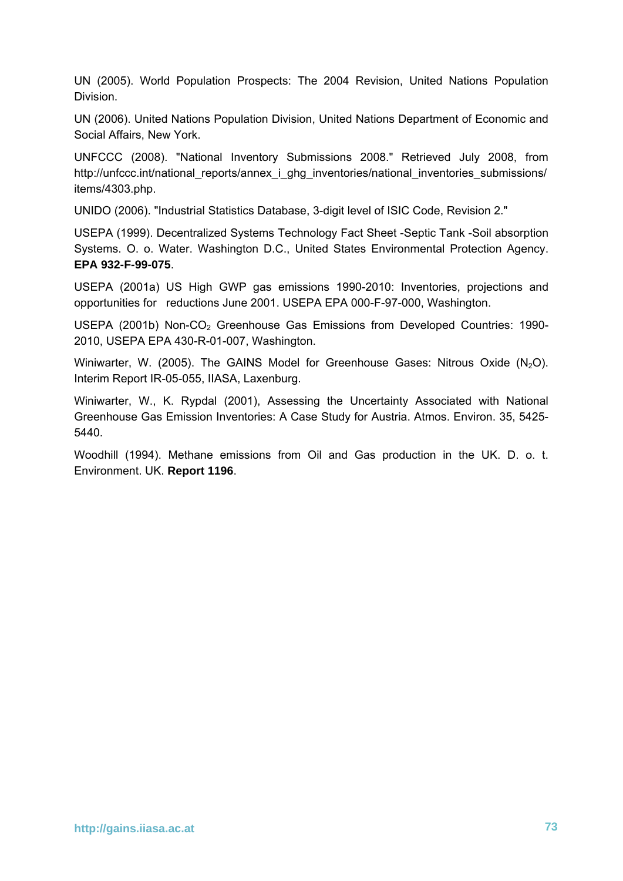UN (2005). World Population Prospects: The 2004 Revision, United Nations Population Division.

UN (2006). United Nations Population Division, United Nations Department of Economic and Social Affairs, New York.

UNFCCC (2008). "National Inventory Submissions 2008." Retrieved July 2008, from http://unfccc.int/national_reports/annex_i_ghg_inventories/national_inventories_submissions/items/4303.php.

UNIDO (2006). "Industrial Statistics Database, 3-digit level of ISIC Code, Revision 2."

USEPA (1999). Decentralized Systems Technology Fact Sheet -Septic Tank -Soil absorption Systems. O. o. Water. Washington D.C., United States Environmental Protection Agency. **EPA 932-F-99-075**.

USEPA (2001a) US High GWP gas emissions 1990-2010: Inventories, projections and opportunities for reductions June 2001. USEPA EPA 000-F-97-000, Washington.

USEPA (2001b) Non-$CO_2$ Greenhouse Gas Emissions from Developed Countries: 1990-2010, USEPA EPA 430-R-01-007, Washington.

Winiwarter, W. (2005). The GAINS Model for Greenhouse Gases: Nitrous Oxide ($N_2O$). Interim Report IR-05-055, IIASA, Laxenburg.

Winiwarter, W., K. Rypdal (2001), Assessing the Uncertainty Associated with National Greenhouse Gas Emission Inventories: A Case Study for Austria. Atmos. Environ. 35, 5425-5440.

Woodhill (1994). Methane emissions from Oil and Gas production in the UK. D. o. t. Environment. UK. **Report 1196**.